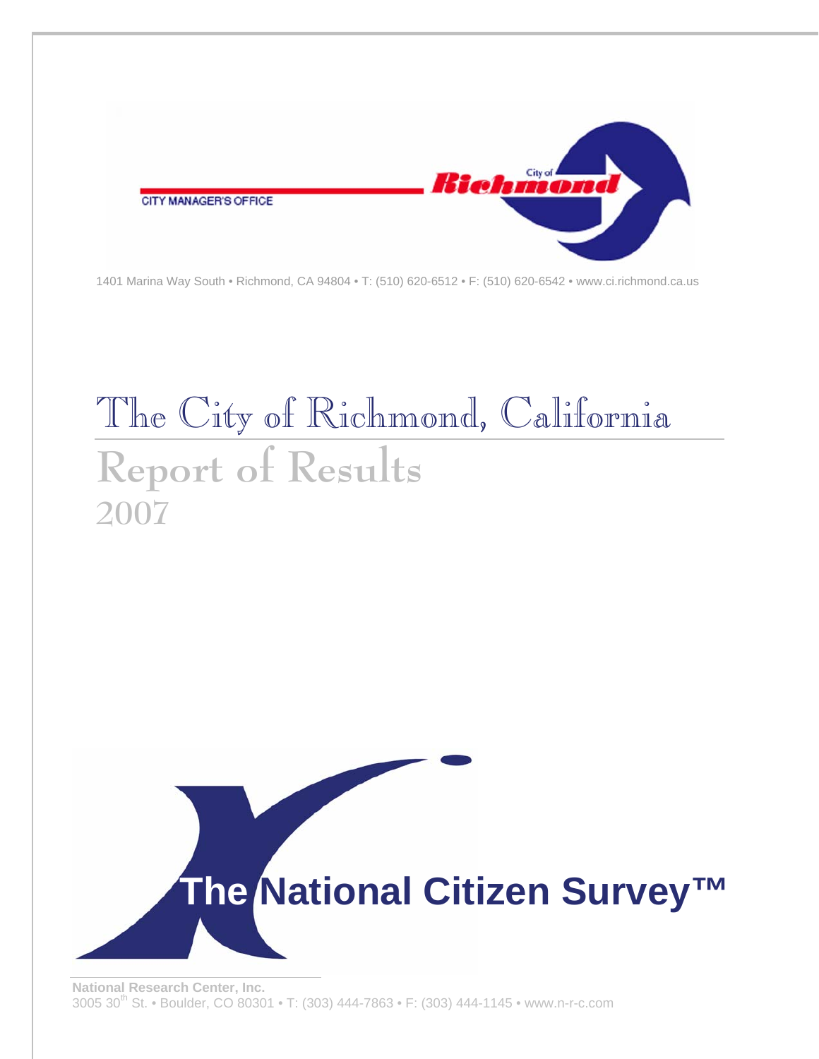CITY MANAGER'S OFFICE

City of Richmond

1401 Marina Way South • Richmond, CA 94804 • T: (510) 620-6512 • F: (510) 620-6542 • www.ci.richmond.ca.us

# The City of Richmond, California

## Report of Results

## 2007

**The National Citizen Survey™**

**National Research Center, Inc.**

3005 30th St. • Boulder, CO 80301 • T: (303) 444-7863 • F: (303) 444-1145 • www.n-r-c.com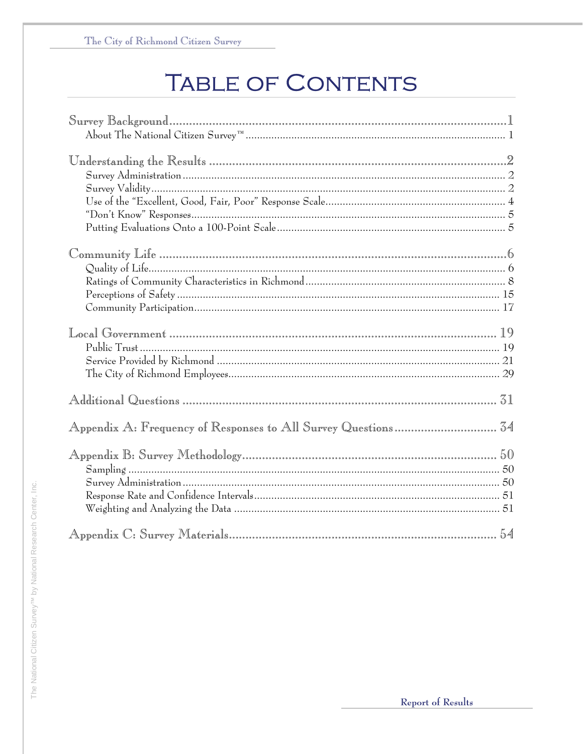# Table of Contents

Survey Background....................1
- About The National Citizen Survey™....................1

Understanding the Results....................2
- Survey Administration....................2
- Survey Validity....................2
- Use of the "Excellent, Good, Fair, Poor" Response Scale....................4
- "Don't Know" Responses....................5
- Putting Evaluations Onto a 100-Point Scale....................5

Community Life....................6
- Quality of Life....................6
- Ratings of Community Characteristics in Richmond....................8
- Perceptions of Safety....................15
- Community Participation....................17

Local Government....................19
- Public Trust....................19
- Service Provided by Richmond....................21
- The City of Richmond Employees....................29

Additional Questions....................31

Appendix A: Frequency of Responses to All Survey Questions....................34

Appendix B: Survey Methodology....................50
- Sampling....................50
- Survey Administration....................50
- Response Rate and Confidence Intervals....................51
- Weighting and Analyzing the Data....................51

Appendix C: Survey Materials....................54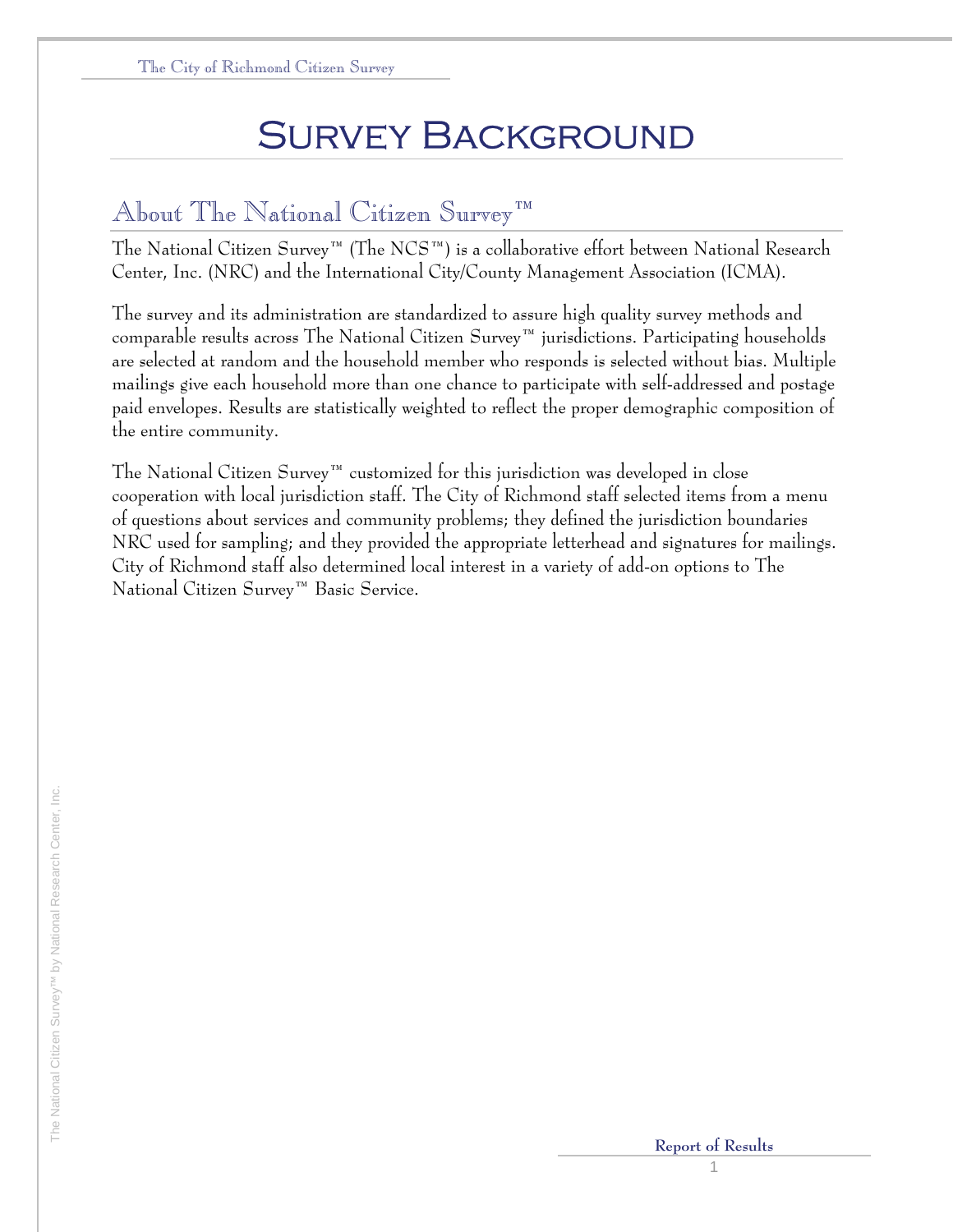# Survey Background

## About The National Citizen Survey™

The National Citizen Survey™ (The NCS™) is a collaborative effort between National Research Center, Inc. (NRC) and the International City/County Management Association (ICMA).

The survey and its administration are standardized to assure high quality survey methods and comparable results across The National Citizen Survey™ jurisdictions. Participating households are selected at random and the household member who responds is selected without bias. Multiple mailings give each household more than one chance to participate with self-addressed and postage paid envelopes. Results are statistically weighted to reflect the proper demographic composition of the entire community.

The National Citizen Survey™ customized for this jurisdiction was developed in close cooperation with local jurisdiction staff. The City of Richmond staff selected items from a menu of questions about services and community problems; they defined the jurisdiction boundaries NRC used for sampling; and they provided the appropriate letterhead and signatures for mailings. City of Richmond staff also determined local interest in a variety of add-on options to The National Citizen Survey™ Basic Service.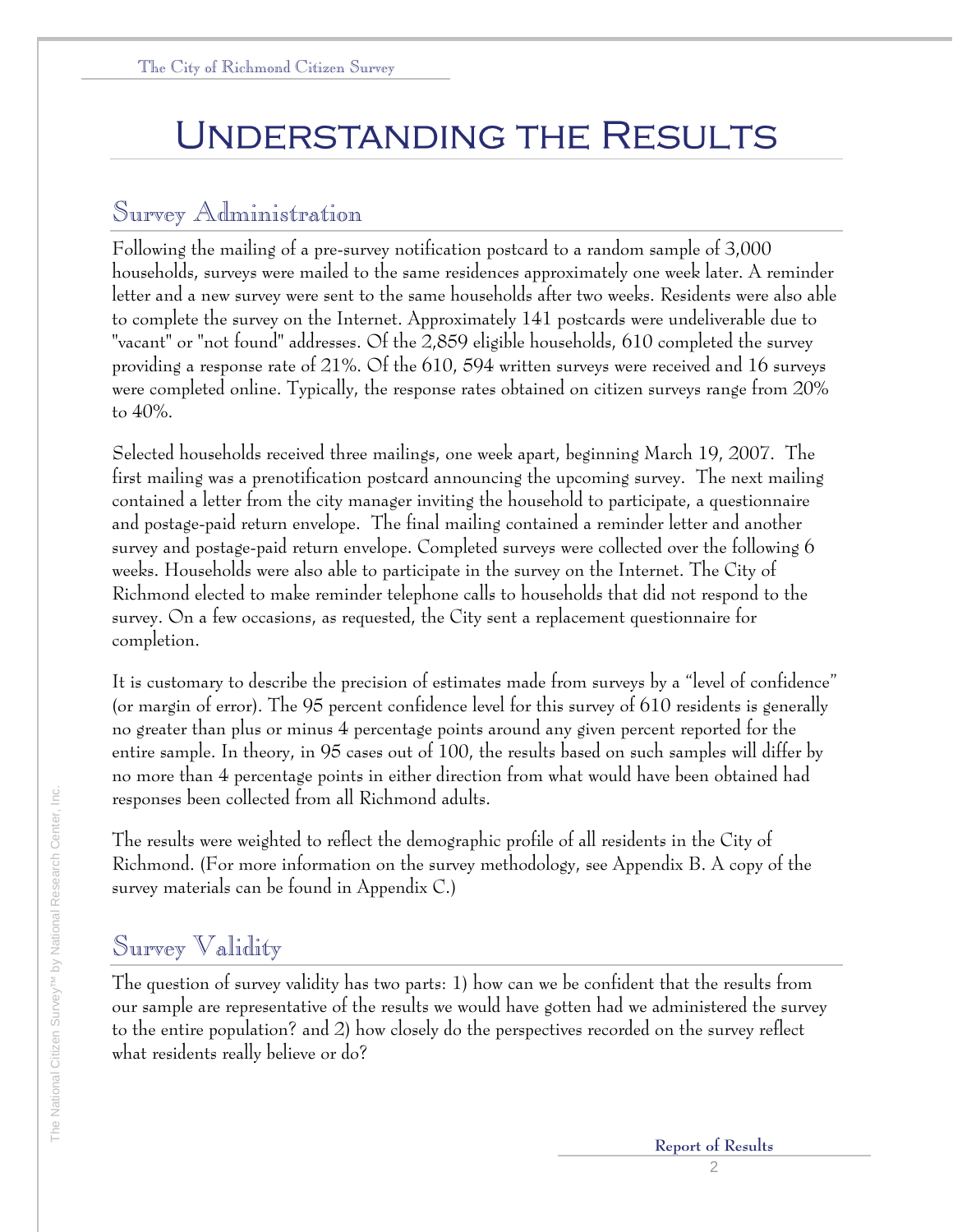# Understanding the Results

## Survey Administration

Following the mailing of a pre-survey notification postcard to a random sample of 3,000 households, surveys were mailed to the same residences approximately one week later. A reminder letter and a new survey were sent to the same households after two weeks. Residents were also able to complete the survey on the Internet. Approximately 141 postcards were undeliverable due to "vacant" or "not found" addresses. Of the 2,859 eligible households, 610 completed the survey providing a response rate of 21%. Of the 610, 594 written surveys were received and 16 surveys were completed online. Typically, the response rates obtained on citizen surveys range from 20% to 40%.

Selected households received three mailings, one week apart, beginning March 19, 2007. The first mailing was a prenotification postcard announcing the upcoming survey. The next mailing contained a letter from the city manager inviting the household to participate, a questionnaire and postage-paid return envelope. The final mailing contained a reminder letter and another survey and postage-paid return envelope. Completed surveys were collected over the following 6 weeks. Households were also able to participate in the survey on the Internet. The City of Richmond elected to make reminder telephone calls to households that did not respond to the survey. On a few occasions, as requested, the City sent a replacement questionnaire for completion.

It is customary to describe the precision of estimates made from surveys by a "level of confidence" (or margin of error). The 95 percent confidence level for this survey of 610 residents is generally no greater than plus or minus 4 percentage points around any given percent reported for the entire sample. In theory, in 95 cases out of 100, the results based on such samples will differ by no more than 4 percentage points in either direction from what would have been obtained had responses been collected from all Richmond adults.

The results were weighted to reflect the demographic profile of all residents in the City of Richmond. (For more information on the survey methodology, see Appendix B. A copy of the survey materials can be found in Appendix C.)

## Survey Validity

The question of survey validity has two parts: 1) how can we be confident that the results from our sample are representative of the results we would have gotten had we administered the survey to the entire population? and 2) how closely do the perspectives recorded on the survey reflect what residents really believe or do?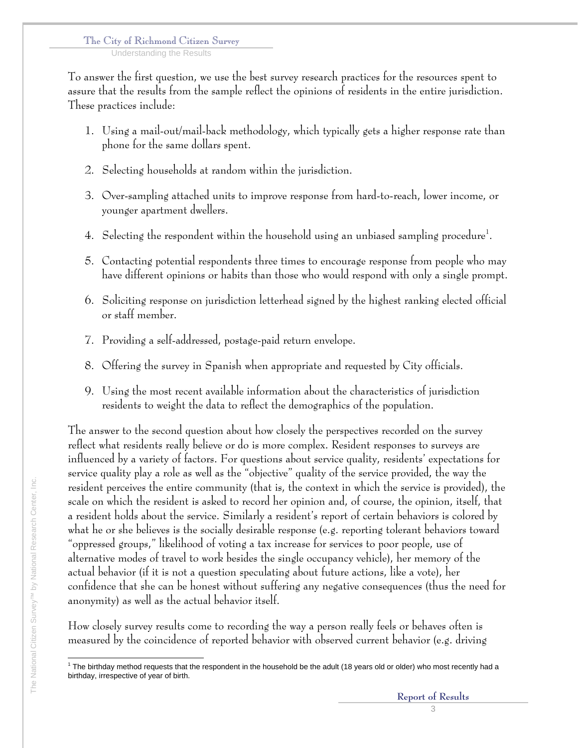To answer the first question, we use the best survey research practices for the resources spent to assure that the results from the sample reflect the opinions of residents in the entire jurisdiction. These practices include:

1. Using a mail-out/mail-back methodology, which typically gets a higher response rate than phone for the same dollars spent.
2. Selecting households at random within the jurisdiction.
3. Over-sampling attached units to improve response from hard-to-reach, lower income, or younger apartment dwellers.
4. Selecting the respondent within the household using an unbiased sampling procedure[1].
5. Contacting potential respondents three times to encourage response from people who may have different opinions or habits than those who would respond with only a single prompt.
6. Soliciting response on jurisdiction letterhead signed by the highest ranking elected official or staff member.
7. Providing a self-addressed, postage-paid return envelope.
8. Offering the survey in Spanish when appropriate and requested by City officials.
9. Using the most recent available information about the characteristics of jurisdiction residents to weight the data to reflect the demographics of the population.

The answer to the second question about how closely the perspectives recorded on the survey reflect what residents really believe or do is more complex. Resident responses to surveys are influenced by a variety of factors. For questions about service quality, residents' expectations for service quality play a role as well as the "objective" quality of the service provided, the way the resident perceives the entire community (that is, the context in which the service is provided), the scale on which the resident is asked to record her opinion and, of course, the opinion, itself, that a resident holds about the service. Similarly a resident's report of certain behaviors is colored by what he or she believes is the socially desirable response (e.g. reporting tolerant behaviors toward "oppressed groups," likelihood of voting a tax increase for services to poor people, use of alternative modes of travel to work besides the single occupancy vehicle), her memory of the actual behavior (if it is not a question speculating about future actions, like a vote), her confidence that she can be honest without suffering any negative consequences (thus the need for anonymity) as well as the actual behavior itself.

How closely survey results come to recording the way a person really feels or behaves often is measured by the coincidence of reported behavior with observed current behavior (e.g. driving

---

[1] The birthday method requests that the respondent in the household be the adult (18 years old or older) who most recently had a birthday, irrespective of year of birth.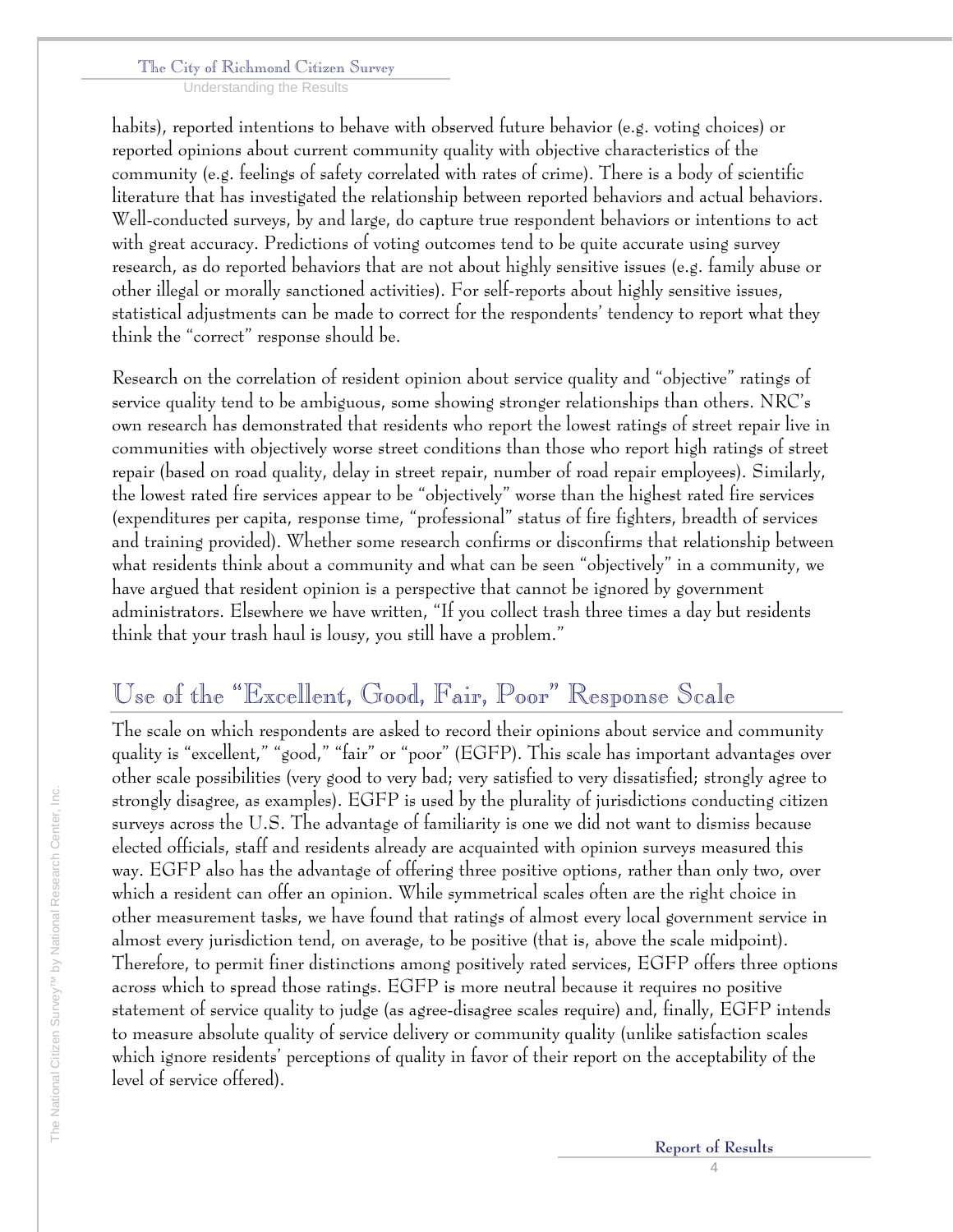habits), reported intentions to behave with observed future behavior (e.g. voting choices) or reported opinions about current community quality with objective characteristics of the community (e.g. feelings of safety correlated with rates of crime). There is a body of scientific literature that has investigated the relationship between reported behaviors and actual behaviors. Well-conducted surveys, by and large, do capture true respondent behaviors or intentions to act with great accuracy. Predictions of voting outcomes tend to be quite accurate using survey research, as do reported behaviors that are not about highly sensitive issues (e.g. family abuse or other illegal or morally sanctioned activities). For self-reports about highly sensitive issues, statistical adjustments can be made to correct for the respondents' tendency to report what they think the "correct" response should be.

Research on the correlation of resident opinion about service quality and "objective" ratings of service quality tend to be ambiguous, some showing stronger relationships than others. NRC's own research has demonstrated that residents who report the lowest ratings of street repair live in communities with objectively worse street conditions than those who report high ratings of street repair (based on road quality, delay in street repair, number of road repair employees). Similarly, the lowest rated fire services appear to be "objectively" worse than the highest rated fire services (expenditures per capita, response time, "professional" status of fire fighters, breadth of services and training provided). Whether some research confirms or disconfirms that relationship between what residents think about a community and what can be seen "objectively" in a community, we have argued that resident opinion is a perspective that cannot be ignored by government administrators. Elsewhere we have written, "If you collect trash three times a day but residents think that your trash haul is lousy, you still have a problem."

## Use of the "Excellent, Good, Fair, Poor" Response Scale

The scale on which respondents are asked to record their opinions about service and community quality is "excellent," "good," "fair" or "poor" (EGFP). This scale has important advantages over other scale possibilities (very good to very bad; very satisfied to very dissatisfied; strongly agree to strongly disagree, as examples). EGFP is used by the plurality of jurisdictions conducting citizen surveys across the U.S. The advantage of familiarity is one we did not want to dismiss because elected officials, staff and residents already are acquainted with opinion surveys measured this way. EGFP also has the advantage of offering three positive options, rather than only two, over which a resident can offer an opinion. While symmetrical scales often are the right choice in other measurement tasks, we have found that ratings of almost every local government service in almost every jurisdiction tend, on average, to be positive (that is, above the scale midpoint). Therefore, to permit finer distinctions among positively rated services, EGFP offers three options across which to spread those ratings. EGFP is more neutral because it requires no positive statement of service quality to judge (as agree-disagree scales require) and, finally, EGFP intends to measure absolute quality of service delivery or community quality (unlike satisfaction scales which ignore residents' perceptions of quality in favor of their report on the acceptability of the level of service offered).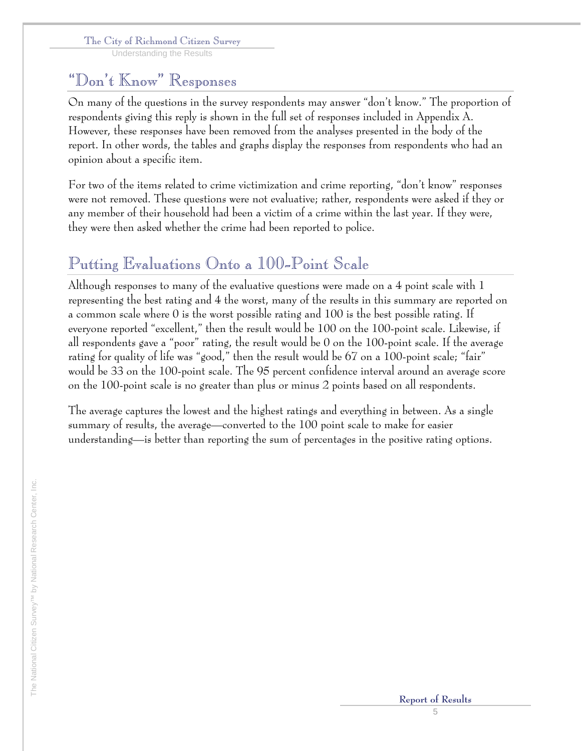## "Don't Know" Responses

On many of the questions in the survey respondents may answer "don't know." The proportion of respondents giving this reply is shown in the full set of responses included in Appendix A. However, these responses have been removed from the analyses presented in the body of the report. In other words, the tables and graphs display the responses from respondents who had an opinion about a specific item.

For two of the items related to crime victimization and crime reporting, "don't know" responses were not removed. These questions were not evaluative; rather, respondents were asked if they or any member of their household had been a victim of a crime within the last year. If they were, they were then asked whether the crime had been reported to police.

## Putting Evaluations Onto a 100-Point Scale

Although responses to many of the evaluative questions were made on a 4 point scale with 1 representing the best rating and 4 the worst, many of the results in this summary are reported on a common scale where 0 is the worst possible rating and 100 is the best possible rating. If everyone reported "excellent," then the result would be 100 on the 100-point scale. Likewise, if all respondents gave a "poor" rating, the result would be 0 on the 100-point scale. If the average rating for quality of life was "good," then the result would be 67 on a 100-point scale; "fair" would be 33 on the 100-point scale. The 95 percent confidence interval around an average score on the 100-point scale is no greater than plus or minus 2 points based on all respondents.

The average captures the lowest and the highest ratings and everything in between. As a single summary of results, the average—converted to the 100 point scale to make for easier understanding—is better than reporting the sum of percentages in the positive rating options.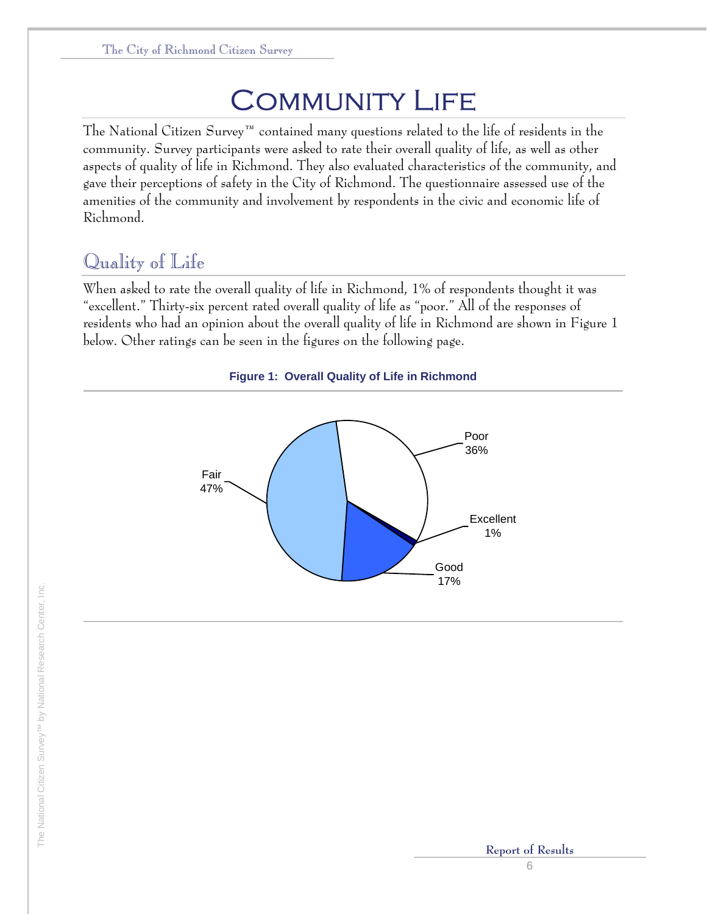# Community Life

The National Citizen Survey™ contained many questions related to the life of residents in the community. Survey participants were asked to rate their overall quality of life, as well as other aspects of quality of life in Richmond. They also evaluated characteristics of the community, and gave their perceptions of safety in the City of Richmond. The questionnaire assessed use of the amenities of the community and involvement by respondents in the civic and economic life of Richmond.

## Quality of Life

When asked to rate the overall quality of life in Richmond, 1% of respondents thought it was "excellent." Thirty-six percent rated overall quality of life as "poor." All of the responses of residents who had an opinion about the overall quality of life in Richmond are shown in Figure 1 below. Other ratings can be seen in the figures on the following page.

**Figure 1: Overall Quality of Life in Richmond**

| Rating | Percent |
|---|---|
| Excellent | 1% |
| Good | 17% |
| Fair | 47% |
| Poor | 36% |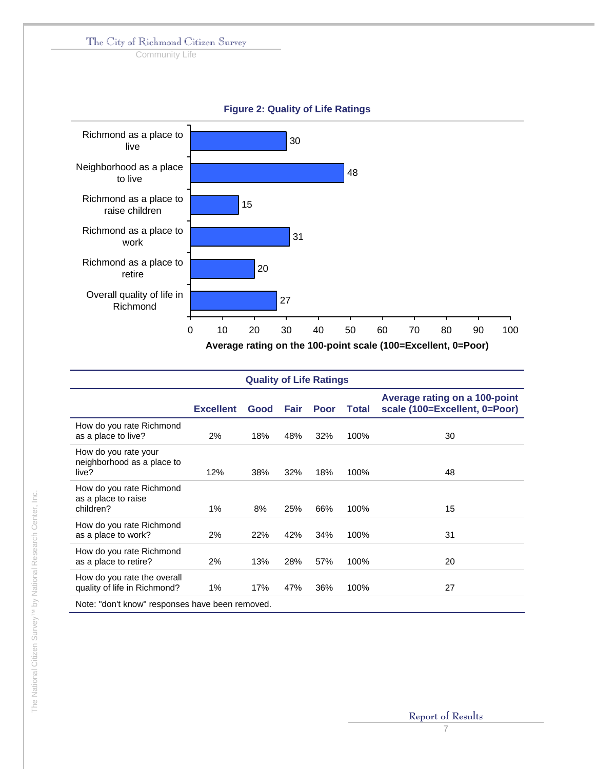**Figure 2: Quality of Life Ratings**

| Item | Average rating on the 100-point scale (100=Excellent, 0=Poor) |
|---|---|
| Richmond as a place to live | 30 |
| Neighborhood as a place to live | 48 |
| Richmond as a place to raise children | 15 |
| Richmond as a place to work | 31 |
| Richmond as a place to retire | 20 |
| Overall quality of life in Richmond | 27 |

**Quality of Life Ratings**

| | Excellent | Good | Fair | Poor | Total | Average rating on a 100-point scale (100=Excellent, 0=Poor) |
|---|---|---|---|---|---|---|
| How do you rate Richmond as a place to live? | 2% | 18% | 48% | 32% | 100% | 30 |
| How do you rate your neighborhood as a place to live? | 12% | 38% | 32% | 18% | 100% | 48 |
| How do you rate Richmond as a place to raise children? | 1% | 8% | 25% | 66% | 100% | 15 |
| How do you rate Richmond as a place to work? | 2% | 22% | 42% | 34% | 100% | 31 |
| How do you rate Richmond as a place to retire? | 2% | 13% | 28% | 57% | 100% | 20 |
| How do you rate the overall quality of life in Richmond? | 1% | 17% | 47% | 36% | 100% | 27 |

Note: "don't know" responses have been removed.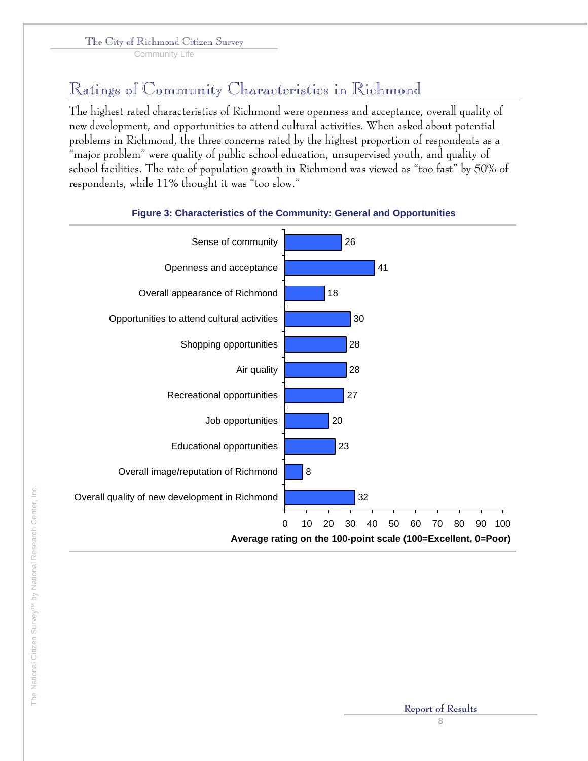## Ratings of Community Characteristics in Richmond

The highest rated characteristics of Richmond were openness and acceptance, overall quality of new development, and opportunities to attend cultural activities. When asked about potential problems in Richmond, the three concerns rated by the highest proportion of respondents as a "major problem" were quality of public school education, unsupervised youth, and quality of school facilities. The rate of population growth in Richmond was viewed as "too fast" by 50% of respondents, while 11% thought it was "too slow."

**Figure 3: Characteristics of the Community: General and Opportunities**

| Characteristic | Average rating |
|---|---|
| Sense of community | 26 |
| Openness and acceptance | 41 |
| Overall appearance of Richmond | 18 |
| Opportunities to attend cultural activities | 30 |
| Shopping opportunities | 28 |
| Air quality | 28 |
| Recreational opportunities | 27 |
| Job opportunities | 20 |
| Educational opportunities | 23 |
| Overall image/reputation of Richmond | 8 |
| Overall quality of new development in Richmond | 32 |

Average rating on the 100-point scale (100=Excellent, 0=Poor)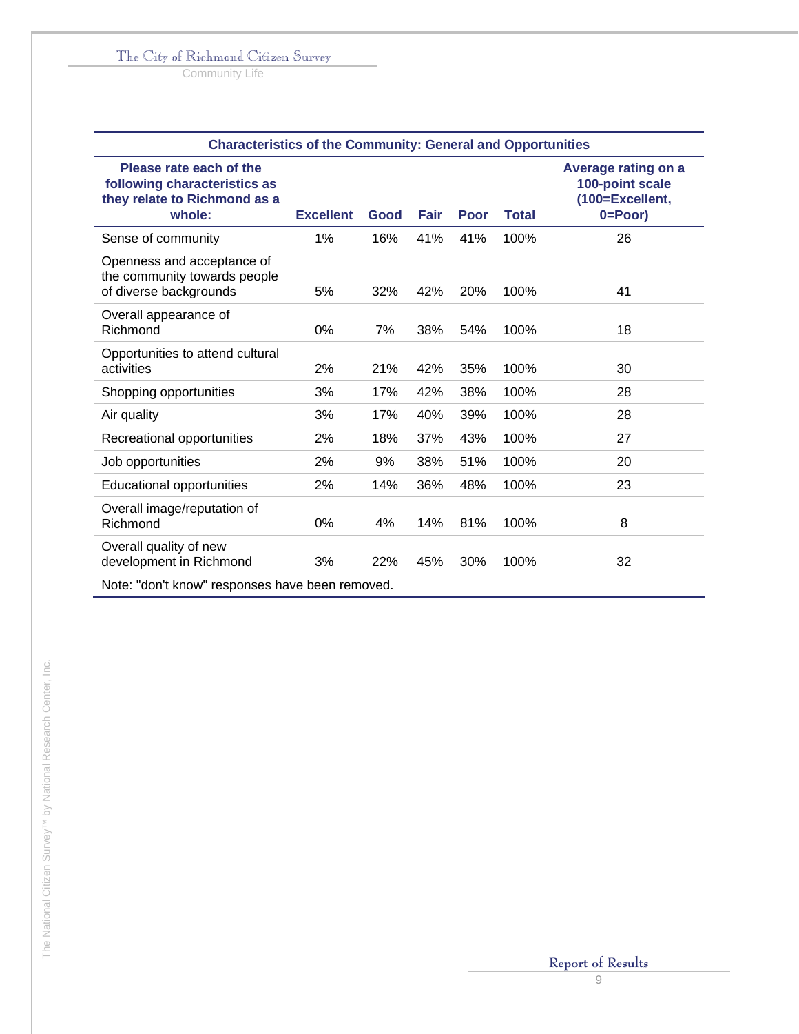| Characteristics of the Community: General and Opportunities | | | | | | |
|---|---|---|---|---|---|---|
| **Please rate each of the following characteristics as they relate to Richmond as a whole:** | **Excellent** | **Good** | **Fair** | **Poor** | **Total** | **Average rating on a 100-point scale (100=Excellent, 0=Poor)** |
| Sense of community | 1% | 16% | 41% | 41% | 100% | 26 |
| Openness and acceptance of the community towards people of diverse backgrounds | 5% | 32% | 42% | 20% | 100% | 41 |
| Overall appearance of Richmond | 0% | 7% | 38% | 54% | 100% | 18 |
| Opportunities to attend cultural activities | 2% | 21% | 42% | 35% | 100% | 30 |
| Shopping opportunities | 3% | 17% | 42% | 38% | 100% | 28 |
| Air quality | 3% | 17% | 40% | 39% | 100% | 28 |
| Recreational opportunities | 2% | 18% | 37% | 43% | 100% | 27 |
| Job opportunities | 2% | 9% | 38% | 51% | 100% | 20 |
| Educational opportunities | 2% | 14% | 36% | 48% | 100% | 23 |
| Overall image/reputation of Richmond | 0% | 4% | 14% | 81% | 100% | 8 |
| Overall quality of new development in Richmond | 3% | 22% | 45% | 30% | 100% | 32 |

Note: "don't know" responses have been removed.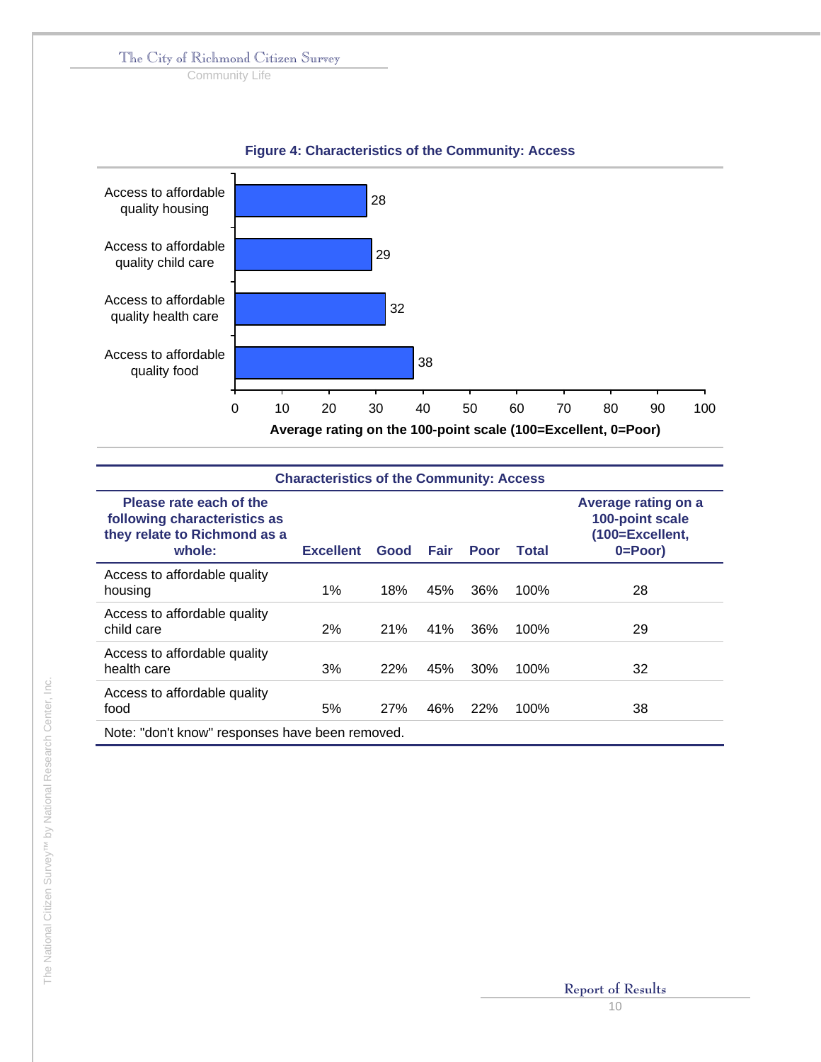**Figure 4: Characteristics of the Community: Access**

| Characteristic | Average rating |
|---|---|
| Access to affordable quality housing | 28 |
| Access to affordable quality child care | 29 |
| Access to affordable quality health care | 32 |
| Access to affordable quality food | 38 |

Average rating on the 100-point scale (100=Excellent, 0=Poor)

**Characteristics of the Community: Access**

| Please rate each of the following characteristics as they relate to Richmond as a whole: | Excellent | Good | Fair | Poor | Total | Average rating on a 100-point scale (100=Excellent, 0=Poor) |
|---|---|---|---|---|---|---|
| Access to affordable quality housing | 1% | 18% | 45% | 36% | 100% | 28 |
| Access to affordable quality child care | 2% | 21% | 41% | 36% | 100% | 29 |
| Access to affordable quality health care | 3% | 22% | 45% | 30% | 100% | 32 |
| Access to affordable quality food | 5% | 27% | 46% | 22% | 100% | 38 |

Note: "don't know" responses have been removed.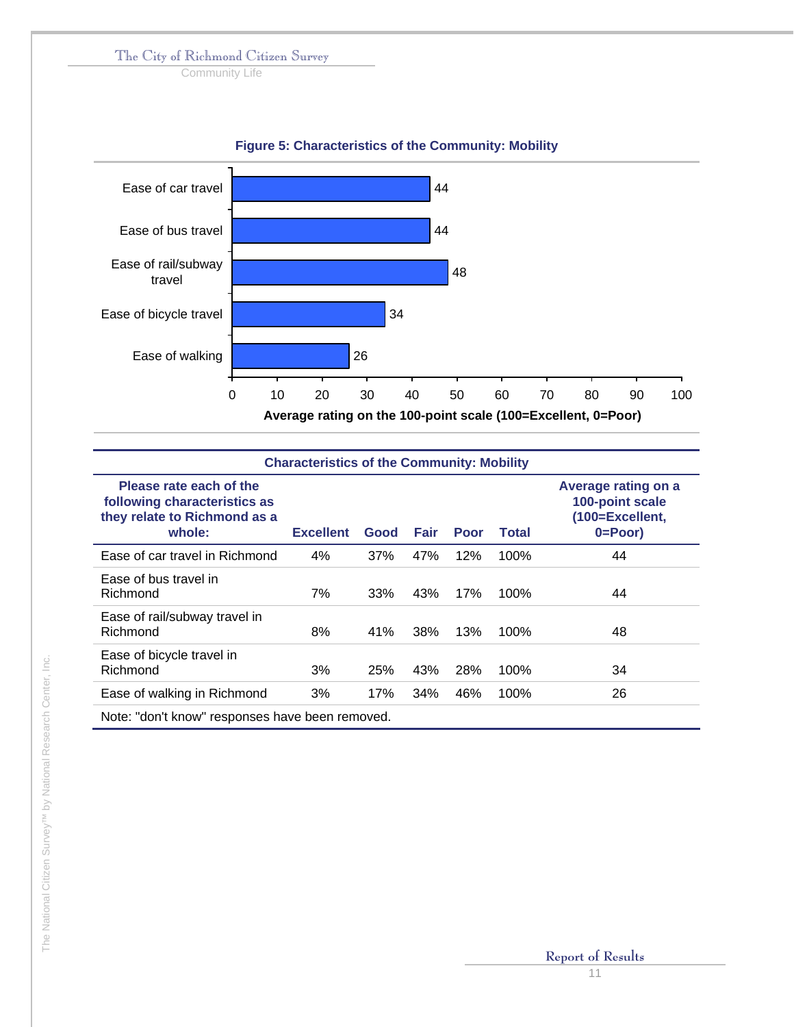**Figure 5: Characteristics of the Community: Mobility**

| Characteristic | Average rating on the 100-point scale (100=Excellent, 0=Poor) |
|---|---|
| Ease of car travel | 44 |
| Ease of bus travel | 44 |
| Ease of rail/subway travel | 48 |
| Ease of bicycle travel | 34 |
| Ease of walking | 26 |

**Characteristics of the Community: Mobility**

| Please rate each of the following characteristics as they relate to Richmond as a whole: | Excellent | Good | Fair | Poor | Total | Average rating on a 100-point scale (100=Excellent, 0=Poor) |
|---|---|---|---|---|---|---|
| Ease of car travel in Richmond | 4% | 37% | 47% | 12% | 100% | 44 |
| Ease of bus travel in Richmond | 7% | 33% | 43% | 17% | 100% | 44 |
| Ease of rail/subway travel in Richmond | 8% | 41% | 38% | 13% | 100% | 48 |
| Ease of bicycle travel in Richmond | 3% | 25% | 43% | 28% | 100% | 34 |
| Ease of walking in Richmond | 3% | 17% | 34% | 46% | 100% | 26 |

Note: "don't know" responses have been removed.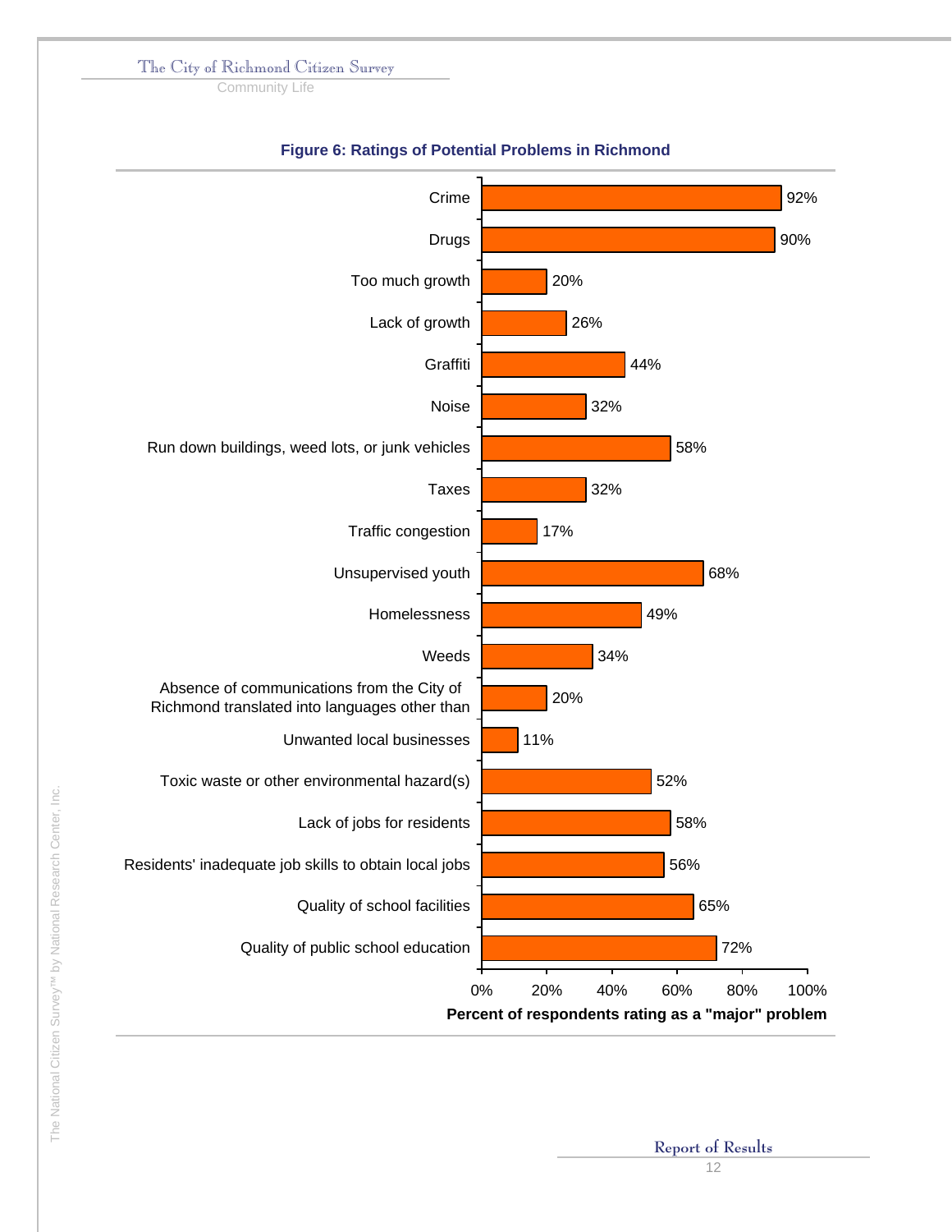**Figure 6: Ratings of Potential Problems in Richmond**

| Problem | Percent of respondents rating as a "major" problem |
| --- | --- |
| Crime | 92% |
| Drugs | 90% |
| Too much growth | 20% |
| Lack of growth | 26% |
| Graffiti | 44% |
| Noise | 32% |
| Run down buildings, weed lots, or junk vehicles | 58% |
| Taxes | 32% |
| Traffic congestion | 17% |
| Unsupervised youth | 68% |
| Homelessness | 49% |
| Weeds | 34% |
| Absence of communications from the City of Richmond translated into languages other than | 20% |
| Unwanted local businesses | 11% |
| Toxic waste or other environmental hazard(s) | 52% |
| Lack of jobs for residents | 58% |
| Residents' inadequate job skills to obtain local jobs | 56% |
| Quality of school facilities | 65% |
| Quality of public school education | 72% |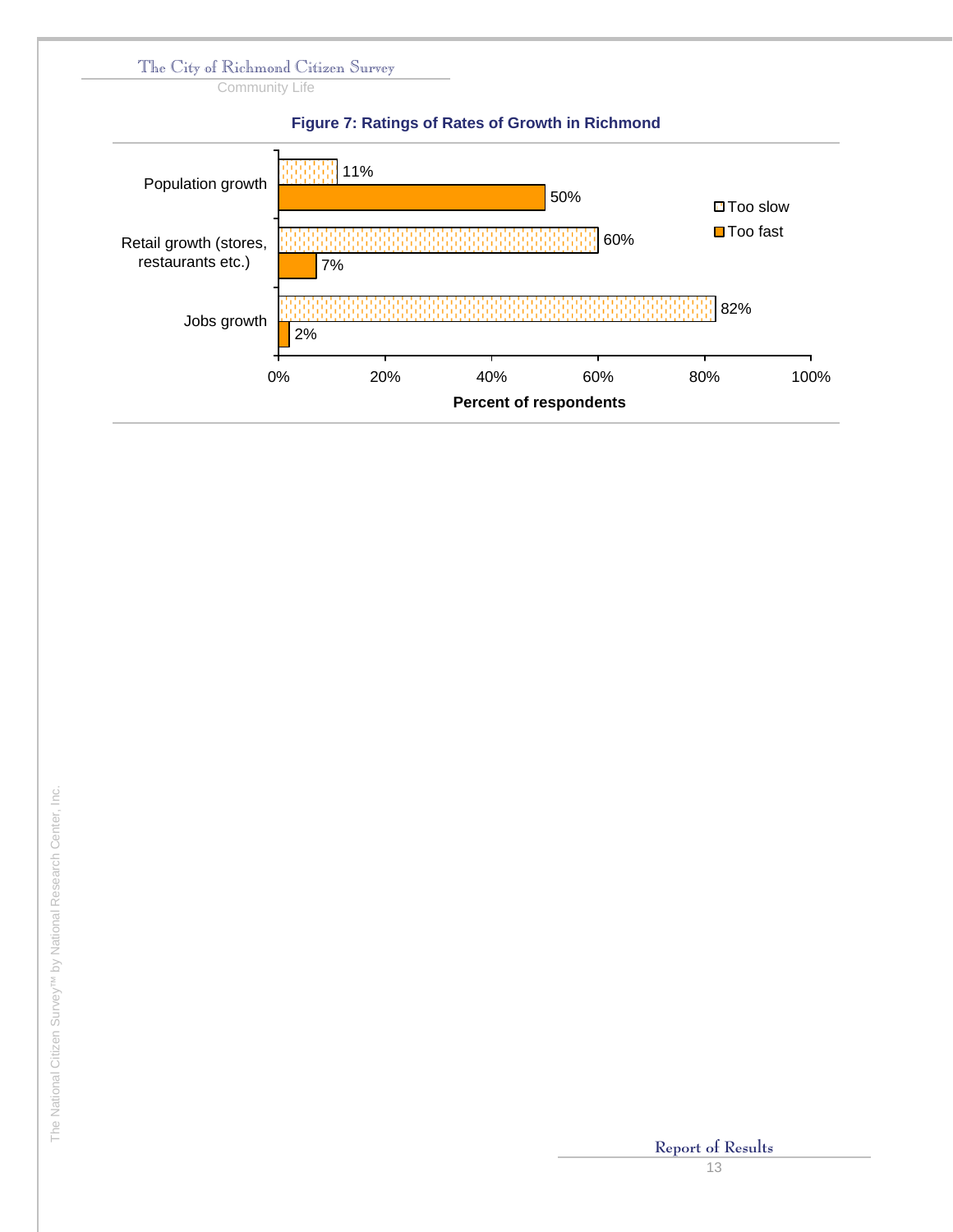**Figure 7: Ratings of Rates of Growth in Richmond**

| | Too slow | Too fast |
|---|---|---|
| Population growth | 11% | 50% |
| Retail growth (stores, restaurants etc.) | 60% | 7% |
| Jobs growth | 82% | 2% |

Percent of respondents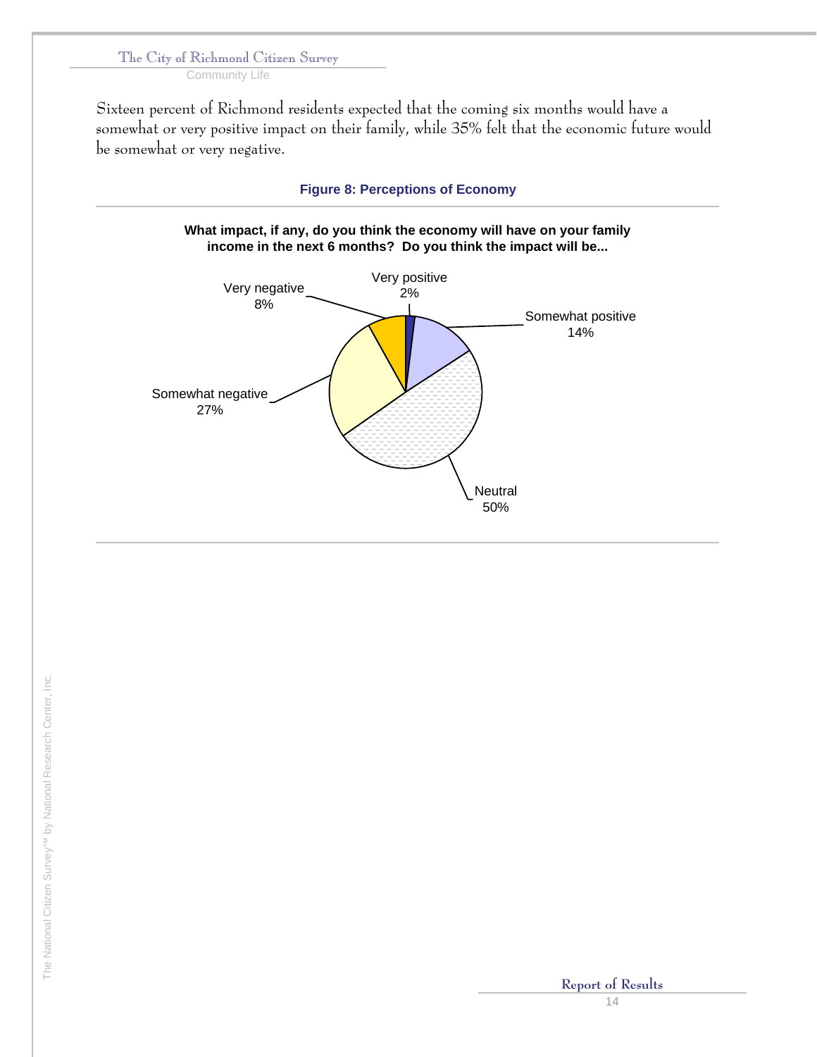Sixteen percent of Richmond residents expected that the coming six months would have a somewhat or very positive impact on their family, while 35% felt that the economic future would be somewhat or very negative.

**Figure 8: Perceptions of Economy**

**What impact, if any, do you think the economy will have on your family income in the next 6 months? Do you think the impact will be...**

| Response | Percent |
|---|---|
| Very positive | 2% |
| Somewhat positive | 14% |
| Neutral | 50% |
| Somewhat negative | 27% |
| Very negative | 8% |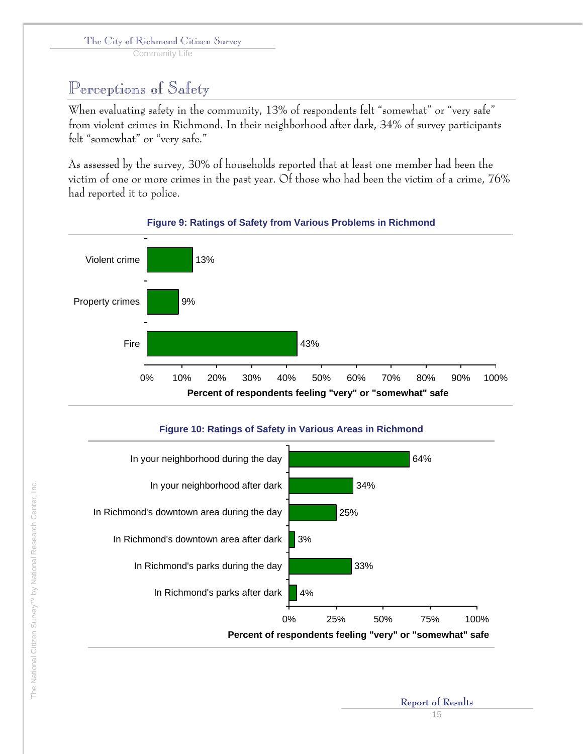## Perceptions of Safety

When evaluating safety in the community, 13% of respondents felt "somewhat" or "very safe" from violent crimes in Richmond. In their neighborhood after dark, 34% of survey participants felt "somewhat" or "very safe."

As assessed by the survey, 30% of households reported that at least one member had been the victim of one or more crimes in the past year. Of those who had been the victim of a crime, 76% had reported it to police.

**Figure 9: Ratings of Safety from Various Problems in Richmond**

| Problem | Percent of respondents feeling "very" or "somewhat" safe |
|---|---|
| Violent crime | 13% |
| Property crimes | 9% |
| Fire | 43% |

**Figure 10: Ratings of Safety in Various Areas in Richmond**

| Area | Percent of respondents feeling "very" or "somewhat" safe |
|---|---|
| In your neighborhood during the day | 64% |
| In your neighborhood after dark | 34% |
| In Richmond's downtown area during the day | 25% |
| In Richmond's downtown area after dark | 3% |
| In Richmond's parks during the day | 33% |
| In Richmond's parks after dark | 4% |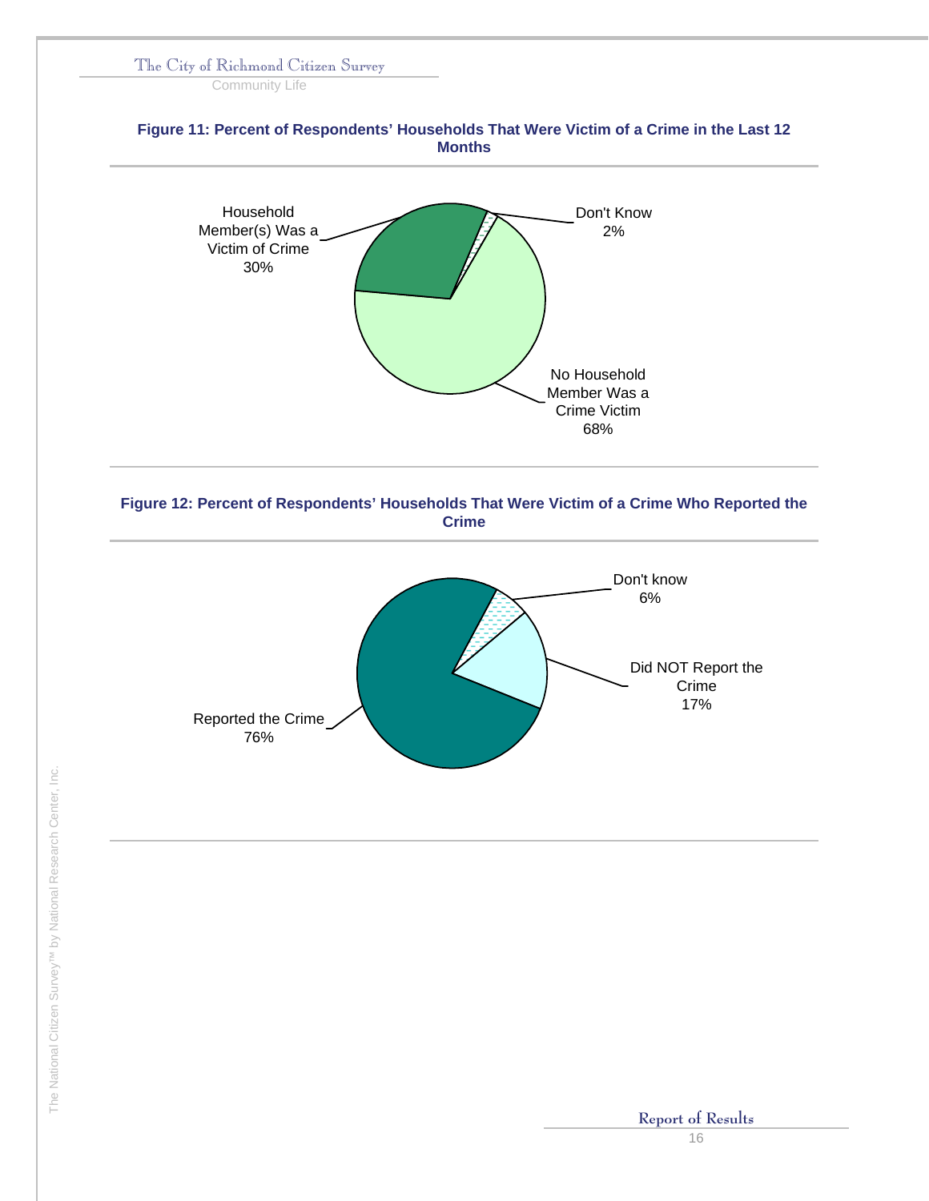**Figure 11: Percent of Respondents' Households That Were Victim of a Crime in the Last 12 Months**

Household Member(s) Was a Victim of Crime 30%

Don't Know 2%

No Household Member Was a Crime Victim 68%

**Figure 12: Percent of Respondents' Households That Were Victim of a Crime Who Reported the Crime**

Don't know 6%

Did NOT Report the Crime 17%

Reported the Crime 76%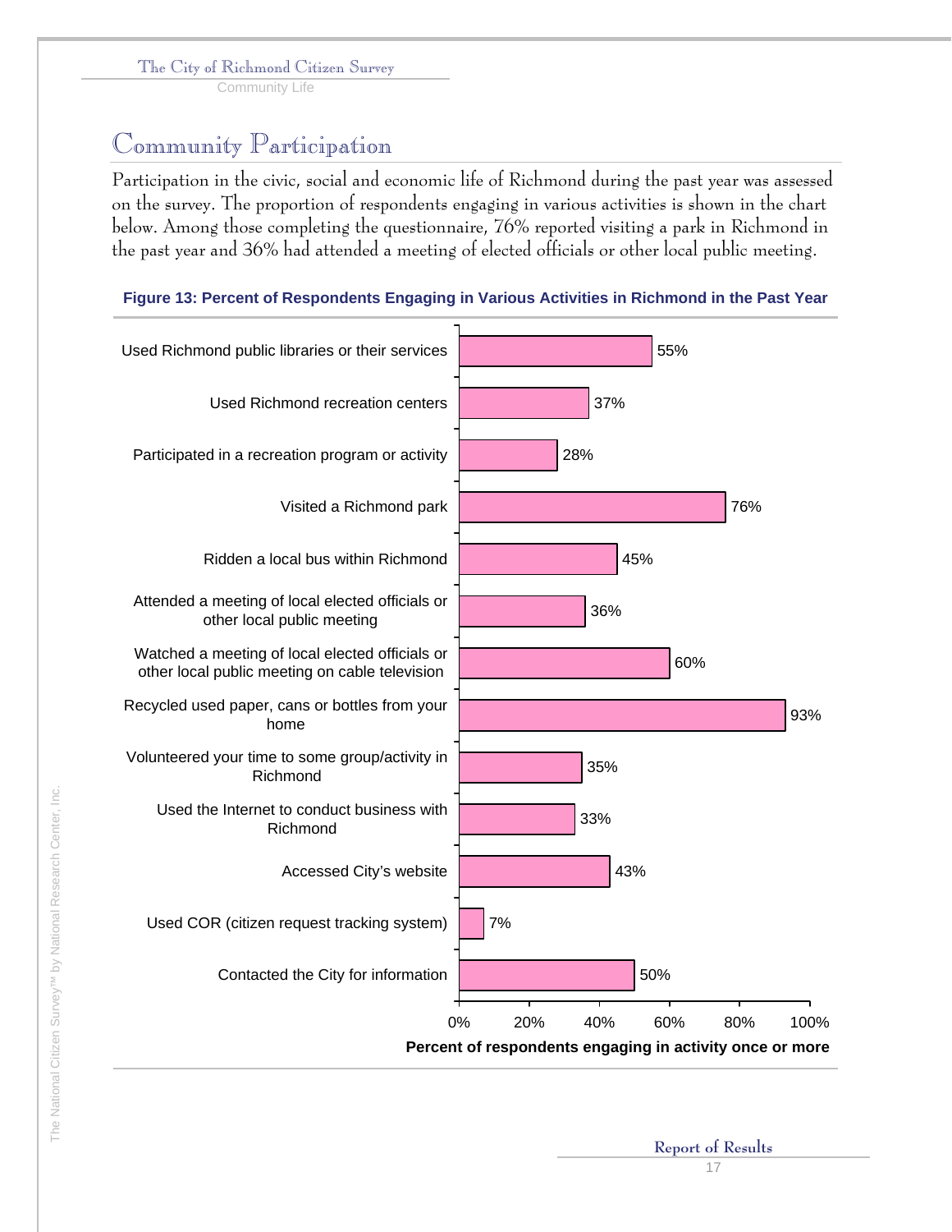## Community Participation

Participation in the civic, social and economic life of Richmond during the past year was assessed on the survey. The proportion of respondents engaging in various activities is shown in the chart below. Among those completing the questionnaire, 76% reported visiting a park in Richmond in the past year and 36% had attended a meeting of elected officials or other local public meeting.

**Figure 13: Percent of Respondents Engaging in Various Activities in Richmond in the Past Year**

| Activity | Percent of respondents engaging in activity once or more |
|---|---|
| Used Richmond public libraries or their services | 55% |
| Used Richmond recreation centers | 37% |
| Participated in a recreation program or activity | 28% |
| Visited a Richmond park | 76% |
| Ridden a local bus within Richmond | 45% |
| Attended a meeting of local elected officials or other local public meeting | 36% |
| Watched a meeting of local elected officials or other local public meeting on cable television | 60% |
| Recycled used paper, cans or bottles from your home | 93% |
| Volunteered your time to some group/activity in Richmond | 35% |
| Used the Internet to conduct business with Richmond | 33% |
| Accessed City's website | 43% |
| Used COR (citizen request tracking system) | 7% |
| Contacted the City for information | 50% |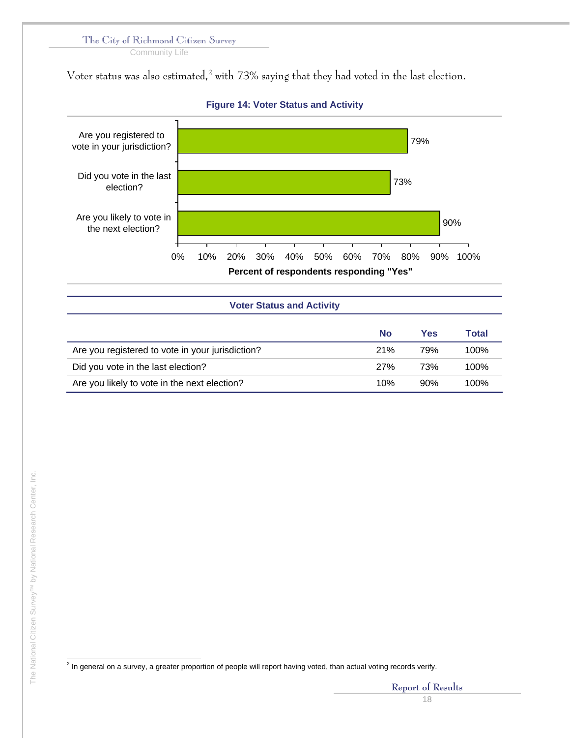Voter status was also estimated,[2] with 73% saying that they had voted in the last election.

**Figure 14: Voter Status and Activity**

| Question | Percent of respondents responding "Yes" |
|---|---|
| Are you registered to vote in your jurisdiction? | 79% |
| Did you vote in the last election? | 73% |
| Are you likely to vote in the next election? | 90% |

**Voter Status and Activity**

| | No | Yes | Total |
|---|---|---|---|
| Are you registered to vote in your jurisdiction? | 21% | 79% | 100% |
| Did you vote in the last election? | 27% | 73% | 100% |
| Are you likely to vote in the next election? | 10% | 90% | 100% |

[2] In general on a survey, a greater proportion of people will report having voted, than actual voting records verify.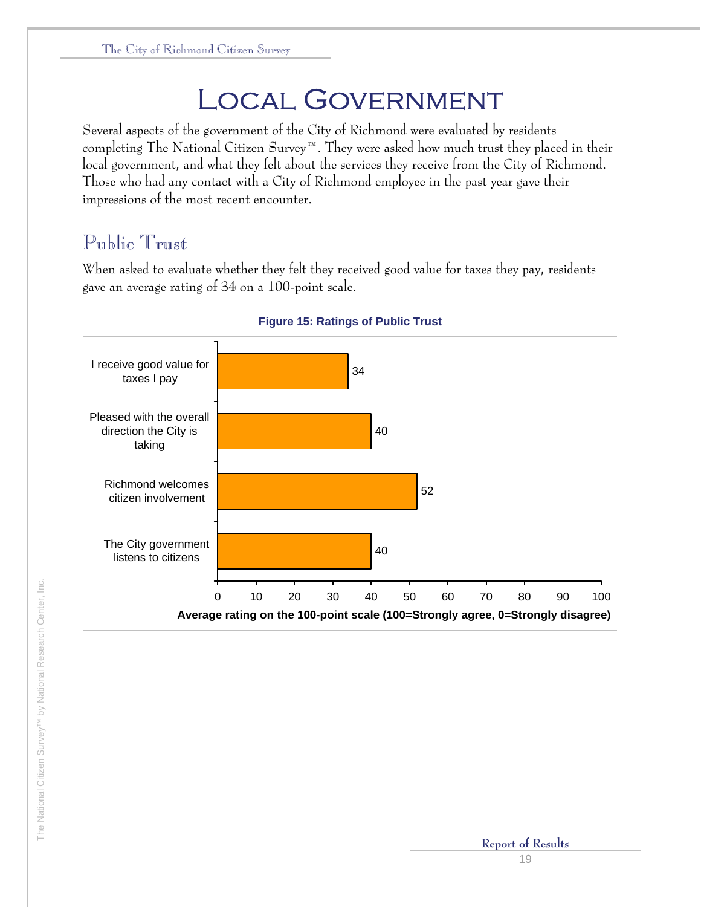# Local Government

Several aspects of the government of the City of Richmond were evaluated by residents completing The National Citizen Survey™. They were asked how much trust they placed in their local government, and what they felt about the services they receive from the City of Richmond. Those who had any contact with a City of Richmond employee in the past year gave their impressions of the most recent encounter.

## Public Trust

When asked to evaluate whether they felt they received good value for taxes they pay, residents gave an average rating of 34 on a 100-point scale.

**Figure 15: Ratings of Public Trust**

| Statement | Average rating |
|---|---|
| I receive good value for taxes I pay | 34 |
| Pleased with the overall direction the City is taking | 40 |
| Richmond welcomes citizen involvement | 52 |
| The City government listens to citizens | 40 |

Average rating on the 100-point scale (100=Strongly agree, 0=Strongly disagree)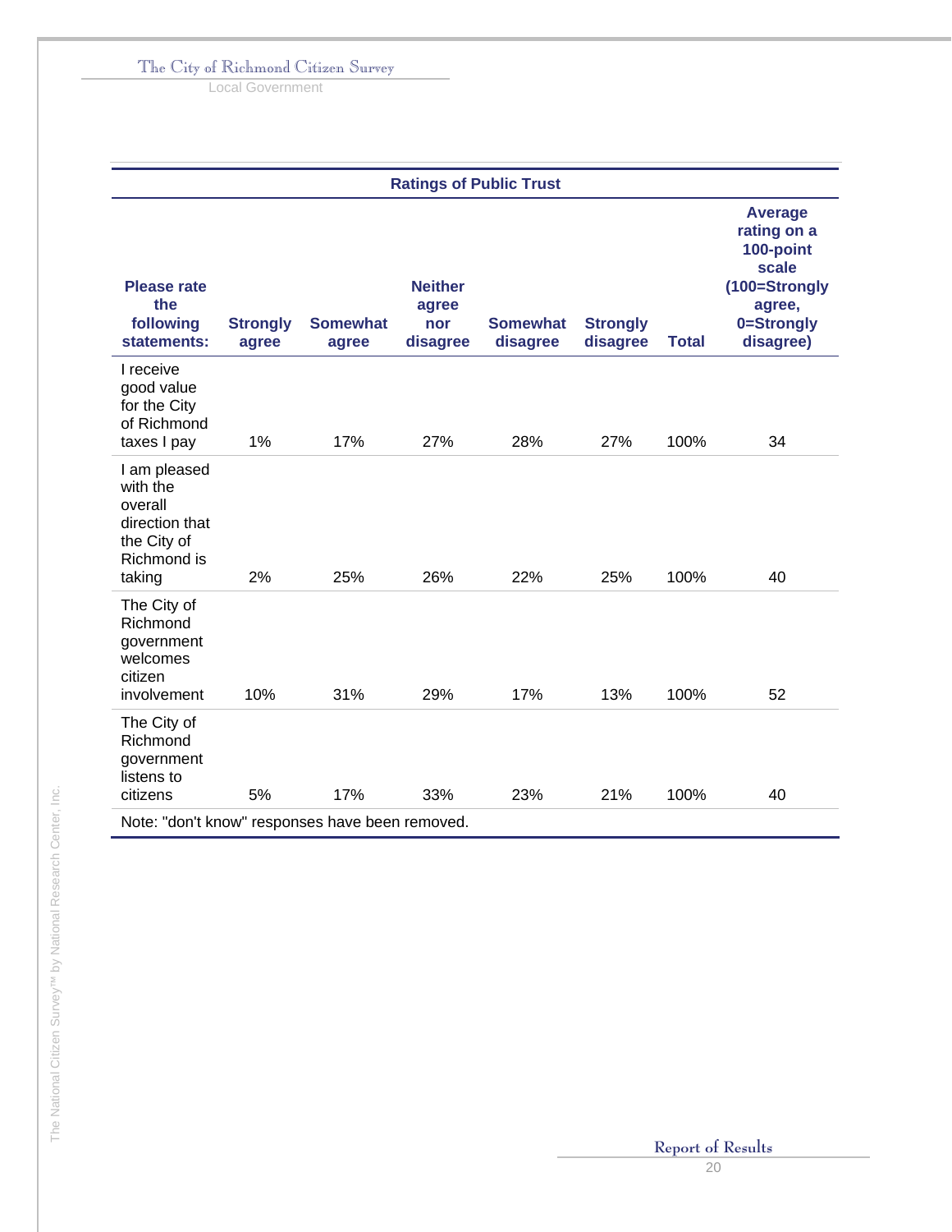**Ratings of Public Trust**

| Please rate the following statements: | Strongly agree | Somewhat agree | Neither agree nor disagree | Somewhat disagree | Strongly disagree | Total | Average rating on a 100-point scale (100=Strongly agree, 0=Strongly disagree) |
|---|---|---|---|---|---|---|---|
| I receive good value for the City of Richmond taxes I pay | 1% | 17% | 27% | 28% | 27% | 100% | 34 |
| I am pleased with the overall direction that the City of Richmond is taking | 2% | 25% | 26% | 22% | 25% | 100% | 40 |
| The City of Richmond government welcomes citizen involvement | 10% | 31% | 29% | 17% | 13% | 100% | 52 |
| The City of Richmond government listens to citizens | 5% | 17% | 33% | 23% | 21% | 100% | 40 |

Note: "don't know" responses have been removed.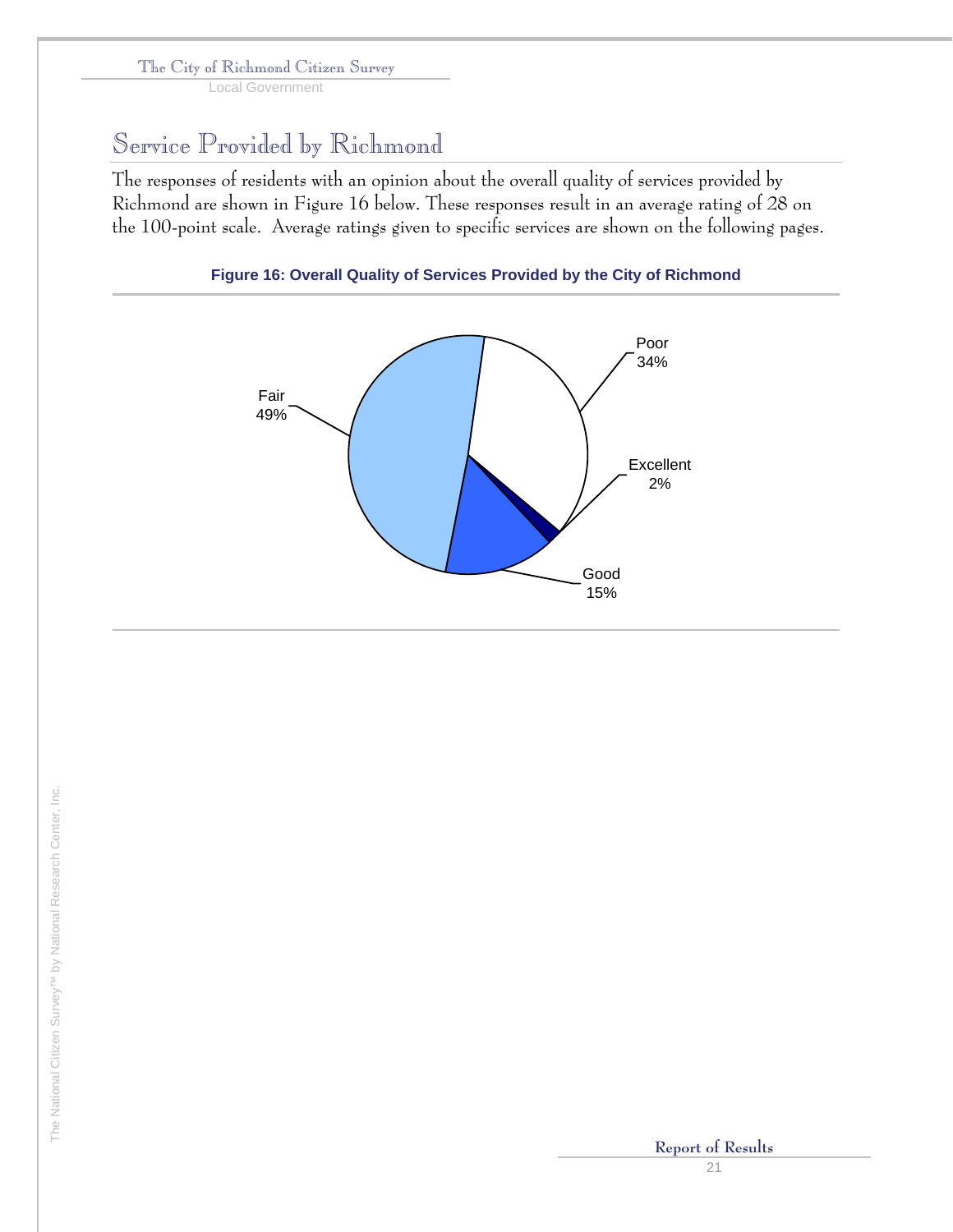## Service Provided by Richmond

The responses of residents with an opinion about the overall quality of services provided by Richmond are shown in Figure 16 below. These responses result in an average rating of 28 on the 100-point scale. Average ratings given to specific services are shown on the following pages.

**Figure 16: Overall Quality of Services Provided by the City of Richmond**

| Rating | Percent |
|---|---|
| Excellent | 2% |
| Good | 15% |
| Fair | 49% |
| Poor | 34% |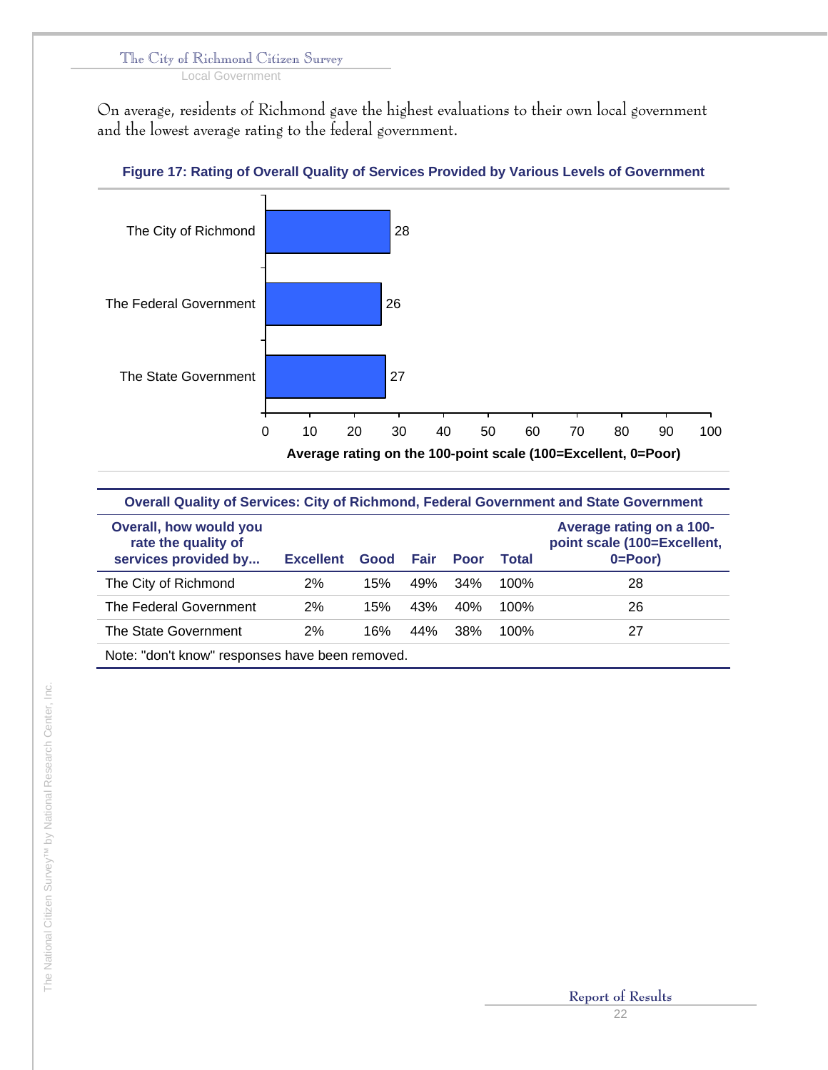On average, residents of Richmond gave the highest evaluations to their own local government and the lowest average rating to the federal government.

**Figure 17: Rating of Overall Quality of Services Provided by Various Levels of Government**

| | Average rating on the 100-point scale (100=Excellent, 0=Poor) |
|---|---|
| The City of Richmond | 28 |
| The Federal Government | 26 |
| The State Government | 27 |

**Overall Quality of Services: City of Richmond, Federal Government and State Government**

| Overall, how would you rate the quality of services provided by... | Excellent | Good | Fair | Poor | Total | Average rating on a 100-point scale (100=Excellent, 0=Poor) |
|---|---|---|---|---|---|---|
| The City of Richmond | 2% | 15% | 49% | 34% | 100% | 28 |
| The Federal Government | 2% | 15% | 43% | 40% | 100% | 26 |
| The State Government | 2% | 16% | 44% | 38% | 100% | 27 |

Note: "don't know" responses have been removed.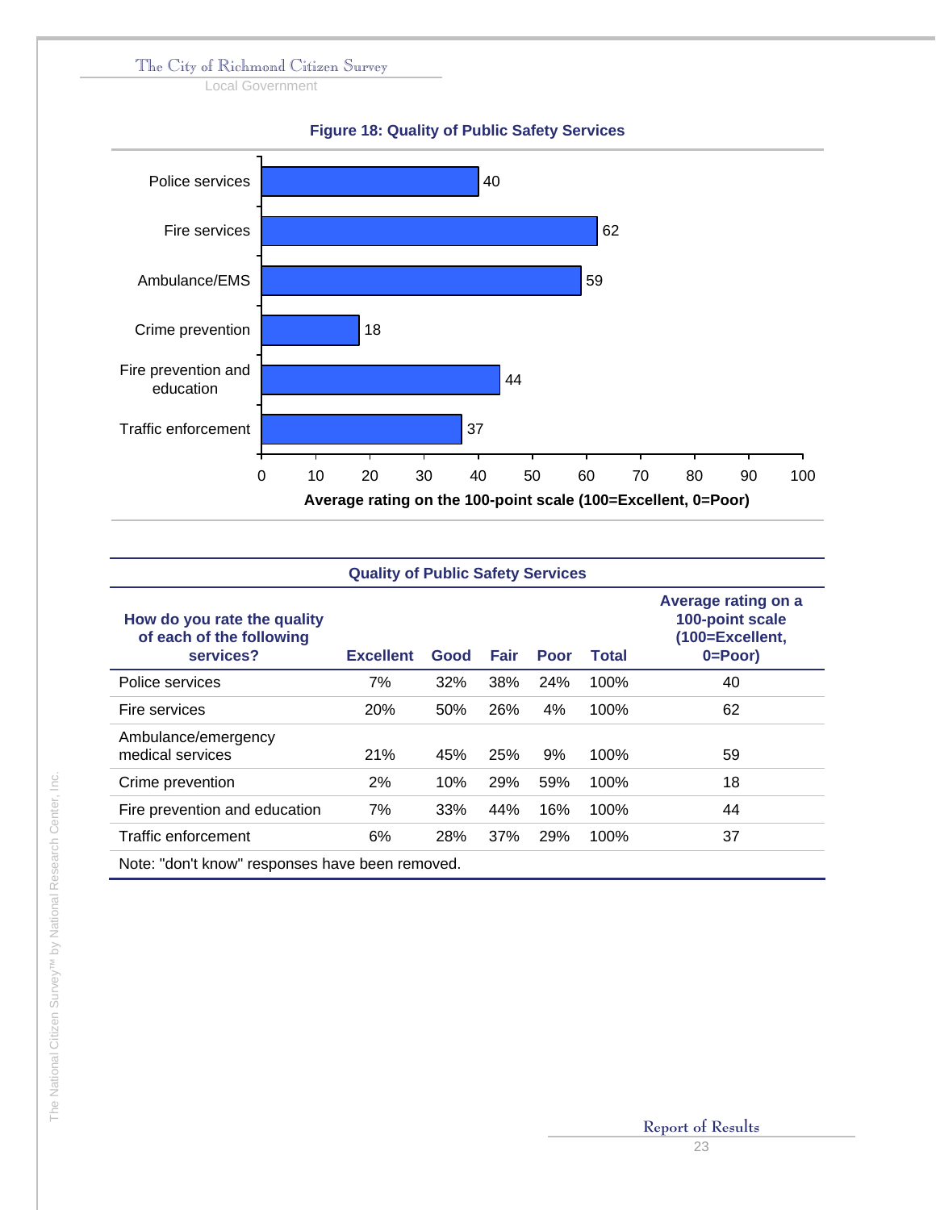**Figure 18: Quality of Public Safety Services**

| Service | Average rating |
|---|---|
| Police services | 40 |
| Fire services | 62 |
| Ambulance/EMS | 59 |
| Crime prevention | 18 |
| Fire prevention and education | 44 |
| Traffic enforcement | 37 |

Average rating on the 100-point scale (100=Excellent, 0=Poor)

**Quality of Public Safety Services**

| How do you rate the quality of each of the following services? | Excellent | Good | Fair | Poor | Total | Average rating on a 100-point scale (100=Excellent, 0=Poor) |
|---|---|---|---|---|---|---|
| Police services | 7% | 32% | 38% | 24% | 100% | 40 |
| Fire services | 20% | 50% | 26% | 4% | 100% | 62 |
| Ambulance/emergency medical services | 21% | 45% | 25% | 9% | 100% | 59 |
| Crime prevention | 2% | 10% | 29% | 59% | 100% | 18 |
| Fire prevention and education | 7% | 33% | 44% | 16% | 100% | 44 |
| Traffic enforcement | 6% | 28% | 37% | 29% | 100% | 37 |

Note: "don't know" responses have been removed.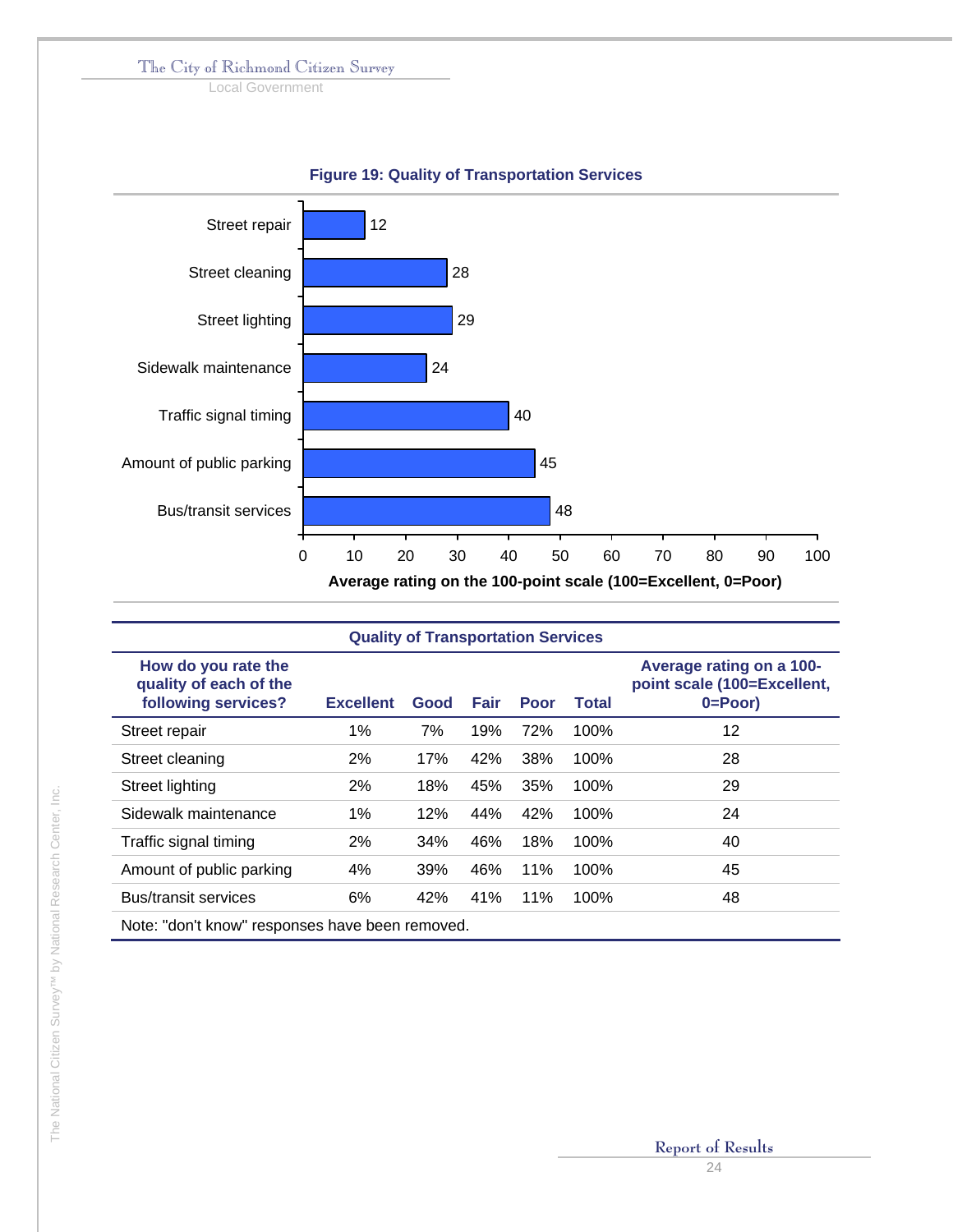**Figure 19: Quality of Transportation Services**

| Service | Average rating on the 100-point scale (100=Excellent, 0=Poor) |
|---|---|
| Street repair | 12 |
| Street cleaning | 28 |
| Street lighting | 29 |
| Sidewalk maintenance | 24 |
| Traffic signal timing | 40 |
| Amount of public parking | 45 |
| Bus/transit services | 48 |

**Quality of Transportation Services**

| How do you rate the quality of each of the following services? | Excellent | Good | Fair | Poor | Total | Average rating on a 100-point scale (100=Excellent, 0=Poor) |
|---|---|---|---|---|---|---|
| Street repair | 1% | 7% | 19% | 72% | 100% | 12 |
| Street cleaning | 2% | 17% | 42% | 38% | 100% | 28 |
| Street lighting | 2% | 18% | 45% | 35% | 100% | 29 |
| Sidewalk maintenance | 1% | 12% | 44% | 42% | 100% | 24 |
| Traffic signal timing | 2% | 34% | 46% | 18% | 100% | 40 |
| Amount of public parking | 4% | 39% | 46% | 11% | 100% | 45 |
| Bus/transit services | 6% | 42% | 41% | 11% | 100% | 48 |

Note: "don't know" responses have been removed.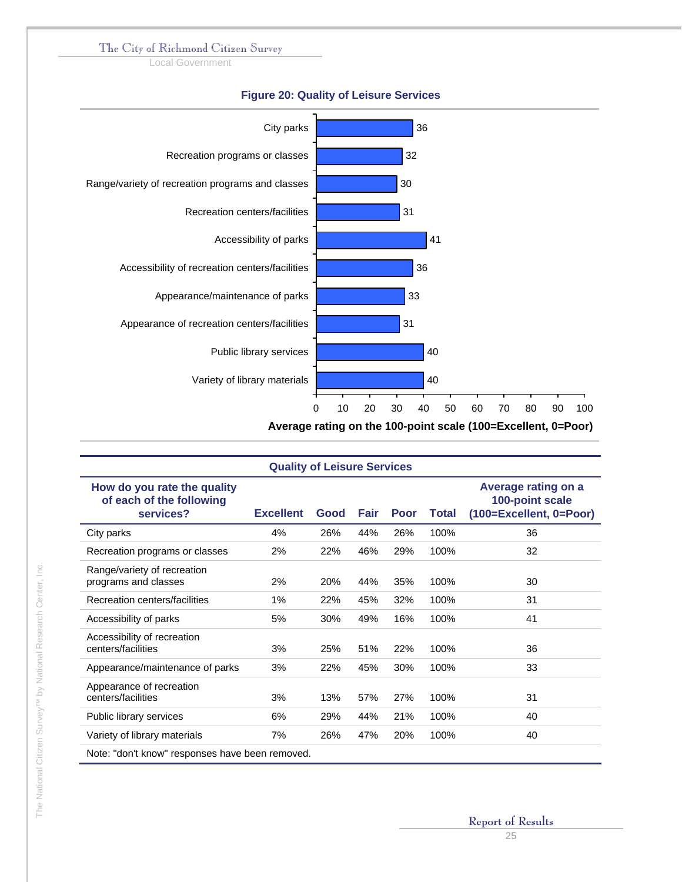**Figure 20: Quality of Leisure Services**

| Service | Average rating on the 100-point scale (100=Excellent, 0=Poor) |
|---|---|
| City parks | 36 |
| Recreation programs or classes | 32 |
| Range/variety of recreation programs and classes | 30 |
| Recreation centers/facilities | 31 |
| Accessibility of parks | 41 |
| Accessibility of recreation centers/facilities | 36 |
| Appearance/maintenance of parks | 33 |
| Appearance of recreation centers/facilities | 31 |
| Public library services | 40 |
| Variety of library materials | 40 |

**Quality of Leisure Services**

| How do you rate the quality of each of the following services? | Excellent | Good | Fair | Poor | Total | Average rating on a 100-point scale (100=Excellent, 0=Poor) |
|---|---|---|---|---|---|---|
| City parks | 4% | 26% | 44% | 26% | 100% | 36 |
| Recreation programs or classes | 2% | 22% | 46% | 29% | 100% | 32 |
| Range/variety of recreation programs and classes | 2% | 20% | 44% | 35% | 100% | 30 |
| Recreation centers/facilities | 1% | 22% | 45% | 32% | 100% | 31 |
| Accessibility of parks | 5% | 30% | 49% | 16% | 100% | 41 |
| Accessibility of recreation centers/facilities | 3% | 25% | 51% | 22% | 100% | 36 |
| Appearance/maintenance of parks | 3% | 22% | 45% | 30% | 100% | 33 |
| Appearance of recreation centers/facilities | 3% | 13% | 57% | 27% | 100% | 31 |
| Public library services | 6% | 29% | 44% | 21% | 100% | 40 |
| Variety of library materials | 7% | 26% | 47% | 20% | 100% | 40 |

Note: "don't know" responses have been removed.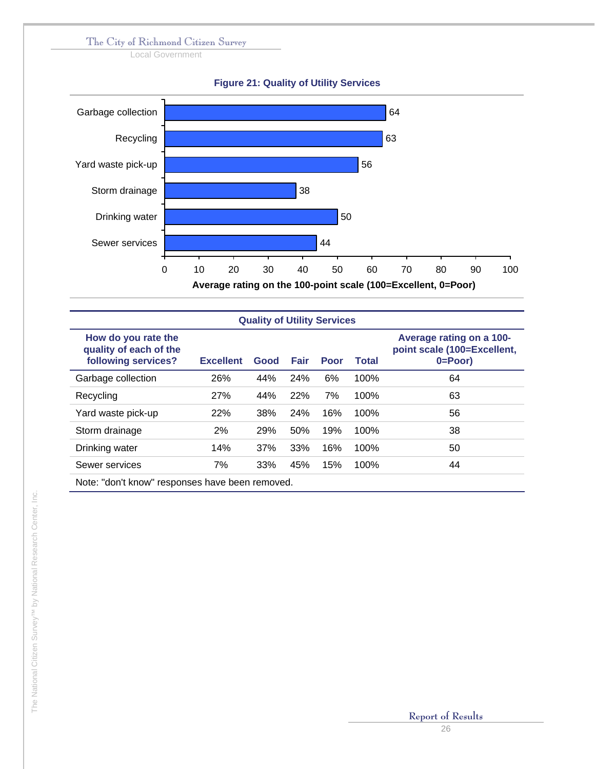**Figure 21: Quality of Utility Services**

| Service | Average rating on the 100-point scale (100=Excellent, 0=Poor) |
|---|---|
| Garbage collection | 64 |
| Recycling | 63 |
| Yard waste pick-up | 56 |
| Storm drainage | 38 |
| Drinking water | 50 |
| Sewer services | 44 |

**Quality of Utility Services**

| How do you rate the quality of each of the following services? | Excellent | Good | Fair | Poor | Total | Average rating on a 100-point scale (100=Excellent, 0=Poor) |
|---|---|---|---|---|---|---|
| Garbage collection | 26% | 44% | 24% | 6% | 100% | 64 |
| Recycling | 27% | 44% | 22% | 7% | 100% | 63 |
| Yard waste pick-up | 22% | 38% | 24% | 16% | 100% | 56 |
| Storm drainage | 2% | 29% | 50% | 19% | 100% | 38 |
| Drinking water | 14% | 37% | 33% | 16% | 100% | 50 |
| Sewer services | 7% | 33% | 45% | 15% | 100% | 44 |

Note: "don't know" responses have been removed.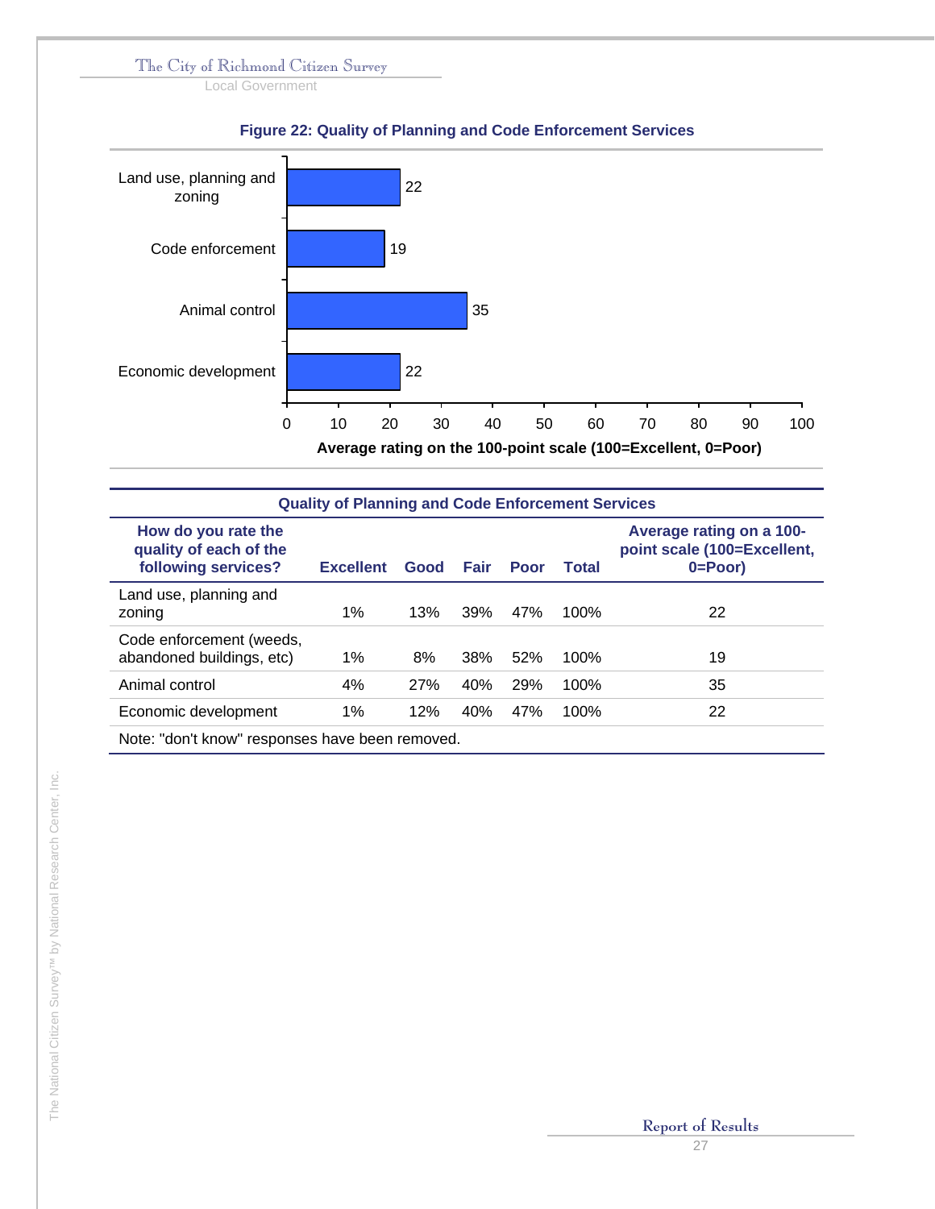**Figure 22: Quality of Planning and Code Enforcement Services**

| Service | Average rating on the 100-point scale (100=Excellent, 0=Poor) |
|---|---|
| Land use, planning and zoning | 22 |
| Code enforcement | 19 |
| Animal control | 35 |
| Economic development | 22 |

**Quality of Planning and Code Enforcement Services**

| How do you rate the quality of each of the following services? | Excellent | Good | Fair | Poor | Total | Average rating on a 100-point scale (100=Excellent, 0=Poor) |
|---|---|---|---|---|---|---|
| Land use, planning and zoning | 1% | 13% | 39% | 47% | 100% | 22 |
| Code enforcement (weeds, abandoned buildings, etc) | 1% | 8% | 38% | 52% | 100% | 19 |
| Animal control | 4% | 27% | 40% | 29% | 100% | 35 |
| Economic development | 1% | 12% | 40% | 47% | 100% | 22 |

Note: "don't know" responses have been removed.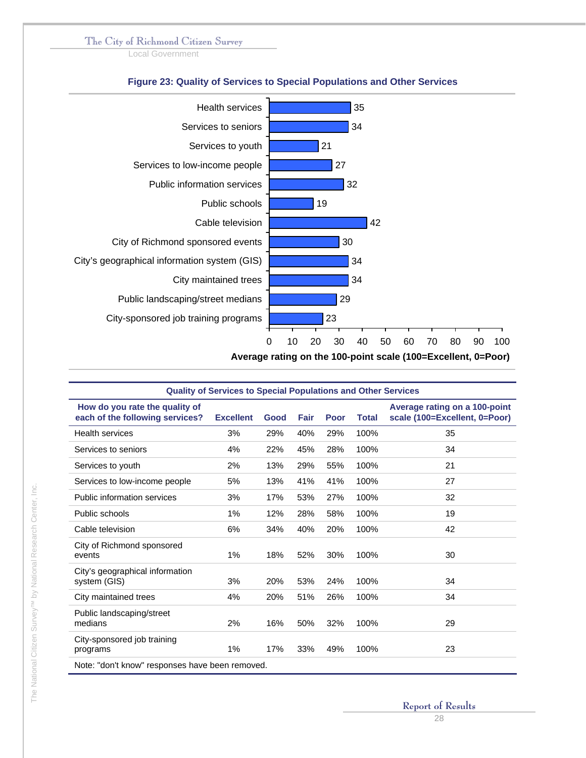**Figure 23: Quality of Services to Special Populations and Other Services**

| Service | Average rating |
|---|---|
| Health services | 35 |
| Services to seniors | 34 |
| Services to youth | 21 |
| Services to low-income people | 27 |
| Public information services | 32 |
| Public schools | 19 |
| Cable television | 42 |
| City of Richmond sponsored events | 30 |
| City's geographical information system (GIS) | 34 |
| City maintained trees | 34 |
| Public landscaping/street medians | 29 |
| City-sponsored job training programs | 23 |

Average rating on the 100-point scale (100=Excellent, 0=Poor)

**Quality of Services to Special Populations and Other Services**

| How do you rate the quality of each of the following services? | Excellent | Good | Fair | Poor | Total | Average rating on a 100-point scale (100=Excellent, 0=Poor) |
|---|---|---|---|---|---|---|
| Health services | 3% | 29% | 40% | 29% | 100% | 35 |
| Services to seniors | 4% | 22% | 45% | 28% | 100% | 34 |
| Services to youth | 2% | 13% | 29% | 55% | 100% | 21 |
| Services to low-income people | 5% | 13% | 41% | 41% | 100% | 27 |
| Public information services | 3% | 17% | 53% | 27% | 100% | 32 |
| Public schools | 1% | 12% | 28% | 58% | 100% | 19 |
| Cable television | 6% | 34% | 40% | 20% | 100% | 42 |
| City of Richmond sponsored events | 1% | 18% | 52% | 30% | 100% | 30 |
| City's geographical information system (GIS) | 3% | 20% | 53% | 24% | 100% | 34 |
| City maintained trees | 4% | 20% | 51% | 26% | 100% | 34 |
| Public landscaping/street medians | 2% | 16% | 50% | 32% | 100% | 29 |
| City-sponsored job training programs | 1% | 17% | 33% | 49% | 100% | 23 |

Note: "don't know" responses have been removed.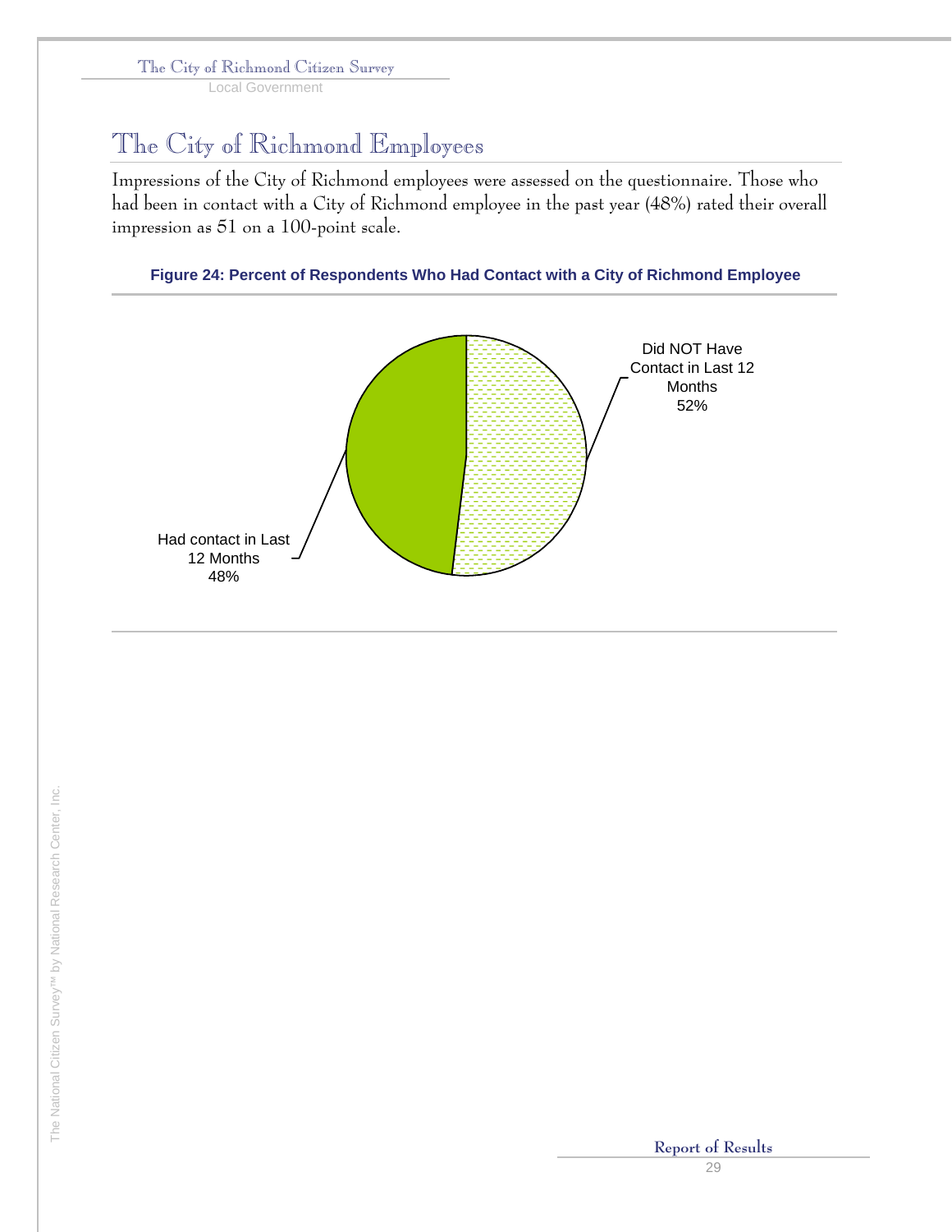# The City of Richmond Employees

Impressions of the City of Richmond employees were assessed on the questionnaire. Those who had been in contact with a City of Richmond employee in the past year (48%) rated their overall impression as 51 on a 100-point scale.

**Figure 24: Percent of Respondents Who Had Contact with a City of Richmond Employee**

| Contact with a City of Richmond Employee | Percent |
| --- | --- |
| Had contact in Last 12 Months | 48% |
| Did NOT Have Contact in Last 12 Months | 52% |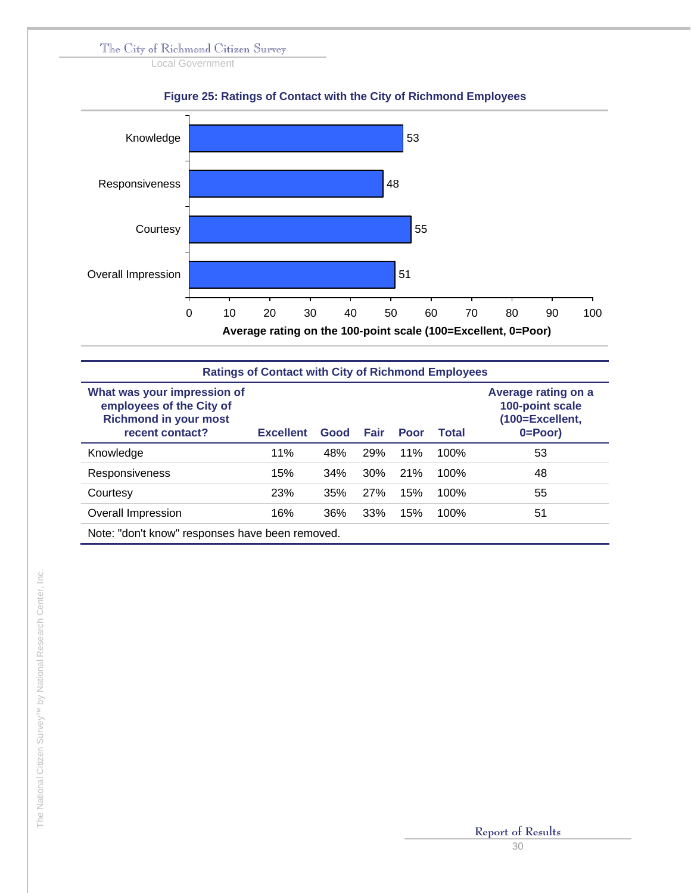**Figure 25: Ratings of Contact with the City of Richmond Employees**

| | Average rating on the 100-point scale (100=Excellent, 0=Poor) |
|---|---|
| Knowledge | 53 |
| Responsiveness | 48 |
| Courtesy | 55 |
| Overall Impression | 51 |

**Ratings of Contact with City of Richmond Employees**

| What was your impression of employees of the City of Richmond in your most recent contact? | Excellent | Good | Fair | Poor | Total | Average rating on a 100-point scale (100=Excellent, 0=Poor) |
|---|---|---|---|---|---|---|
| Knowledge | 11% | 48% | 29% | 11% | 100% | 53 |
| Responsiveness | 15% | 34% | 30% | 21% | 100% | 48 |
| Courtesy | 23% | 35% | 27% | 15% | 100% | 55 |
| Overall Impression | 16% | 36% | 33% | 15% | 100% | 51 |

Note: "don't know" responses have been removed.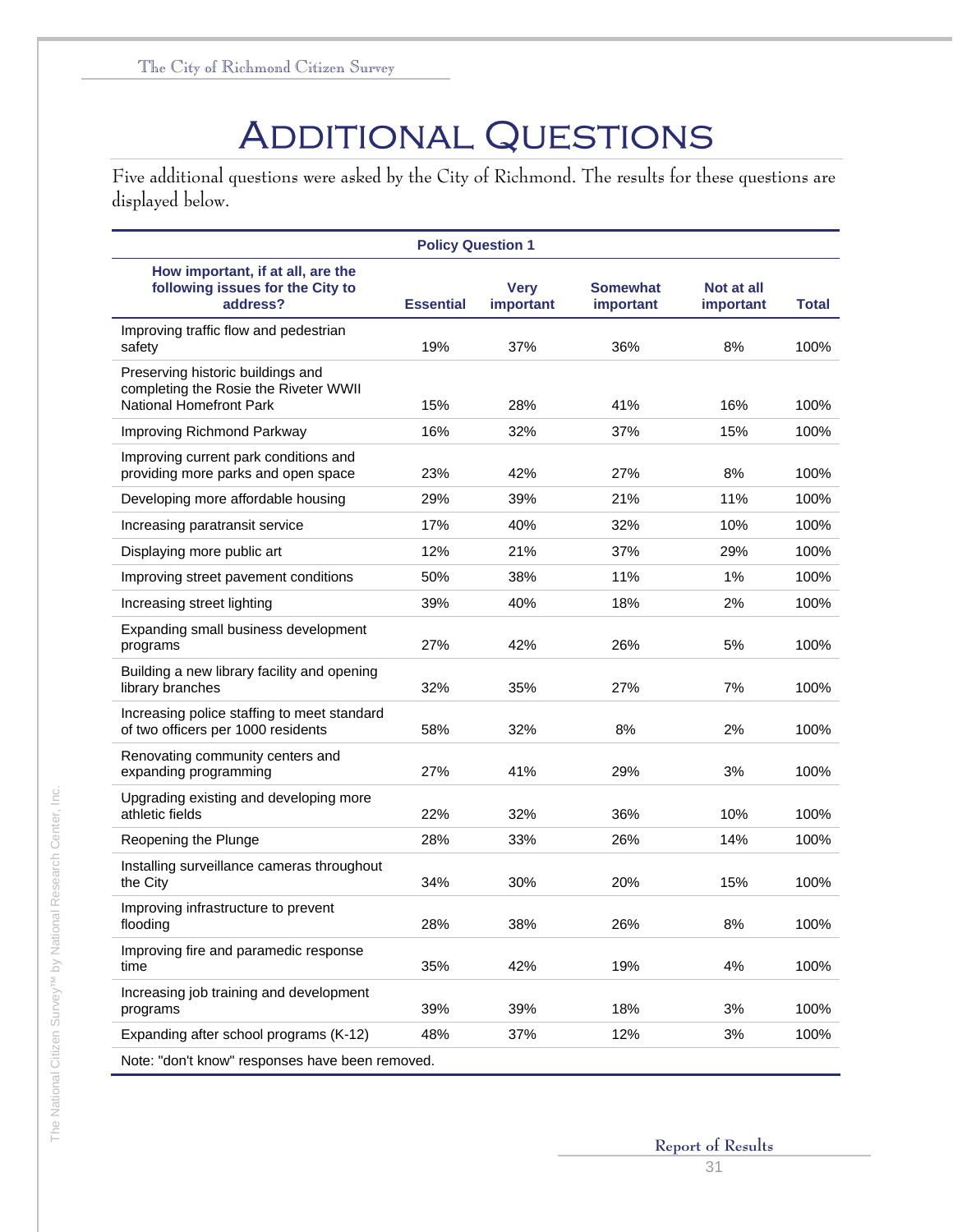# Additional Questions

Five additional questions were asked by the City of Richmond. The results for these questions are displayed below.

| Policy Question 1 | | | | | |
|---|---|---|---|---|---|
| **How important, if at all, are the following issues for the City to address?** | **Essential** | **Very important** | **Somewhat important** | **Not at all important** | **Total** |
| Improving traffic flow and pedestrian safety | 19% | 37% | 36% | 8% | 100% |
| Preserving historic buildings and completing the Rosie the Riveter WWII National Homefront Park | 15% | 28% | 41% | 16% | 100% |
| Improving Richmond Parkway | 16% | 32% | 37% | 15% | 100% |
| Improving current park conditions and providing more parks and open space | 23% | 42% | 27% | 8% | 100% |
| Developing more affordable housing | 29% | 39% | 21% | 11% | 100% |
| Increasing paratransit service | 17% | 40% | 32% | 10% | 100% |
| Displaying more public art | 12% | 21% | 37% | 29% | 100% |
| Improving street pavement conditions | 50% | 38% | 11% | 1% | 100% |
| Increasing street lighting | 39% | 40% | 18% | 2% | 100% |
| Expanding small business development programs | 27% | 42% | 26% | 5% | 100% |
| Building a new library facility and opening library branches | 32% | 35% | 27% | 7% | 100% |
| Increasing police staffing to meet standard of two officers per 1000 residents | 58% | 32% | 8% | 2% | 100% |
| Renovating community centers and expanding programming | 27% | 41% | 29% | 3% | 100% |
| Upgrading existing and developing more athletic fields | 22% | 32% | 36% | 10% | 100% |
| Reopening the Plunge | 28% | 33% | 26% | 14% | 100% |
| Installing surveillance cameras throughout the City | 34% | 30% | 20% | 15% | 100% |
| Improving infrastructure to prevent flooding | 28% | 38% | 26% | 8% | 100% |
| Improving fire and paramedic response time | 35% | 42% | 19% | 4% | 100% |
| Increasing job training and development programs | 39% | 39% | 18% | 3% | 100% |
| Expanding after school programs (K-12) | 48% | 37% | 12% | 3% | 100% |

Note: "don't know" responses have been removed.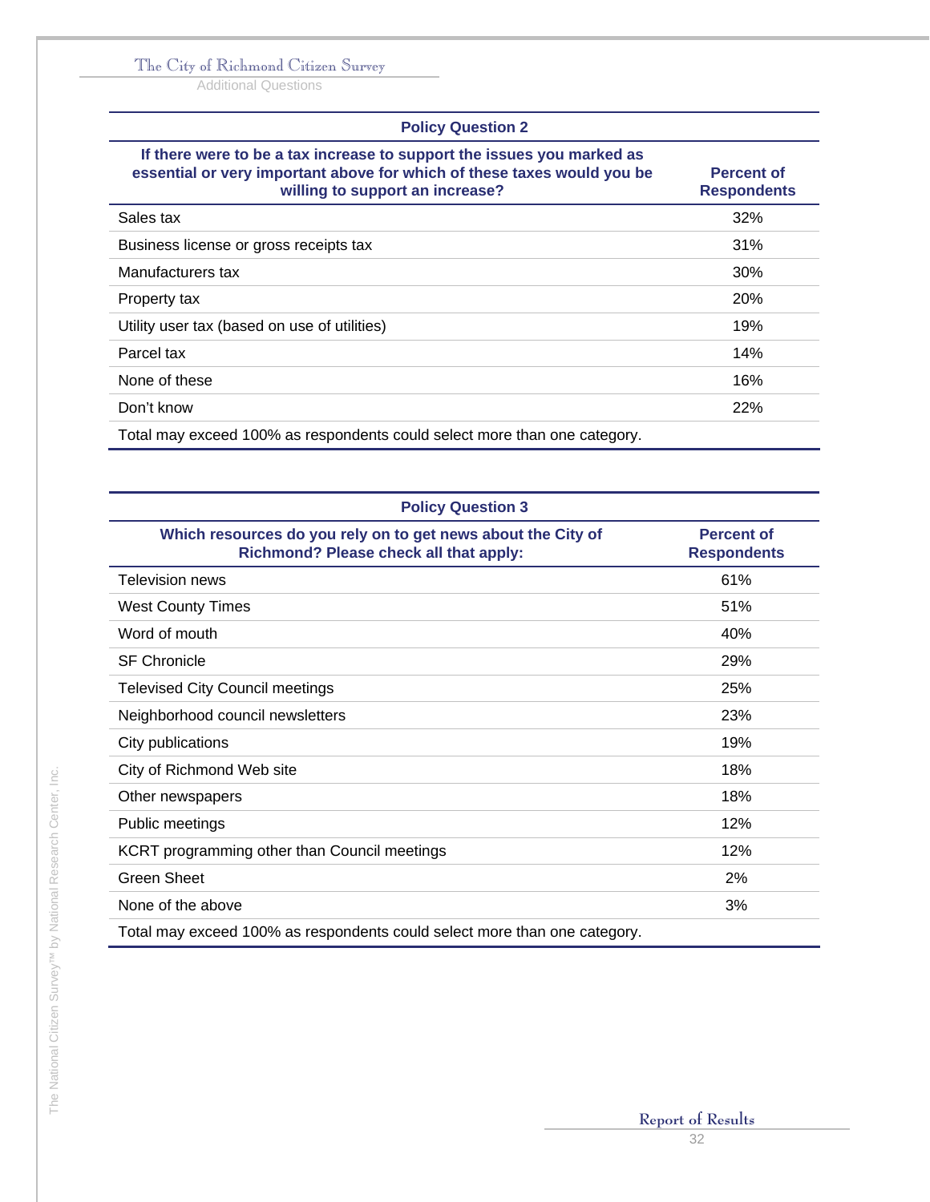| Policy Question 2 | |
|---|---|
| **If there were to be a tax increase to support the issues you marked as essential or very important above for which of these taxes would you be willing to support an increase?** | **Percent of Respondents** |
| Sales tax | 32% |
| Business license or gross receipts tax | 31% |
| Manufacturers tax | 30% |
| Property tax | 20% |
| Utility user tax (based on use of utilities) | 19% |
| Parcel tax | 14% |
| None of these | 16% |
| Don't know | 22% |
| Total may exceed 100% as respondents could select more than one category. | |

| Policy Question 3 | |
|---|---|
| **Which resources do you rely on to get news about the City of Richmond? Please check all that apply:** | **Percent of Respondents** |
| Television news | 61% |
| West County Times | 51% |
| Word of mouth | 40% |
| SF Chronicle | 29% |
| Televised City Council meetings | 25% |
| Neighborhood council newsletters | 23% |
| City publications | 19% |
| City of Richmond Web site | 18% |
| Other newspapers | 18% |
| Public meetings | 12% |
| KCRT programming other than Council meetings | 12% |
| Green Sheet | 2% |
| None of the above | 3% |
| Total may exceed 100% as respondents could select more than one category. | |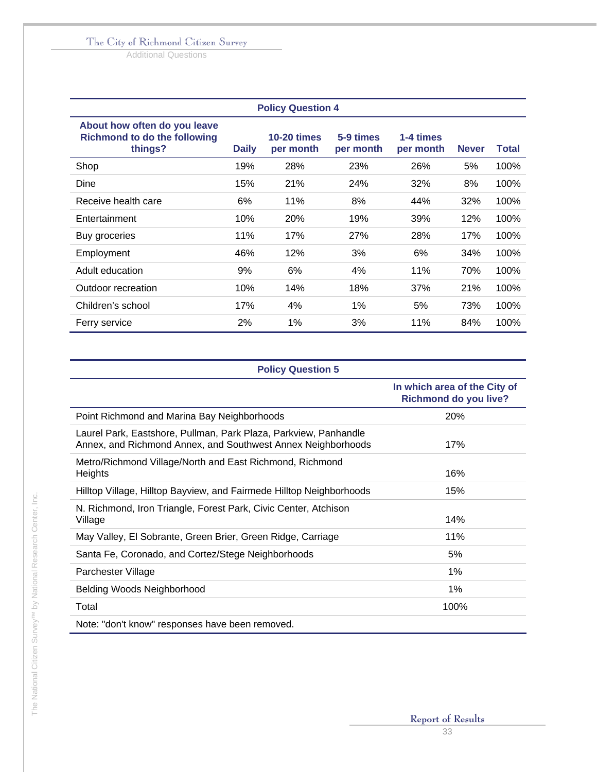| Policy Question 4 | | | | | | |
|---|---|---|---|---|---|---|
| About how often do you leave Richmond to do the following things? | Daily | 10-20 times per month | 5-9 times per month | 1-4 times per month | Never | Total |
| Shop | 19% | 28% | 23% | 26% | 5% | 100% |
| Dine | 15% | 21% | 24% | 32% | 8% | 100% |
| Receive health care | 6% | 11% | 8% | 44% | 32% | 100% |
| Entertainment | 10% | 20% | 19% | 39% | 12% | 100% |
| Buy groceries | 11% | 17% | 27% | 28% | 17% | 100% |
| Employment | 46% | 12% | 3% | 6% | 34% | 100% |
| Adult education | 9% | 6% | 4% | 11% | 70% | 100% |
| Outdoor recreation | 10% | 14% | 18% | 37% | 21% | 100% |
| Children's school | 17% | 4% | 1% | 5% | 73% | 100% |
| Ferry service | 2% | 1% | 3% | 11% | 84% | 100% |

| Policy Question 5 | |
|---|---|
| | In which area of the City of Richmond do you live? |
| Point Richmond and Marina Bay Neighborhoods | 20% |
| Laurel Park, Eastshore, Pullman, Park Plaza, Parkview, Panhandle Annex, and Richmond Annex, and Southwest Annex Neighborhoods | 17% |
| Metro/Richmond Village/North and East Richmond, Richmond Heights | 16% |
| Hilltop Village, Hilltop Bayview, and Fairmede Hilltop Neighborhoods | 15% |
| N. Richmond, Iron Triangle, Forest Park, Civic Center, Atchison Village | 14% |
| May Valley, El Sobrante, Green Brier, Green Ridge, Carriage | 11% |
| Santa Fe, Coronado, and Cortez/Stege Neighborhoods | 5% |
| Parchester Village | 1% |
| Belding Woods Neighborhood | 1% |
| Total | 100% |
| Note: "don't know" responses have been removed. | |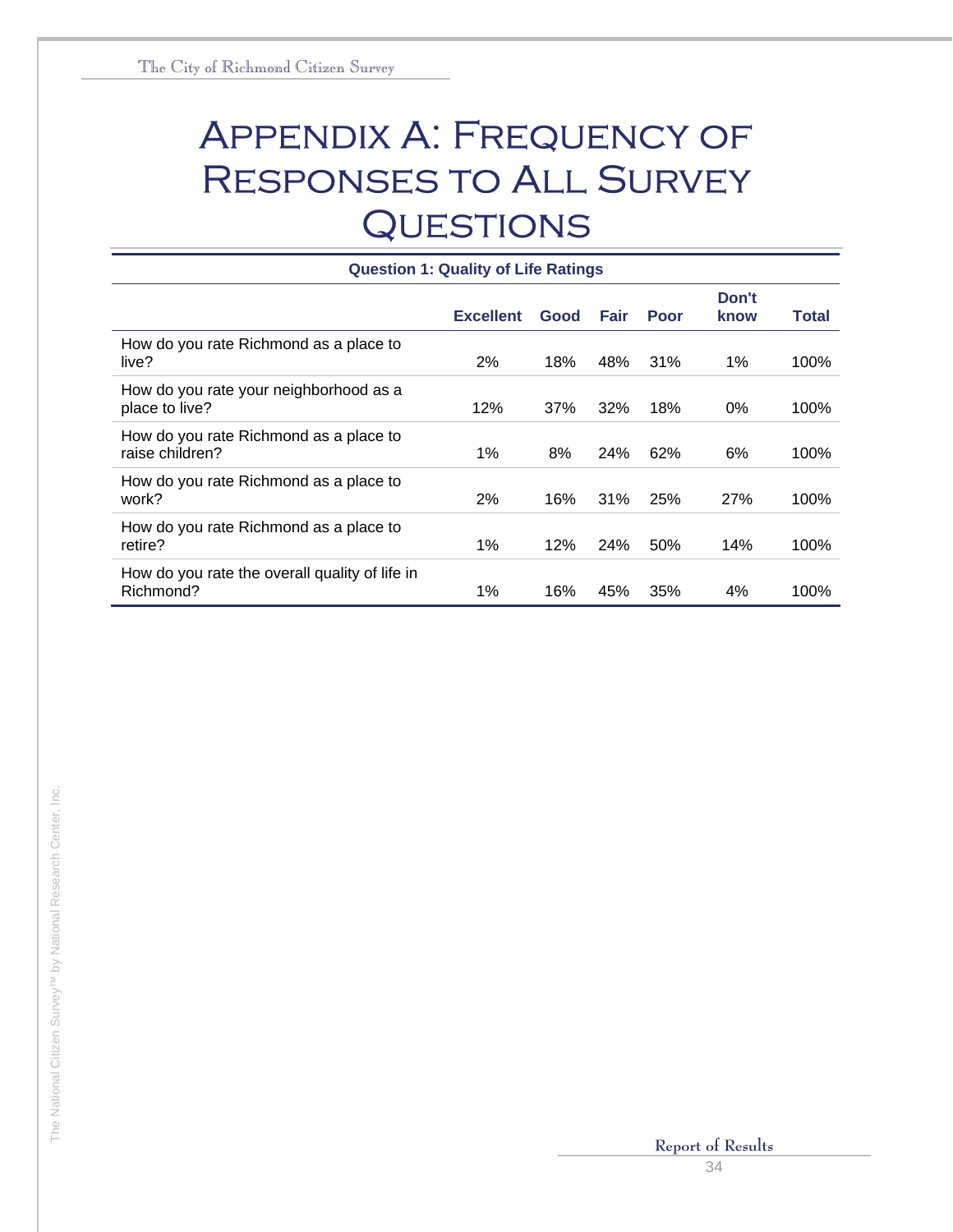# Appendix A: Frequency of Responses to All Survey Questions

**Question 1: Quality of Life Ratings**

| | Excellent | Good | Fair | Poor | Don't know | Total |
|---|---|---|---|---|---|---|
| How do you rate Richmond as a place to live? | 2% | 18% | 48% | 31% | 1% | 100% |
| How do you rate your neighborhood as a place to live? | 12% | 37% | 32% | 18% | 0% | 100% |
| How do you rate Richmond as a place to raise children? | 1% | 8% | 24% | 62% | 6% | 100% |
| How do you rate Richmond as a place to work? | 2% | 16% | 31% | 25% | 27% | 100% |
| How do you rate Richmond as a place to retire? | 1% | 12% | 24% | 50% | 14% | 100% |
| How do you rate the overall quality of life in Richmond? | 1% | 16% | 45% | 35% | 4% | 100% |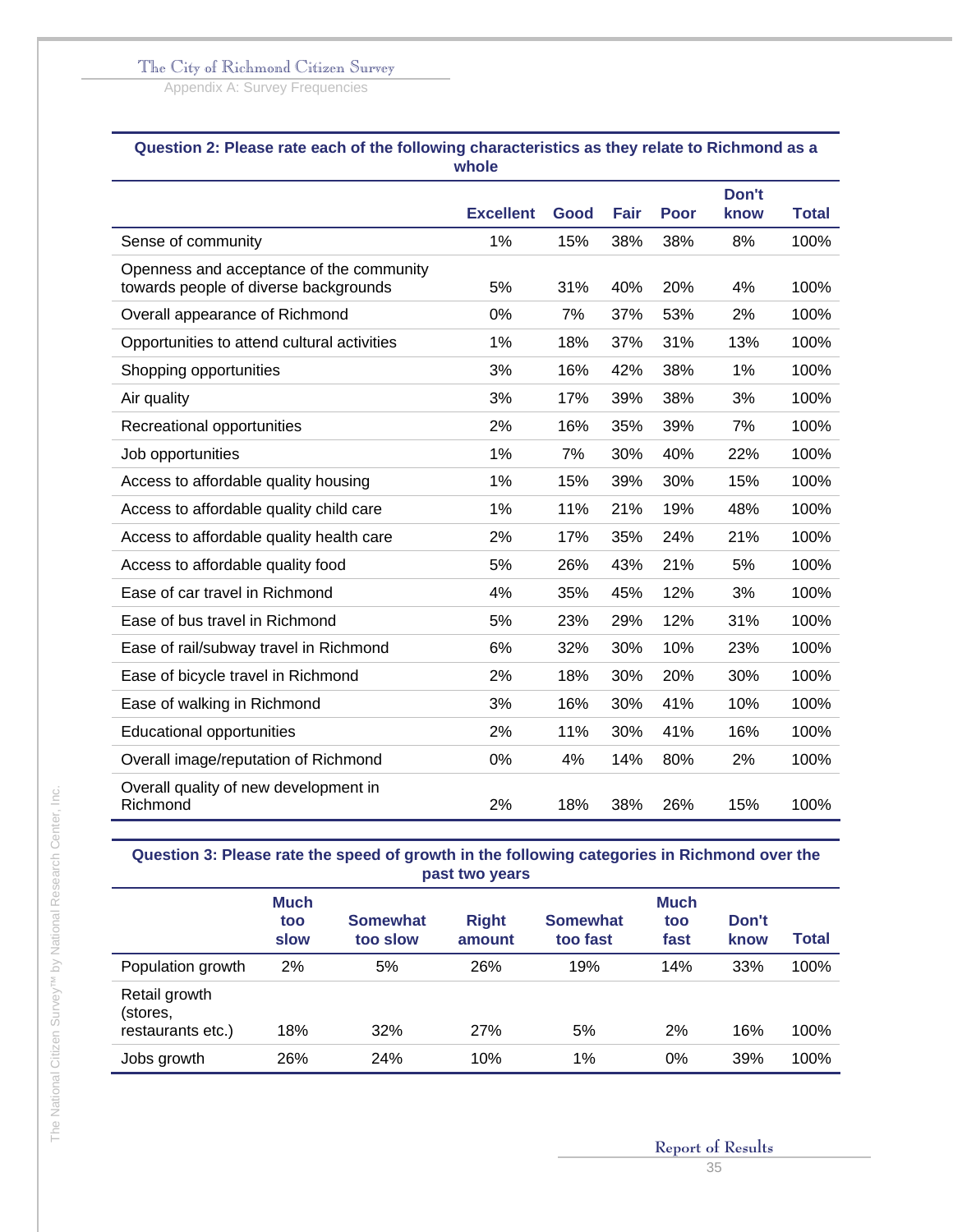**Question 2: Please rate each of the following characteristics as they relate to Richmond as a whole**

| | Excellent | Good | Fair | Poor | Don't know | Total |
|---|---|---|---|---|---|---|
| Sense of community | 1% | 15% | 38% | 38% | 8% | 100% |
| Openness and acceptance of the community towards people of diverse backgrounds | 5% | 31% | 40% | 20% | 4% | 100% |
| Overall appearance of Richmond | 0% | 7% | 37% | 53% | 2% | 100% |
| Opportunities to attend cultural activities | 1% | 18% | 37% | 31% | 13% | 100% |
| Shopping opportunities | 3% | 16% | 42% | 38% | 1% | 100% |
| Air quality | 3% | 17% | 39% | 38% | 3% | 100% |
| Recreational opportunities | 2% | 16% | 35% | 39% | 7% | 100% |
| Job opportunities | 1% | 7% | 30% | 40% | 22% | 100% |
| Access to affordable quality housing | 1% | 15% | 39% | 30% | 15% | 100% |
| Access to affordable quality child care | 1% | 11% | 21% | 19% | 48% | 100% |
| Access to affordable quality health care | 2% | 17% | 35% | 24% | 21% | 100% |
| Access to affordable quality food | 5% | 26% | 43% | 21% | 5% | 100% |
| Ease of car travel in Richmond | 4% | 35% | 45% | 12% | 3% | 100% |
| Ease of bus travel in Richmond | 5% | 23% | 29% | 12% | 31% | 100% |
| Ease of rail/subway travel in Richmond | 6% | 32% | 30% | 10% | 23% | 100% |
| Ease of bicycle travel in Richmond | 2% | 18% | 30% | 20% | 30% | 100% |
| Ease of walking in Richmond | 3% | 16% | 30% | 41% | 10% | 100% |
| Educational opportunities | 2% | 11% | 30% | 41% | 16% | 100% |
| Overall image/reputation of Richmond | 0% | 4% | 14% | 80% | 2% | 100% |
| Overall quality of new development in Richmond | 2% | 18% | 38% | 26% | 15% | 100% |

**Question 3: Please rate the speed of growth in the following categories in Richmond over the past two years**

| | Much too slow | Somewhat too slow | Right amount | Somewhat too fast | Much too fast | Don't know | Total |
|---|---|---|---|---|---|---|---|
| Population growth | 2% | 5% | 26% | 19% | 14% | 33% | 100% |
| Retail growth (stores, restaurants etc.) | 18% | 32% | 27% | 5% | 2% | 16% | 100% |
| Jobs growth | 26% | 24% | 10% | 1% | 0% | 39% | 100% |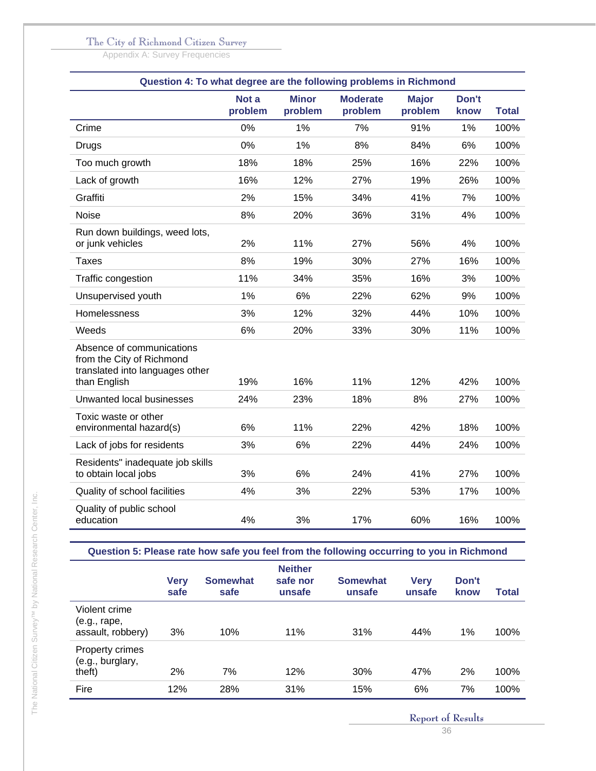| Question 4: To what degree are the following problems in Richmond | | | | | | |
|---|---|---|---|---|---|---|
| | Not a problem | Minor problem | Moderate problem | Major problem | Don't know | Total |
| Crime | 0% | 1% | 7% | 91% | 1% | 100% |
| Drugs | 0% | 1% | 8% | 84% | 6% | 100% |
| Too much growth | 18% | 18% | 25% | 16% | 22% | 100% |
| Lack of growth | 16% | 12% | 27% | 19% | 26% | 100% |
| Graffiti | 2% | 15% | 34% | 41% | 7% | 100% |
| Noise | 8% | 20% | 36% | 31% | 4% | 100% |
| Run down buildings, weed lots, or junk vehicles | 2% | 11% | 27% | 56% | 4% | 100% |
| Taxes | 8% | 19% | 30% | 27% | 16% | 100% |
| Traffic congestion | 11% | 34% | 35% | 16% | 3% | 100% |
| Unsupervised youth | 1% | 6% | 22% | 62% | 9% | 100% |
| Homelessness | 3% | 12% | 32% | 44% | 10% | 100% |
| Weeds | 6% | 20% | 33% | 30% | 11% | 100% |
| Absence of communications from the City of Richmond translated into languages other than English | 19% | 16% | 11% | 12% | 42% | 100% |
| Unwanted local businesses | 24% | 23% | 18% | 8% | 27% | 100% |
| Toxic waste or other environmental hazard(s) | 6% | 11% | 22% | 42% | 18% | 100% |
| Lack of jobs for residents | 3% | 6% | 22% | 44% | 24% | 100% |
| Residents" inadequate job skills to obtain local jobs | 3% | 6% | 24% | 41% | 27% | 100% |
| Quality of school facilities | 4% | 3% | 22% | 53% | 17% | 100% |
| Quality of public school education | 4% | 3% | 17% | 60% | 16% | 100% |

| Question 5: Please rate how safe you feel from the following occurring to you in Richmond | | | | | | | |
|---|---|---|---|---|---|---|---|
| | Very safe | Somewhat safe | Neither safe nor unsafe | Somewhat unsafe | Very unsafe | Don't know | Total |
| Violent crime (e.g., rape, assault, robbery) | 3% | 10% | 11% | 31% | 44% | 1% | 100% |
| Property crimes (e.g., burglary, theft) | 2% | 7% | 12% | 30% | 47% | 2% | 100% |
| Fire | 12% | 28% | 31% | 15% | 6% | 7% | 100% |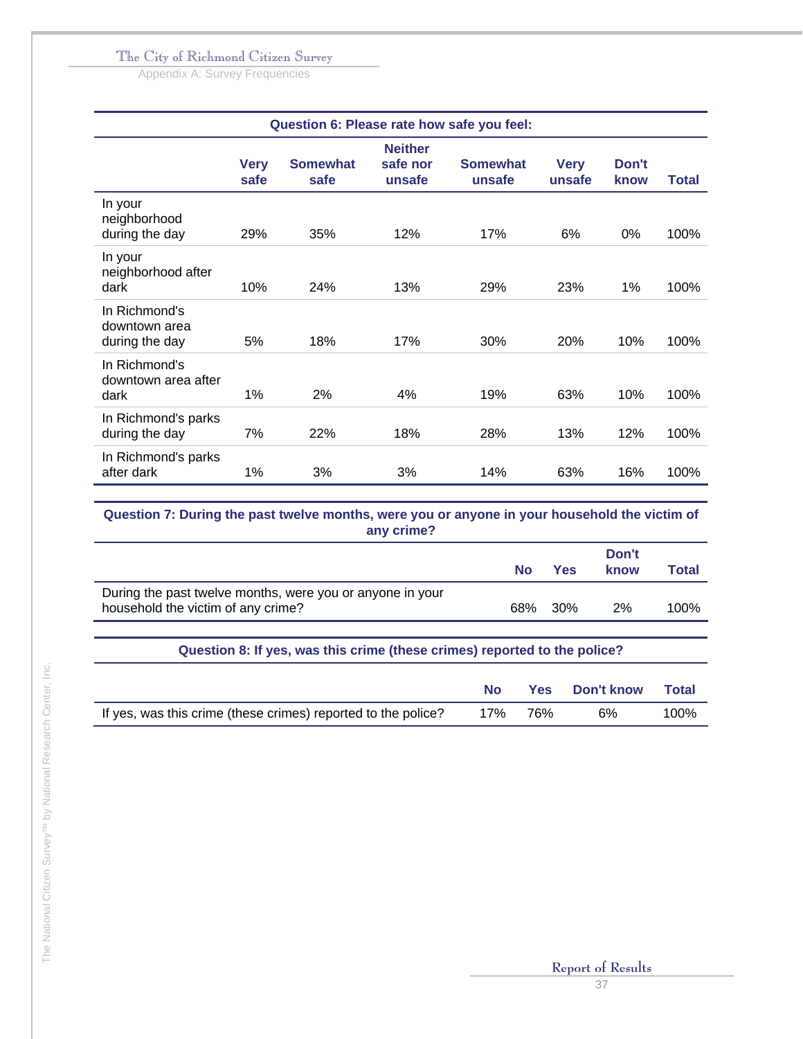| Question 6: Please rate how safe you feel: | Very safe | Somewhat safe | Neither safe nor unsafe | Somewhat unsafe | Very unsafe | Don't know | Total |
|---|---|---|---|---|---|---|---|
| In your neighborhood during the day | 29% | 35% | 12% | 17% | 6% | 0% | 100% |
| In your neighborhood after dark | 10% | 24% | 13% | 29% | 23% | 1% | 100% |
| In Richmond's downtown area during the day | 5% | 18% | 17% | 30% | 20% | 10% | 100% |
| In Richmond's downtown area after dark | 1% | 2% | 4% | 19% | 63% | 10% | 100% |
| In Richmond's parks during the day | 7% | 22% | 18% | 28% | 13% | 12% | 100% |
| In Richmond's parks after dark | 1% | 3% | 3% | 14% | 63% | 16% | 100% |

| Question 7: During the past twelve months, were you or anyone in your household the victim of any crime? | No | Yes | Don't know | Total |
|---|---|---|---|---|
| During the past twelve months, were you or anyone in your household the victim of any crime? | 68% | 30% | 2% | 100% |

| Question 8: If yes, was this crime (these crimes) reported to the police? | No | Yes | Don't know | Total |
|---|---|---|---|---|
| If yes, was this crime (these crimes) reported to the police? | 17% | 76% | 6% | 100% |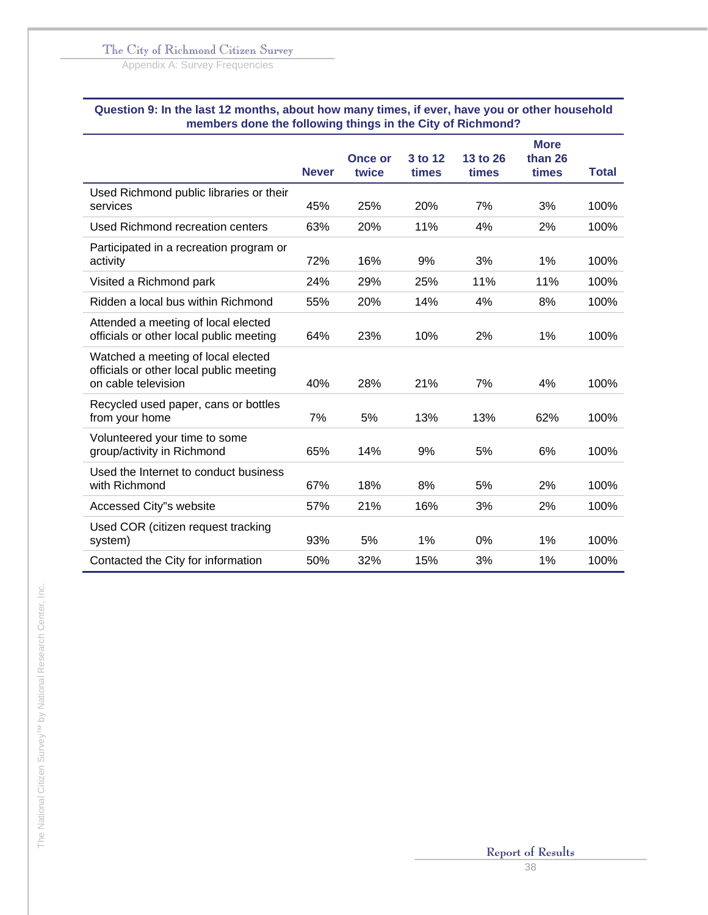**Question 9: In the last 12 months, about how many times, if ever, have you or other household members done the following things in the City of Richmond?**

| | Never | Once or twice | 3 to 12 times | 13 to 26 times | More than 26 times | Total |
|---|---|---|---|---|---|---|
| Used Richmond public libraries or their services | 45% | 25% | 20% | 7% | 3% | 100% |
| Used Richmond recreation centers | 63% | 20% | 11% | 4% | 2% | 100% |
| Participated in a recreation program or activity | 72% | 16% | 9% | 3% | 1% | 100% |
| Visited a Richmond park | 24% | 29% | 25% | 11% | 11% | 100% |
| Ridden a local bus within Richmond | 55% | 20% | 14% | 4% | 8% | 100% |
| Attended a meeting of local elected officials or other local public meeting | 64% | 23% | 10% | 2% | 1% | 100% |
| Watched a meeting of local elected officials or other local public meeting on cable television | 40% | 28% | 21% | 7% | 4% | 100% |
| Recycled used paper, cans or bottles from your home | 7% | 5% | 13% | 13% | 62% | 100% |
| Volunteered your time to some group/activity in Richmond | 65% | 14% | 9% | 5% | 6% | 100% |
| Used the Internet to conduct business with Richmond | 67% | 18% | 8% | 5% | 2% | 100% |
| Accessed City"s website | 57% | 21% | 16% | 3% | 2% | 100% |
| Used COR (citizen request tracking system) | 93% | 5% | 1% | 0% | 1% | 100% |
| Contacted the City for information | 50% | 32% | 15% | 3% | 1% | 100% |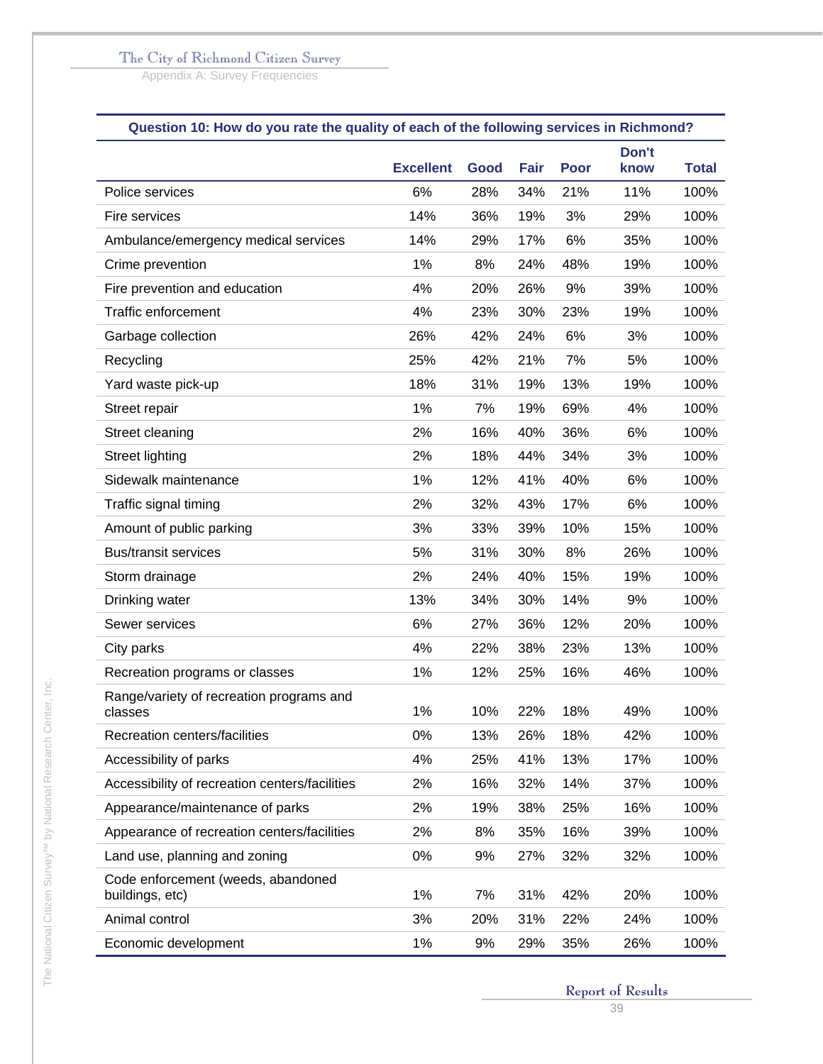| Question 10: How do you rate the quality of each of the following services in Richmond? | | | | | | |
|---|---|---|---|---|---|---|
| | Excellent | Good | Fair | Poor | Don't know | Total |
| Police services | 6% | 28% | 34% | 21% | 11% | 100% |
| Fire services | 14% | 36% | 19% | 3% | 29% | 100% |
| Ambulance/emergency medical services | 14% | 29% | 17% | 6% | 35% | 100% |
| Crime prevention | 1% | 8% | 24% | 48% | 19% | 100% |
| Fire prevention and education | 4% | 20% | 26% | 9% | 39% | 100% |
| Traffic enforcement | 4% | 23% | 30% | 23% | 19% | 100% |
| Garbage collection | 26% | 42% | 24% | 6% | 3% | 100% |
| Recycling | 25% | 42% | 21% | 7% | 5% | 100% |
| Yard waste pick-up | 18% | 31% | 19% | 13% | 19% | 100% |
| Street repair | 1% | 7% | 19% | 69% | 4% | 100% |
| Street cleaning | 2% | 16% | 40% | 36% | 6% | 100% |
| Street lighting | 2% | 18% | 44% | 34% | 3% | 100% |
| Sidewalk maintenance | 1% | 12% | 41% | 40% | 6% | 100% |
| Traffic signal timing | 2% | 32% | 43% | 17% | 6% | 100% |
| Amount of public parking | 3% | 33% | 39% | 10% | 15% | 100% |
| Bus/transit services | 5% | 31% | 30% | 8% | 26% | 100% |
| Storm drainage | 2% | 24% | 40% | 15% | 19% | 100% |
| Drinking water | 13% | 34% | 30% | 14% | 9% | 100% |
| Sewer services | 6% | 27% | 36% | 12% | 20% | 100% |
| City parks | 4% | 22% | 38% | 23% | 13% | 100% |
| Recreation programs or classes | 1% | 12% | 25% | 16% | 46% | 100% |
| Range/variety of recreation programs and classes | 1% | 10% | 22% | 18% | 49% | 100% |
| Recreation centers/facilities | 0% | 13% | 26% | 18% | 42% | 100% |
| Accessibility of parks | 4% | 25% | 41% | 13% | 17% | 100% |
| Accessibility of recreation centers/facilities | 2% | 16% | 32% | 14% | 37% | 100% |
| Appearance/maintenance of parks | 2% | 19% | 38% | 25% | 16% | 100% |
| Appearance of recreation centers/facilities | 2% | 8% | 35% | 16% | 39% | 100% |
| Land use, planning and zoning | 0% | 9% | 27% | 32% | 32% | 100% |
| Code enforcement (weeds, abandoned buildings, etc) | 1% | 7% | 31% | 42% | 20% | 100% |
| Animal control | 3% | 20% | 31% | 22% | 24% | 100% |
| Economic development | 1% | 9% | 29% | 35% | 26% | 100% |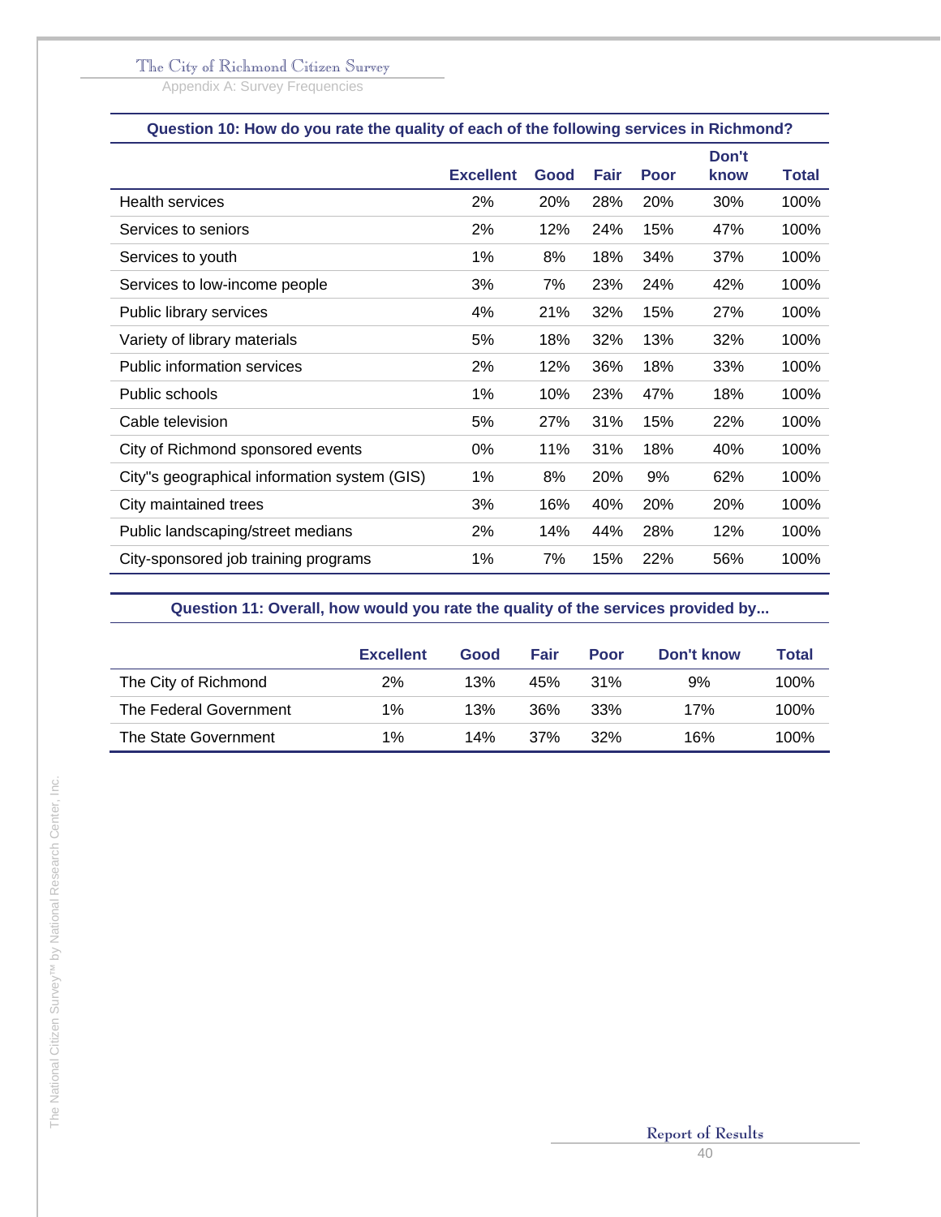| Question 10: How do you rate the quality of each of the following services in Richmond? | | | | | | |
|---|---|---|---|---|---|---|
| | Excellent | Good | Fair | Poor | Don't know | Total |
| Health services | 2% | 20% | 28% | 20% | 30% | 100% |
| Services to seniors | 2% | 12% | 24% | 15% | 47% | 100% |
| Services to youth | 1% | 8% | 18% | 34% | 37% | 100% |
| Services to low-income people | 3% | 7% | 23% | 24% | 42% | 100% |
| Public library services | 4% | 21% | 32% | 15% | 27% | 100% |
| Variety of library materials | 5% | 18% | 32% | 13% | 32% | 100% |
| Public information services | 2% | 12% | 36% | 18% | 33% | 100% |
| Public schools | 1% | 10% | 23% | 47% | 18% | 100% |
| Cable television | 5% | 27% | 31% | 15% | 22% | 100% |
| City of Richmond sponsored events | 0% | 11% | 31% | 18% | 40% | 100% |
| City"s geographical information system (GIS) | 1% | 8% | 20% | 9% | 62% | 100% |
| City maintained trees | 3% | 16% | 40% | 20% | 20% | 100% |
| Public landscaping/street medians | 2% | 14% | 44% | 28% | 12% | 100% |
| City-sponsored job training programs | 1% | 7% | 15% | 22% | 56% | 100% |

| Question 11: Overall, how would you rate the quality of the services provided by... | | | | | | |
|---|---|---|---|---|---|---|
| | Excellent | Good | Fair | Poor | Don't know | Total |
| The City of Richmond | 2% | 13% | 45% | 31% | 9% | 100% |
| The Federal Government | 1% | 13% | 36% | 33% | 17% | 100% |
| The State Government | 1% | 14% | 37% | 32% | 16% | 100% |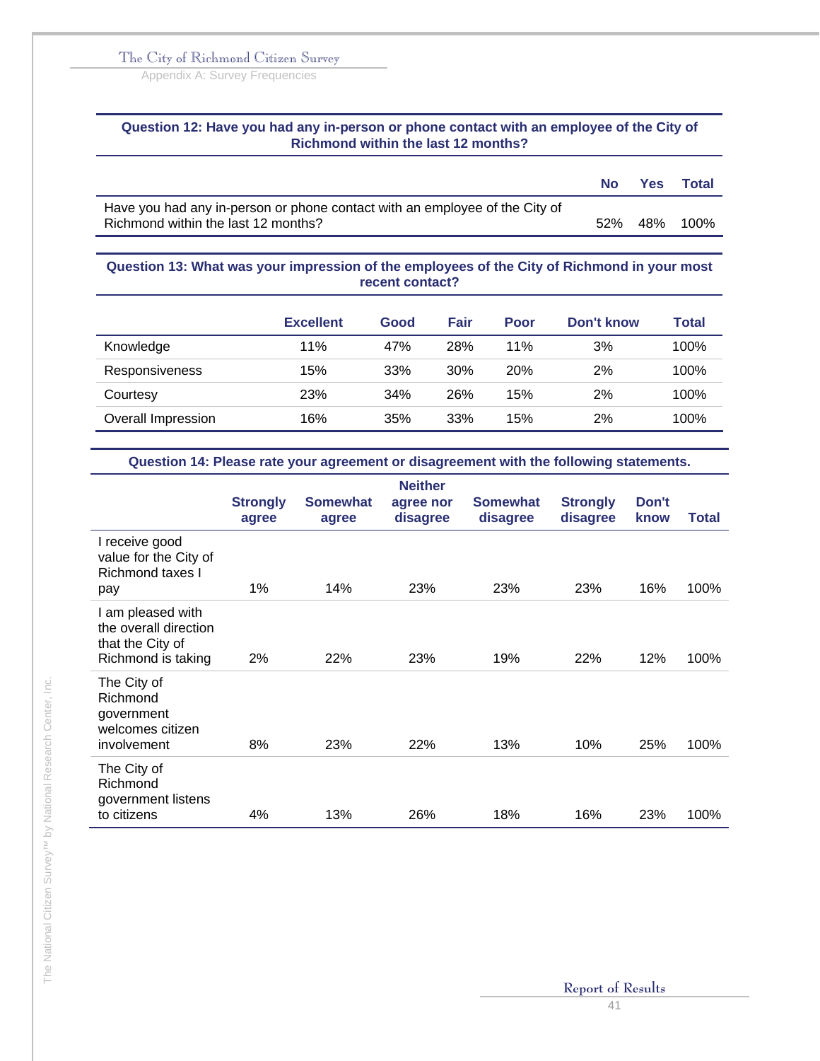### Question 12: Have you had any in-person or phone contact with an employee of the City of Richmond within the last 12 months?

| | No | Yes | Total |
|---|---|---|---|
| Have you had any in-person or phone contact with an employee of the City of Richmond within the last 12 months? | 52% | 48% | 100% |

### Question 13: What was your impression of the employees of the City of Richmond in your most recent contact?

| | Excellent | Good | Fair | Poor | Don't know | Total |
|---|---|---|---|---|---|---|
| Knowledge | 11% | 47% | 28% | 11% | 3% | 100% |
| Responsiveness | 15% | 33% | 30% | 20% | 2% | 100% |
| Courtesy | 23% | 34% | 26% | 15% | 2% | 100% |
| Overall Impression | 16% | 35% | 33% | 15% | 2% | 100% |

### Question 14: Please rate your agreement or disagreement with the following statements.

| | Strongly agree | Somewhat agree | Neither agree nor disagree | Somewhat disagree | Strongly disagree | Don't know | Total |
|---|---|---|---|---|---|---|---|
| I receive good value for the City of Richmond taxes I pay | 1% | 14% | 23% | 23% | 23% | 16% | 100% |
| I am pleased with the overall direction that the City of Richmond is taking | 2% | 22% | 23% | 19% | 22% | 12% | 100% |
| The City of Richmond government welcomes citizen involvement | 8% | 23% | 22% | 13% | 10% | 25% | 100% |
| The City of Richmond government listens to citizens | 4% | 13% | 26% | 18% | 16% | 23% | 100% |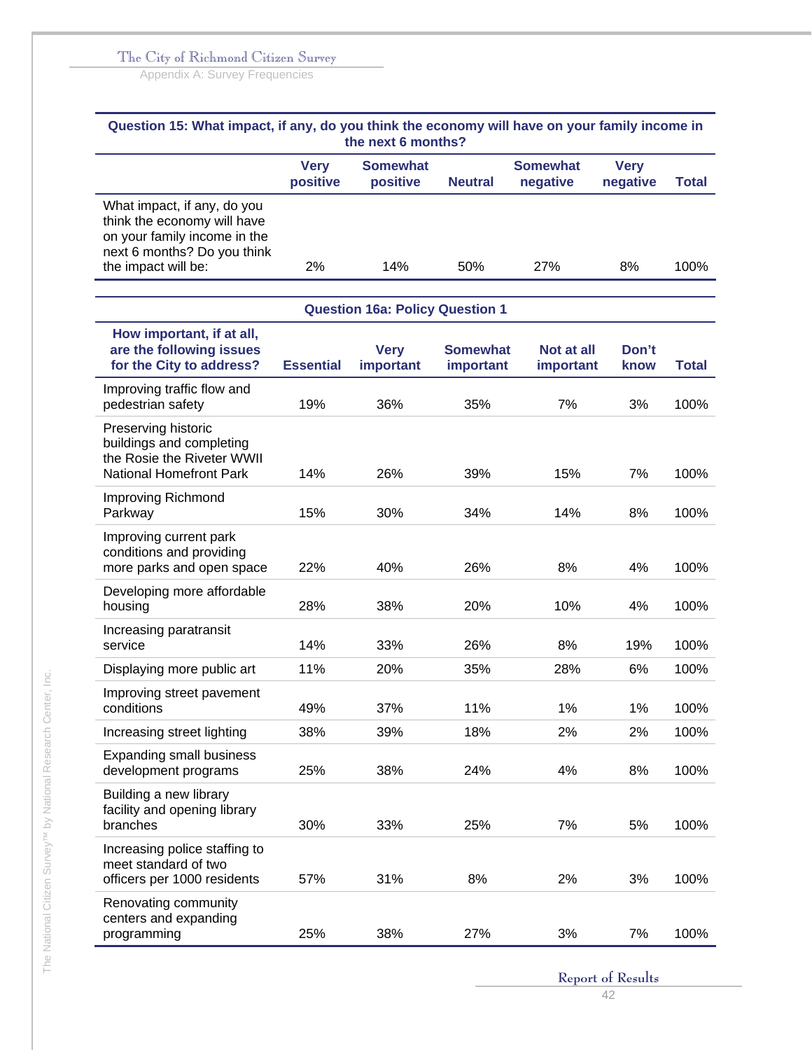| Question 15: What impact, if any, do you think the economy will have on your family income in the next 6 months? | | | | | | |
|---|---|---|---|---|---|---|
| | Very positive | Somewhat positive | Neutral | Somewhat negative | Very negative | Total |
| What impact, if any, do you think the economy will have on your family income in the next 6 months? Do you think the impact will be: | 2% | 14% | 50% | 27% | 8% | 100% |

| Question 16a: Policy Question 1 | | | | | | |
|---|---|---|---|---|---|---|
| How important, if at all, are the following issues for the City to address? | Essential | Very important | Somewhat important | Not at all important | Don't know | Total |
| Improving traffic flow and pedestrian safety | 19% | 36% | 35% | 7% | 3% | 100% |
| Preserving historic buildings and completing the Rosie the Riveter WWII National Homefront Park | 14% | 26% | 39% | 15% | 7% | 100% |
| Improving Richmond Parkway | 15% | 30% | 34% | 14% | 8% | 100% |
| Improving current park conditions and providing more parks and open space | 22% | 40% | 26% | 8% | 4% | 100% |
| Developing more affordable housing | 28% | 38% | 20% | 10% | 4% | 100% |
| Increasing paratransit service | 14% | 33% | 26% | 8% | 19% | 100% |
| Displaying more public art | 11% | 20% | 35% | 28% | 6% | 100% |
| Improving street pavement conditions | 49% | 37% | 11% | 1% | 1% | 100% |
| Increasing street lighting | 38% | 39% | 18% | 2% | 2% | 100% |
| Expanding small business development programs | 25% | 38% | 24% | 4% | 8% | 100% |
| Building a new library facility and opening library branches | 30% | 33% | 25% | 7% | 5% | 100% |
| Increasing police staffing to meet standard of two officers per 1000 residents | 57% | 31% | 8% | 2% | 3% | 100% |
| Renovating community centers and expanding programming | 25% | 38% | 27% | 3% | 7% | 100% |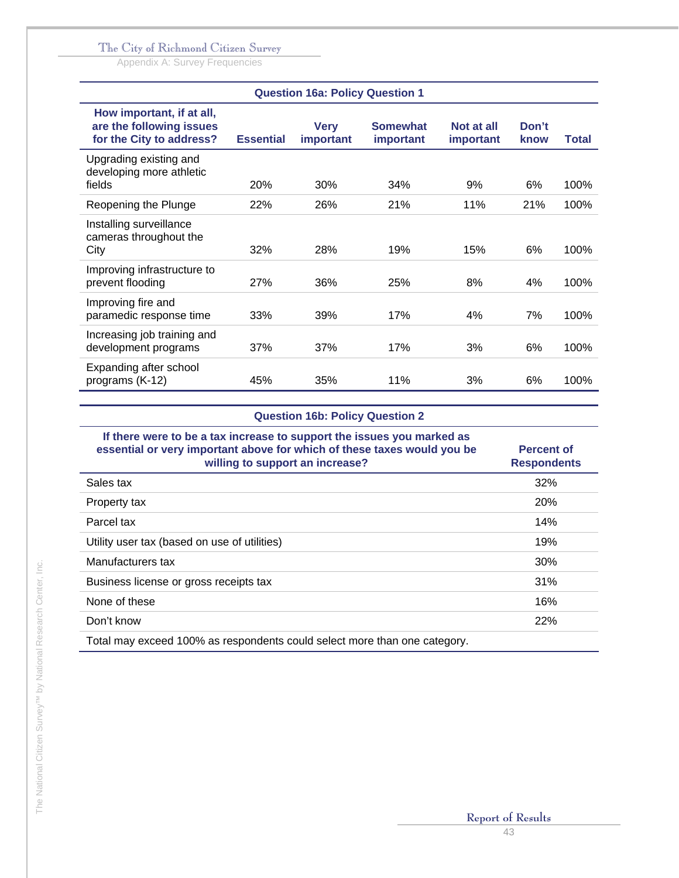### Question 16a: Policy Question 1

| How important, if at all, are the following issues for the City to address? | Essential | Very important | Somewhat important | Not at all important | Don't know | Total |
|---|---|---|---|---|---|---|
| Upgrading existing and developing more athletic fields | 20% | 30% | 34% | 9% | 6% | 100% |
| Reopening the Plunge | 22% | 26% | 21% | 11% | 21% | 100% |
| Installing surveillance cameras throughout the City | 32% | 28% | 19% | 15% | 6% | 100% |
| Improving infrastructure to prevent flooding | 27% | 36% | 25% | 8% | 4% | 100% |
| Improving fire and paramedic response time | 33% | 39% | 17% | 4% | 7% | 100% |
| Increasing job training and development programs | 37% | 37% | 17% | 3% | 6% | 100% |
| Expanding after school programs (K-12) | 45% | 35% | 11% | 3% | 6% | 100% |

### Question 16b: Policy Question 2

| If there were to be a tax increase to support the issues you marked as essential or very important above for which of these taxes would you be willing to support an increase? | Percent of Respondents |
|---|---|
| Sales tax | 32% |
| Property tax | 20% |
| Parcel tax | 14% |
| Utility user tax (based on use of utilities) | 19% |
| Manufacturers tax | 30% |
| Business license or gross receipts tax | 31% |
| None of these | 16% |
| Don't know | 22% |

Total may exceed 100% as respondents could select more than one category.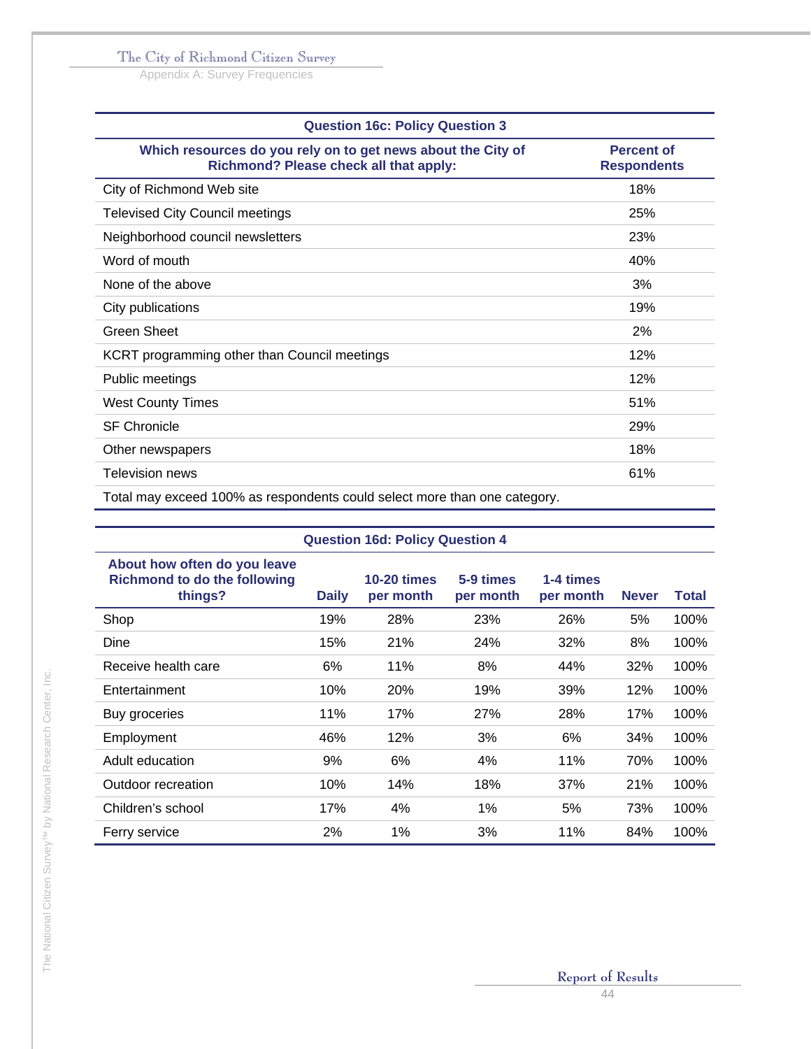| Question 16c: Policy Question 3 | |
|---|---|
| **Which resources do you rely on to get news about the City of Richmond? Please check all that apply:** | **Percent of Respondents** |
| City of Richmond Web site | 18% |
| Televised City Council meetings | 25% |
| Neighborhood council newsletters | 23% |
| Word of mouth | 40% |
| None of the above | 3% |
| City publications | 19% |
| Green Sheet | 2% |
| KCRT programming other than Council meetings | 12% |
| Public meetings | 12% |
| West County Times | 51% |
| SF Chronicle | 29% |
| Other newspapers | 18% |
| Television news | 61% |
| Total may exceed 100% as respondents could select more than one category. | |

| Question 16d: Policy Question 4 | | | | | | |
|---|---|---|---|---|---|---|
| **About how often do you leave Richmond to do the following things?** | **Daily** | **10-20 times per month** | **5-9 times per month** | **1-4 times per month** | **Never** | **Total** |
| Shop | 19% | 28% | 23% | 26% | 5% | 100% |
| Dine | 15% | 21% | 24% | 32% | 8% | 100% |
| Receive health care | 6% | 11% | 8% | 44% | 32% | 100% |
| Entertainment | 10% | 20% | 19% | 39% | 12% | 100% |
| Buy groceries | 11% | 17% | 27% | 28% | 17% | 100% |
| Employment | 46% | 12% | 3% | 6% | 34% | 100% |
| Adult education | 9% | 6% | 4% | 11% | 70% | 100% |
| Outdoor recreation | 10% | 14% | 18% | 37% | 21% | 100% |
| Children's school | 17% | 4% | 1% | 5% | 73% | 100% |
| Ferry service | 2% | 1% | 3% | 11% | 84% | 100% |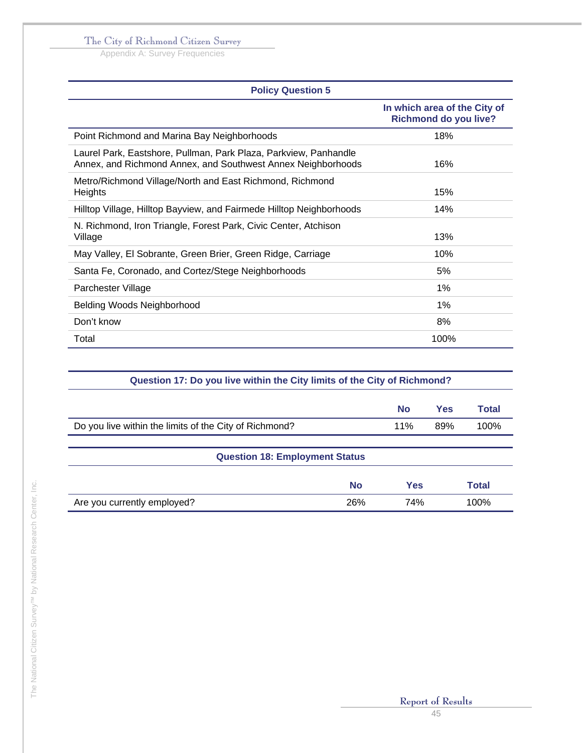| Policy Question 5 | |
|---|---|
| | In which area of the City of Richmond do you live? |
| Point Richmond and Marina Bay Neighborhoods | 18% |
| Laurel Park, Eastshore, Pullman, Park Plaza, Parkview, Panhandle Annex, and Richmond Annex, and Southwest Annex Neighborhoods | 16% |
| Metro/Richmond Village/North and East Richmond, Richmond Heights | 15% |
| Hilltop Village, Hilltop Bayview, and Fairmede Hilltop Neighborhoods | 14% |
| N. Richmond, Iron Triangle, Forest Park, Civic Center, Atchison Village | 13% |
| May Valley, El Sobrante, Green Brier, Green Ridge, Carriage | 10% |
| Santa Fe, Coronado, and Cortez/Stege Neighborhoods | 5% |
| Parchester Village | 1% |
| Belding Woods Neighborhood | 1% |
| Don't know | 8% |
| Total | 100% |

| Question 17: Do you live within the City limits of the City of Richmond? | | | |
|---|---|---|---|
| | No | Yes | Total |
| Do you live within the limits of the City of Richmond? | 11% | 89% | 100% |

| Question 18: Employment Status | | | |
|---|---|---|---|
| | No | Yes | Total |
| Are you currently employed? | 26% | 74% | 100% |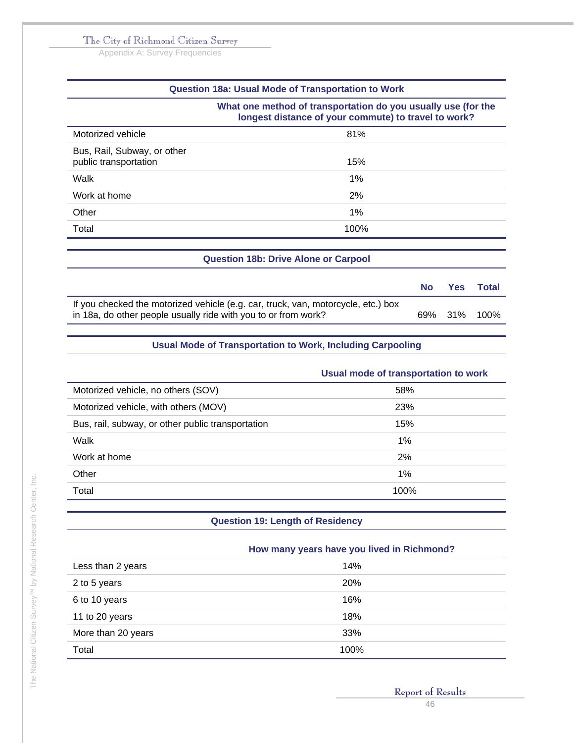| Question 18a: Usual Mode of Transportation to Work | |
|---|---|
| | What one method of transportation do you usually use (for the longest distance of your commute) to travel to work? |
| Motorized vehicle | 81% |
| Bus, Rail, Subway, or other public transportation | 15% |
| Walk | 1% |
| Work at home | 2% |
| Other | 1% |
| Total | 100% |

| Question 18b: Drive Alone or Carpool | | | |
|---|---|---|---|
| | No | Yes | Total |
| If you checked the motorized vehicle (e.g. car, truck, van, motorcycle, etc.) box in 18a, do other people usually ride with you to or from work? | 69% | 31% | 100% |

| Usual Mode of Transportation to Work, Including Carpooling | |
|---|---|
| | Usual mode of transportation to work |
| Motorized vehicle, no others (SOV) | 58% |
| Motorized vehicle, with others (MOV) | 23% |
| Bus, rail, subway, or other public transportation | 15% |
| Walk | 1% |
| Work at home | 2% |
| Other | 1% |
| Total | 100% |

| Question 19: Length of Residency | |
|---|---|
| | How many years have you lived in Richmond? |
| Less than 2 years | 14% |
| 2 to 5 years | 20% |
| 6 to 10 years | 16% |
| 11 to 20 years | 18% |
| More than 20 years | 33% |
| Total | 100% |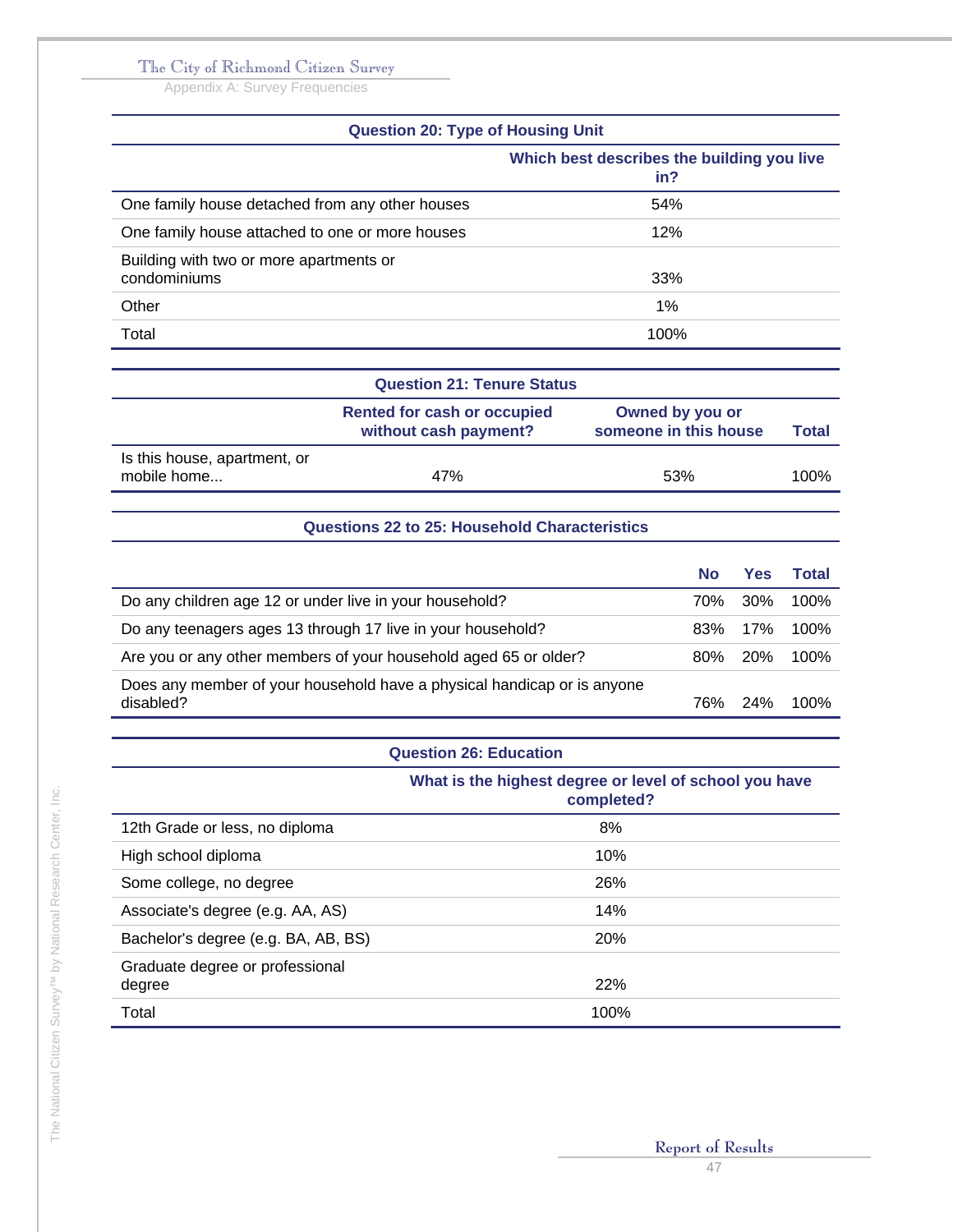| Question 20: Type of Housing Unit | |
|---|---|
| | Which best describes the building you live in? |
| One family house detached from any other houses | 54% |
| One family house attached to one or more houses | 12% |
| Building with two or more apartments or condominiums | 33% |
| Other | 1% |
| Total | 100% |

| Question 21: Tenure Status | | | |
|---|---|---|---|
| | Rented for cash or occupied without cash payment? | Owned by you or someone in this house | Total |
| Is this house, apartment, or mobile home... | 47% | 53% | 100% |

| Questions 22 to 25: Household Characteristics | | | |
|---|---|---|---|
| | No | Yes | Total |
| Do any children age 12 or under live in your household? | 70% | 30% | 100% |
| Do any teenagers ages 13 through 17 live in your household? | 83% | 17% | 100% |
| Are you or any other members of your household aged 65 or older? | 80% | 20% | 100% |
| Does any member of your household have a physical handicap or is anyone disabled? | 76% | 24% | 100% |

| Question 26: Education | |
|---|---|
| | What is the highest degree or level of school you have completed? |
| 12th Grade or less, no diploma | 8% |
| High school diploma | 10% |
| Some college, no degree | 26% |
| Associate's degree (e.g. AA, AS) | 14% |
| Bachelor's degree (e.g. BA, AB, BS) | 20% |
| Graduate degree or professional degree | 22% |
| Total | 100% |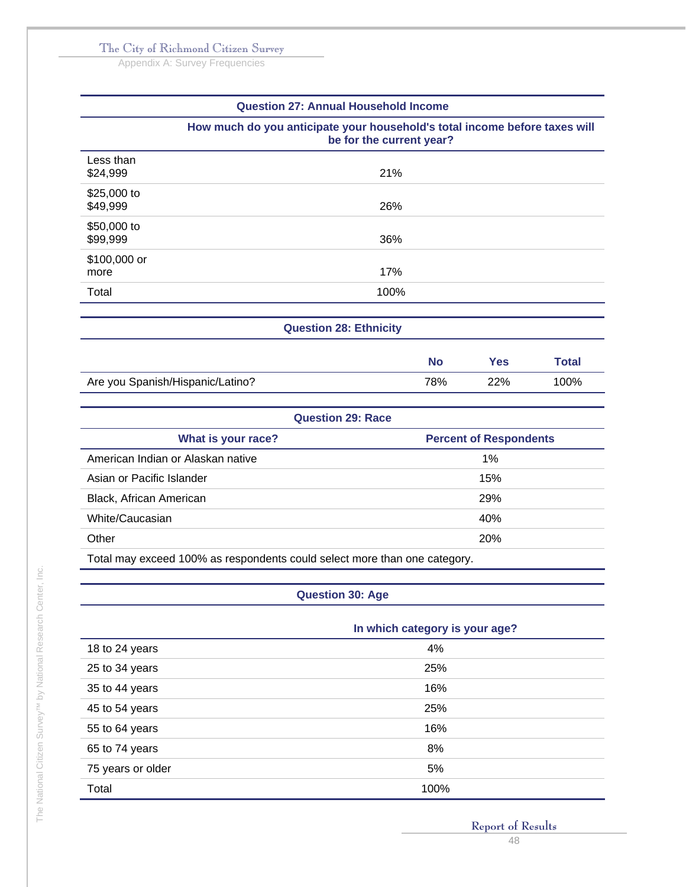## Question 27: Annual Household Income

| | How much do you anticipate your household's total income before taxes will be for the current year? |
|---|---|
| Less than $24,999 | 21% |
| $25,000 to $49,999 | 26% |
| $50,000 to $99,999 | 36% |
| $100,000 or more | 17% |
| Total | 100% |

## Question 28: Ethnicity

| | No | Yes | Total |
|---|---|---|---|
| Are you Spanish/Hispanic/Latino? | 78% | 22% | 100% |

## Question 29: Race

| What is your race? | Percent of Respondents |
|---|---|
| American Indian or Alaskan native | 1% |
| Asian or Pacific Islander | 15% |
| Black, African American | 29% |
| White/Caucasian | 40% |
| Other | 20% |

Total may exceed 100% as respondents could select more than one category.

## Question 30: Age

| | In which category is your age? |
|---|---|
| 18 to 24 years | 4% |
| 25 to 34 years | 25% |
| 35 to 44 years | 16% |
| 45 to 54 years | 25% |
| 55 to 64 years | 16% |
| 65 to 74 years | 8% |
| 75 years or older | 5% |
| Total | 100% |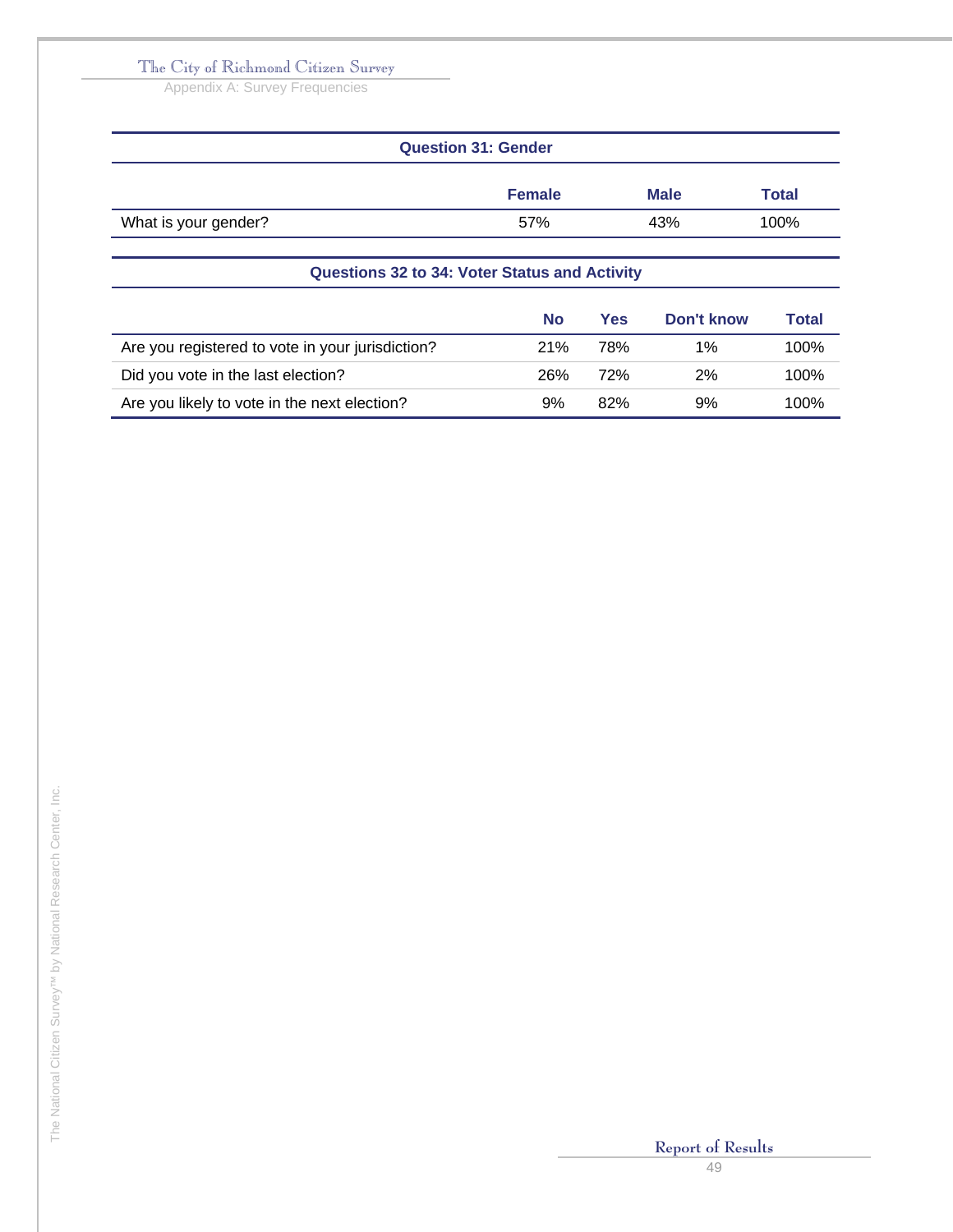## Question 31: Gender

| | Female | Male | Total |
|---|---|---|---|
| What is your gender? | 57% | 43% | 100% |

## Questions 32 to 34: Voter Status and Activity

| | No | Yes | Don't know | Total |
|---|---|---|---|---|
| Are you registered to vote in your jurisdiction? | 21% | 78% | 1% | 100% |
| Did you vote in the last election? | 26% | 72% | 2% | 100% |
| Are you likely to vote in the next election? | 9% | 82% | 9% | 100% |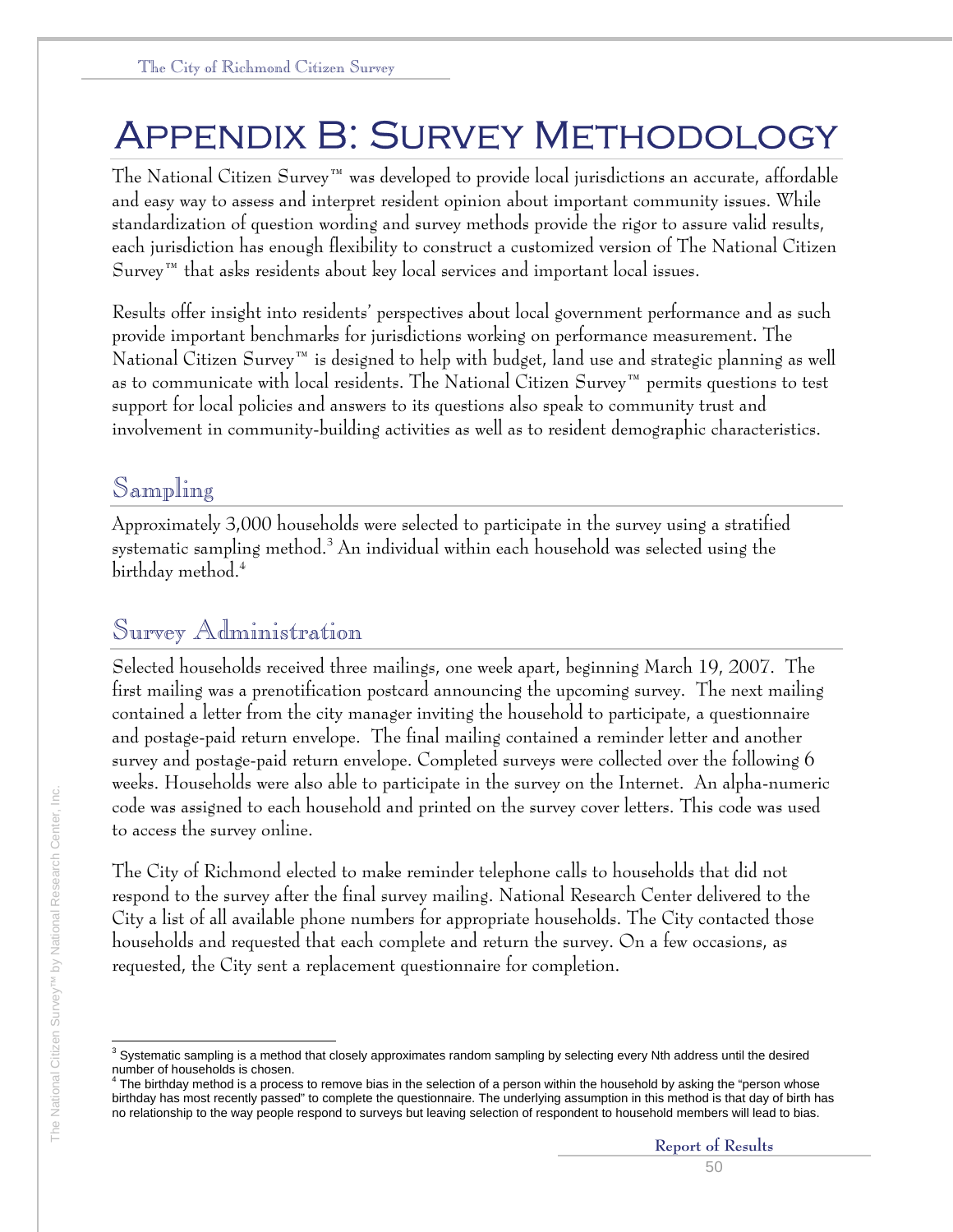# Appendix B: Survey Methodology

The National Citizen Survey™ was developed to provide local jurisdictions an accurate, affordable and easy way to assess and interpret resident opinion about important community issues. While standardization of question wording and survey methods provide the rigor to assure valid results, each jurisdiction has enough flexibility to construct a customized version of The National Citizen Survey™ that asks residents about key local services and important local issues.

Results offer insight into residents' perspectives about local government performance and as such provide important benchmarks for jurisdictions working on performance measurement. The National Citizen Survey™ is designed to help with budget, land use and strategic planning as well as to communicate with local residents. The National Citizen Survey™ permits questions to test support for local policies and answers to its questions also speak to community trust and involvement in community-building activities as well as to resident demographic characteristics.

## Sampling

Approximately 3,000 households were selected to participate in the survey using a stratified systematic sampling method.[3] An individual within each household was selected using the birthday method.[4]

## Survey Administration

Selected households received three mailings, one week apart, beginning March 19, 2007. The first mailing was a prenotification postcard announcing the upcoming survey. The next mailing contained a letter from the city manager inviting the household to participate, a questionnaire and postage-paid return envelope. The final mailing contained a reminder letter and another survey and postage-paid return envelope. Completed surveys were collected over the following 6 weeks. Households were also able to participate in the survey on the Internet. An alpha-numeric code was assigned to each household and printed on the survey cover letters. This code was used to access the survey online.

The City of Richmond elected to make reminder telephone calls to households that did not respond to the survey after the final survey mailing. National Research Center delivered to the City a list of all available phone numbers for appropriate households. The City contacted those households and requested that each complete and return the survey. On a few occasions, as requested, the City sent a replacement questionnaire for completion.

---

[3] Systematic sampling is a method that closely approximates random sampling by selecting every Nth address until the desired number of households is chosen.

[4] The birthday method is a process to remove bias in the selection of a person within the household by asking the "person whose birthday has most recently passed" to complete the questionnaire. The underlying assumption in this method is that day of birth has no relationship to the way people respond to surveys but leaving selection of respondent to household members will lead to bias.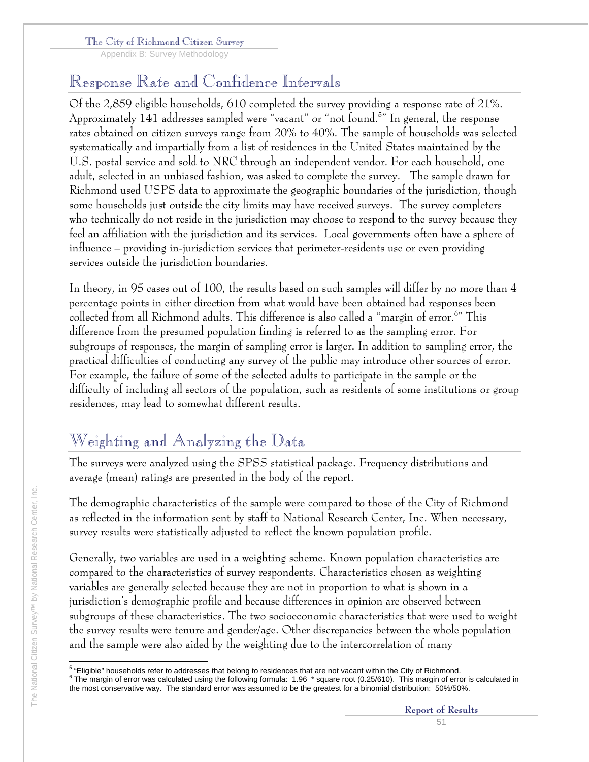## Response Rate and Confidence Intervals

Of the 2,859 eligible households, 610 completed the survey providing a response rate of 21%. Approximately 141 addresses sampled were "vacant" or "not found.[5]" In general, the response rates obtained on citizen surveys range from 20% to 40%. The sample of households was selected systematically and impartially from a list of residences in the United States maintained by the U.S. postal service and sold to NRC through an independent vendor. For each household, one adult, selected in an unbiased fashion, was asked to complete the survey. The sample drawn for Richmond used USPS data to approximate the geographic boundaries of the jurisdiction, though some households just outside the city limits may have received surveys. The survey completers who technically do not reside in the jurisdiction may choose to respond to the survey because they feel an affiliation with the jurisdiction and its services. Local governments often have a sphere of influence – providing in-jurisdiction services that perimeter-residents use or even providing services outside the jurisdiction boundaries.

In theory, in 95 cases out of 100, the results based on such samples will differ by no more than 4 percentage points in either direction from what would have been obtained had responses been collected from all Richmond adults. This difference is also called a "margin of error.[6]" This difference from the presumed population finding is referred to as the sampling error. For subgroups of responses, the margin of sampling error is larger. In addition to sampling error, the practical difficulties of conducting any survey of the public may introduce other sources of error. For example, the failure of some of the selected adults to participate in the sample or the difficulty of including all sectors of the population, such as residents of some institutions or group residences, may lead to somewhat different results.

## Weighting and Analyzing the Data

The surveys were analyzed using the SPSS statistical package. Frequency distributions and average (mean) ratings are presented in the body of the report.

The demographic characteristics of the sample were compared to those of the City of Richmond as reflected in the information sent by staff to National Research Center, Inc. When necessary, survey results were statistically adjusted to reflect the known population profile.

Generally, two variables are used in a weighting scheme. Known population characteristics are compared to the characteristics of survey respondents. Characteristics chosen as weighting variables are generally selected because they are not in proportion to what is shown in a jurisdiction's demographic profile and because differences in opinion are observed between subgroups of these characteristics. The two socioeconomic characteristics that were used to weight the survey results were tenure and gender/age. Other discrepancies between the whole population and the sample were also aided by the weighting due to the intercorrelation of many

---

[5] "Eligible" households refer to addresses that belong to residences that are not vacant within the City of Richmond.

[6] The margin of error was calculated using the following formula: 1.96 * square root (0.25/610). This margin of error is calculated in the most conservative way. The standard error was assumed to be the greatest for a binomial distribution: 50%/50%.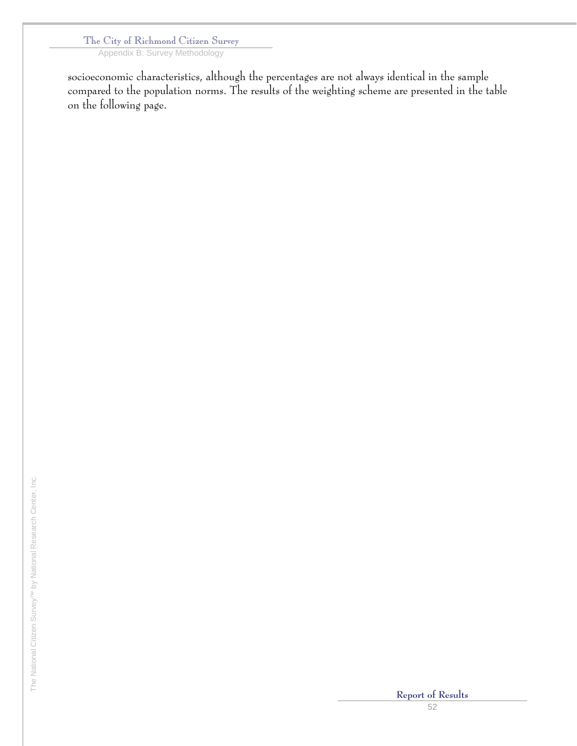socioeconomic characteristics, although the percentages are not always identical in the sample compared to the population norms. The results of the weighting scheme are presented in the table on the following page.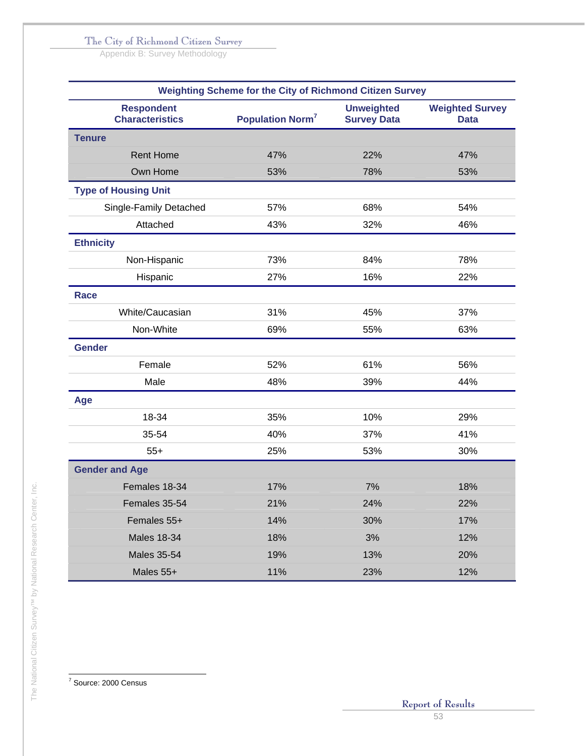| Weighting Scheme for the City of Richmond Citizen Survey | | | |
|---|---|---|---|
| Respondent Characteristics | Population Norm[7] | Unweighted Survey Data | Weighted Survey Data |
| **Tenure** | | | |
| Rent Home | 47% | 22% | 47% |
| Own Home | 53% | 78% | 53% |
| **Type of Housing Unit** | | | |
| Single-Family Detached | 57% | 68% | 54% |
| Attached | 43% | 32% | 46% |
| **Ethnicity** | | | |
| Non-Hispanic | 73% | 84% | 78% |
| Hispanic | 27% | 16% | 22% |
| **Race** | | | |
| White/Caucasian | 31% | 45% | 37% |
| Non-White | 69% | 55% | 63% |
| **Gender** | | | |
| Female | 52% | 61% | 56% |
| Male | 48% | 39% | 44% |
| **Age** | | | |
| 18-34 | 35% | 10% | 29% |
| 35-54 | 40% | 37% | 41% |
| 55+ | 25% | 53% | 30% |
| **Gender and Age** | | | |
| Females 18-34 | 17% | 7% | 18% |
| Females 35-54 | 21% | 24% | 22% |
| Females 55+ | 14% | 30% | 17% |
| Males 18-34 | 18% | 3% | 12% |
| Males 35-54 | 19% | 13% | 20% |
| Males 55+ | 11% | 23% | 12% |

[7] Source: 2000 Census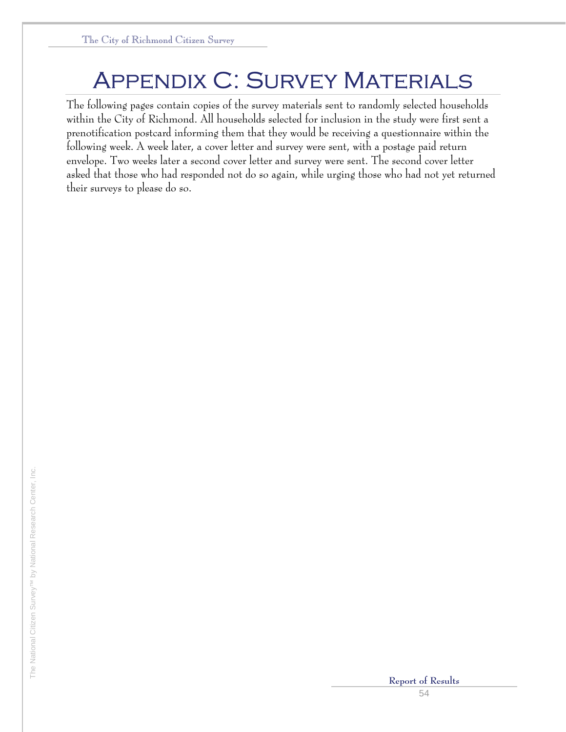# Appendix C: Survey Materials

The following pages contain copies of the survey materials sent to randomly selected households within the City of Richmond. All households selected for inclusion in the study were first sent a prenotification postcard informing them that they would be receiving a questionnaire within the following week. A week later, a cover letter and survey were sent, with a postage paid return envelope. Two weeks later a second cover letter and survey were sent. The second cover letter asked that those who had responded not do so again, while urging those who had not yet returned their surveys to please do so.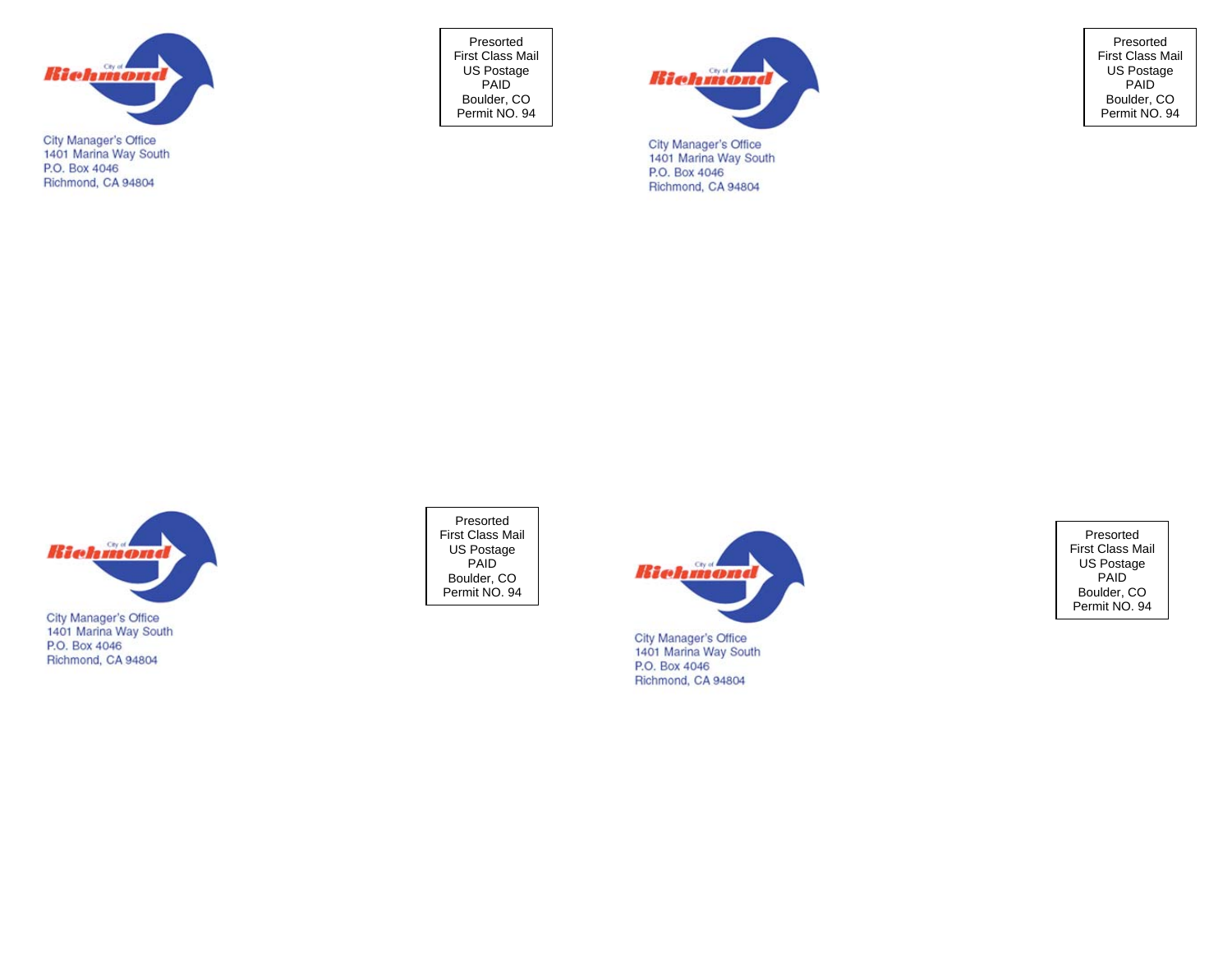City of Richmond

City Manager's Office
1401 Marina Way South
P.O. Box 4046
Richmond, CA 94804

Presorted
First Class Mail
US Postage
PAID
Boulder, CO
Permit NO. 94

City of Richmond

City Manager's Office
1401 Marina Way South
P.O. Box 4046
Richmond, CA 94804

Presorted
First Class Mail
US Postage
PAID
Boulder, CO
Permit NO. 94

City of Richmond

City Manager's Office
1401 Marina Way South
P.O. Box 4046
Richmond, CA 94804

Presorted
First Class Mail
US Postage
PAID
Boulder, CO
Permit NO. 94

City of Richmond

City Manager's Office
1401 Marina Way South
P.O. Box 4046
Richmond, CA 94804

Presorted
First Class Mail
US Postage
PAID
Boulder, CO
Permit NO. 94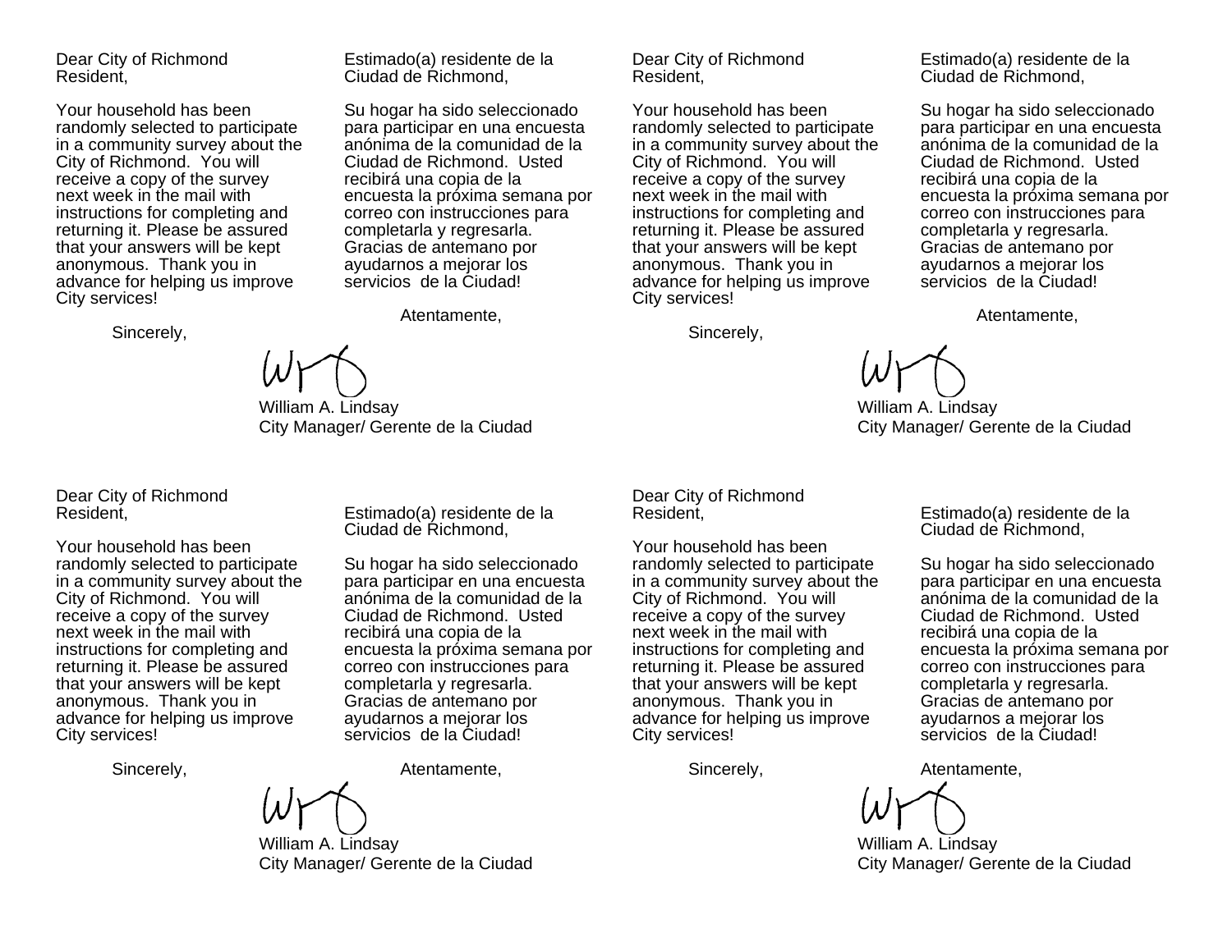Dear City of Richmond Resident,

Your household has been randomly selected to participate in a community survey about the City of Richmond. You will receive a copy of the survey next week in the mail with instructions for completing and returning it. Please be assured that your answers will be kept anonymous. Thank you in advance for helping us improve City services!

Sincerely,

Estimado(a) residente de la Ciudad de Richmond,

Su hogar ha sido seleccionado para participar en una encuesta anónima de la comunidad de la Ciudad de Richmond. Usted recibirá una copia de la encuesta la próxima semana por correo con instrucciones para completarla y regresarla. Gracias de antemano por ayudarnos a mejorar los servicios de la Ciudad!

Atentamente,

William A. Lindsay
City Manager/ Gerente de la Ciudad

---

Dear City of Richmond Resident,

Your household has been randomly selected to participate in a community survey about the City of Richmond. You will receive a copy of the survey next week in the mail with instructions for completing and returning it. Please be assured that your answers will be kept anonymous. Thank you in advance for helping us improve City services!

Sincerely,

Estimado(a) residente de la Ciudad de Richmond,

Su hogar ha sido seleccionado para participar en una encuesta anónima de la comunidad de la Ciudad de Richmond. Usted recibirá una copia de la encuesta la próxima semana por correo con instrucciones para completarla y regresarla. Gracias de antemano por ayudarnos a mejorar los servicios de la Ciudad!

Atentamente,

William A. Lindsay
City Manager/ Gerente de la Ciudad

---

Dear City of Richmond Resident,

Your household has been randomly selected to participate in a community survey about the City of Richmond. You will receive a copy of the survey next week in the mail with instructions for completing and returning it. Please be assured that your answers will be kept anonymous. Thank you in advance for helping us improve City services!

Sincerely,

Estimado(a) residente de la Ciudad de Richmond,

Su hogar ha sido seleccionado para participar en una encuesta anónima de la comunidad de la Ciudad de Richmond. Usted recibirá una copia de la encuesta la próxima semana por correo con instrucciones para completarla y regresarla. Gracias de antemano por ayudarnos a mejorar los servicios de la Ciudad!

Atentamente,

William A. Lindsay
City Manager/ Gerente de la Ciudad

---

Dear City of Richmond Resident,

Your household has been randomly selected to participate in a community survey about the City of Richmond. You will receive a copy of the survey next week in the mail with instructions for completing and returning it. Please be assured that your answers will be kept anonymous. Thank you in advance for helping us improve City services!

Sincerely,

Estimado(a) residente de la Ciudad de Richmond,

Su hogar ha sido seleccionado para participar en una encuesta anónima de la comunidad de la Ciudad de Richmond. Usted recibirá una copia de la encuesta la próxima semana por correo con instrucciones para completarla y regresarla. Gracias de antemano por ayudarnos a mejorar los servicios de la Ciudad!

Atentamente,

William A. Lindsay
City Manager/ Gerente de la Ciudad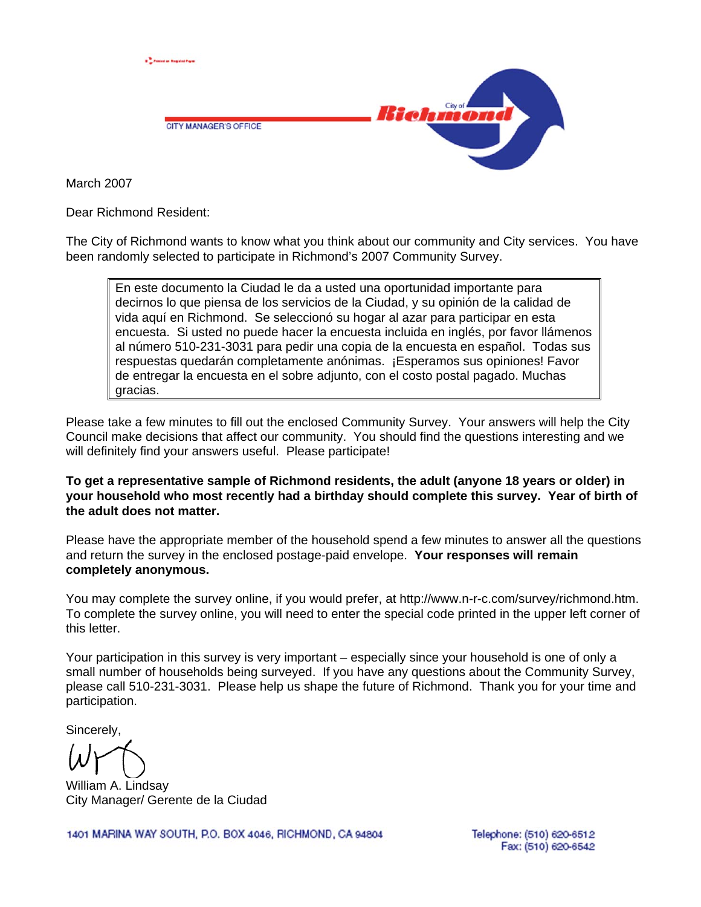Printed on Recycled Paper

CITY MANAGER'S OFFICE

City of Richmond

March 2007

Dear Richmond Resident:

The City of Richmond wants to know what you think about our community and City services. You have been randomly selected to participate in Richmond's 2007 Community Survey.

> En este documento la Ciudad le da a usted una oportunidad importante para decirnos lo que piensa de los servicios de la Ciudad, y su opinión de la calidad de vida aquí en Richmond. Se seleccionó su hogar al azar para participar en esta encuesta. Si usted no puede hacer la encuesta incluida en inglés, por favor llámenos al número 510-231-3031 para pedir una copia de la encuesta en español. Todas sus respuestas quedarán completamente anónimas. ¡Esperamos sus opiniones! Favor de entregar la encuesta en el sobre adjunto, con el costo postal pagado. Muchas gracias.

Please take a few minutes to fill out the enclosed Community Survey. Your answers will help the City Council make decisions that affect our community. You should find the questions interesting and we will definitely find your answers useful. Please participate!

**To get a representative sample of Richmond residents, the adult (anyone 18 years or older) in your household who most recently had a birthday should complete this survey. Year of birth of the adult does not matter.**

Please have the appropriate member of the household spend a few minutes to answer all the questions and return the survey in the enclosed postage-paid envelope. **Your responses will remain completely anonymous.**

You may complete the survey online, if you would prefer, at http://www.n-r-c.com/survey/richmond.htm. To complete the survey online, you will need to enter the special code printed in the upper left corner of this letter.

Your participation in this survey is very important – especially since your household is one of only a small number of households being surveyed. If you have any questions about the Community Survey, please call 510-231-3031. Please help us shape the future of Richmond. Thank you for your time and participation.

Sincerely,

William A. Lindsay
City Manager/ Gerente de la Ciudad

1401 MARINA WAY SOUTH, P.O. BOX 4046, RICHMOND, CA 94804

Telephone: (510) 620-6512
Fax: (510) 620-6542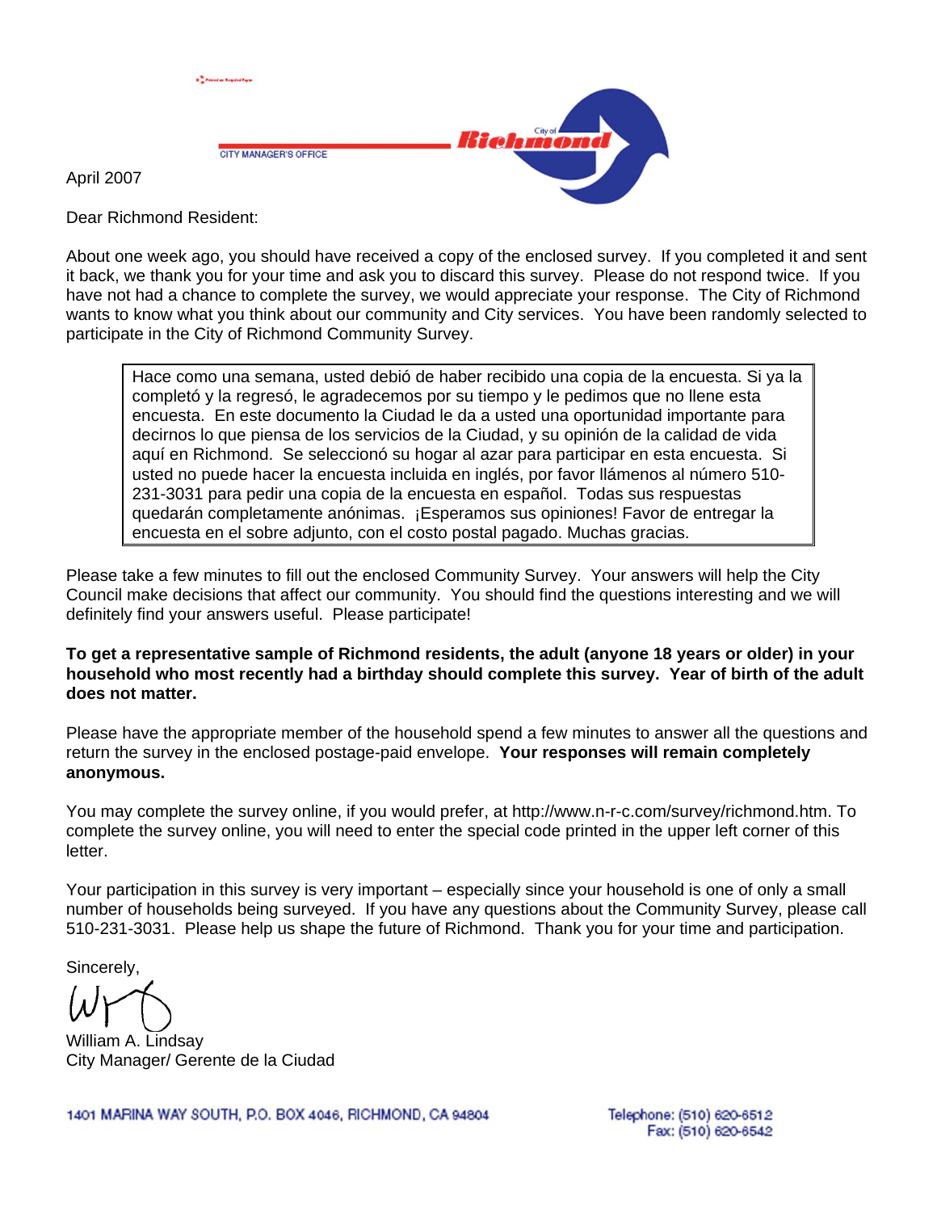CITY MANAGER'S OFFICE

City of Richmond

April 2007

Dear Richmond Resident:

About one week ago, you should have received a copy of the enclosed survey. If you completed it and sent it back, we thank you for your time and ask you to discard this survey. Please do not respond twice. If you have not had a chance to complete the survey, we would appreciate your response. The City of Richmond wants to know what you think about our community and City services. You have been randomly selected to participate in the City of Richmond Community Survey.

> Hace como una semana, usted debió de haber recibido una copia de la encuesta. Si ya la completó y la regresó, le agradecemos por su tiempo y le pedimos que no llene esta encuesta. En este documento la Ciudad le da a usted una oportunidad importante para decirnos lo que piensa de los servicios de la Ciudad, y su opinión de la calidad de vida aquí en Richmond. Se seleccionó su hogar al azar para participar en esta encuesta. Si usted no puede hacer la encuesta incluida en inglés, por favor llámenos al número 510-231-3031 para pedir una copia de la encuesta en español. Todas sus respuestas quedarán completamente anónimas. ¡Esperamos sus opiniones! Favor de entregar la encuesta en el sobre adjunto, con el costo postal pagado. Muchas gracias.

Please take a few minutes to fill out the enclosed Community Survey. Your answers will help the City Council make decisions that affect our community. You should find the questions interesting and we will definitely find your answers useful. Please participate!

**To get a representative sample of Richmond residents, the adult (anyone 18 years or older) in your household who most recently had a birthday should complete this survey. Year of birth of the adult does not matter.**

Please have the appropriate member of the household spend a few minutes to answer all the questions and return the survey in the enclosed postage-paid envelope. **Your responses will remain completely anonymous.**

You may complete the survey online, if you would prefer, at http://www.n-r-c.com/survey/richmond.htm. To complete the survey online, you will need to enter the special code printed in the upper left corner of this letter.

Your participation in this survey is very important – especially since your household is one of only a small number of households being surveyed. If you have any questions about the Community Survey, please call 510-231-3031. Please help us shape the future of Richmond. Thank you for your time and participation.

Sincerely,

William A. Lindsay
City Manager/ Gerente de la Ciudad

1401 MARINA WAY SOUTH, P.O. BOX 4046, RICHMOND, CA 94804

Telephone: (510) 620-6512
Fax: (510) 620-6542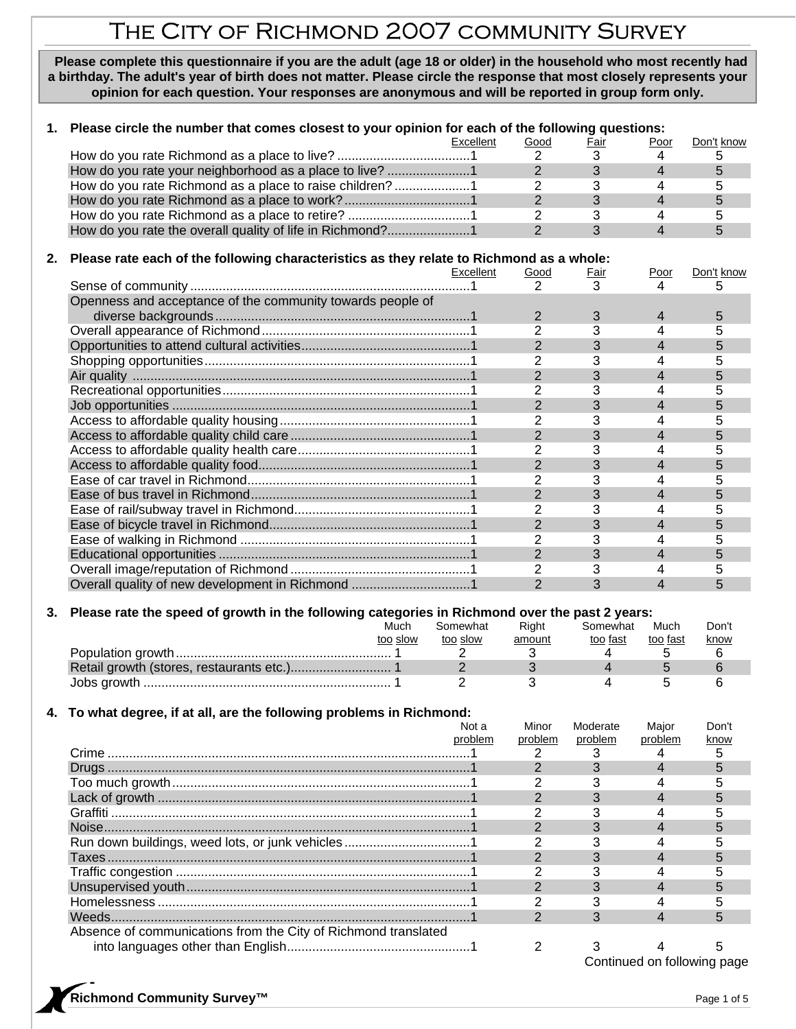# The City of Richmond 2007 community Survey

**Please complete this questionnaire if you are the adult (age 18 or older) in the household who most recently had a birthday. The adult's year of birth does not matter. Please circle the response that most closely represents your opinion for each question. Your responses are anonymous and will be reported in group form only.**

**1. Please circle the number that comes closest to your opinion for each of the following questions:**

| | Excellent | Good | Fair | Poor | Don't know |
|---|---|---|---|---|---|
| How do you rate Richmond as a place to live? | 1 | 2 | 3 | 4 | 5 |
| How do you rate your neighborhood as a place to live? | 1 | 2 | 3 | 4 | 5 |
| How do you rate Richmond as a place to raise children? | 1 | 2 | 3 | 4 | 5 |
| How do you rate Richmond as a place to work? | 1 | 2 | 3 | 4 | 5 |
| How do you rate Richmond as a place to retire? | 1 | 2 | 3 | 4 | 5 |
| How do you rate the overall quality of life in Richmond? | 1 | 2 | 3 | 4 | 5 |

**2. Please rate each of the following characteristics as they relate to Richmond as a whole:**

| | Excellent | Good | Fair | Poor | Don't know |
|---|---|---|---|---|---|
| Sense of community | 1 | 2 | 3 | 4 | 5 |
| Openness and acceptance of the community towards people of diverse backgrounds | 1 | 2 | 3 | 4 | 5 |
| Overall appearance of Richmond | 1 | 2 | 3 | 4 | 5 |
| Opportunities to attend cultural activities | 1 | 2 | 3 | 4 | 5 |
| Shopping opportunities | 1 | 2 | 3 | 4 | 5 |
| Air quality | 1 | 2 | 3 | 4 | 5 |
| Recreational opportunities | 1 | 2 | 3 | 4 | 5 |
| Job opportunities | 1 | 2 | 3 | 4 | 5 |
| Access to affordable quality housing | 1 | 2 | 3 | 4 | 5 |
| Access to affordable quality child care | 1 | 2 | 3 | 4 | 5 |
| Access to affordable quality health care | 1 | 2 | 3 | 4 | 5 |
| Access to affordable quality food | 1 | 2 | 3 | 4 | 5 |
| Ease of car travel in Richmond | 1 | 2 | 3 | 4 | 5 |
| Ease of bus travel in Richmond | 1 | 2 | 3 | 4 | 5 |
| Ease of rail/subway travel in Richmond | 1 | 2 | 3 | 4 | 5 |
| Ease of bicycle travel in Richmond | 1 | 2 | 3 | 4 | 5 |
| Ease of walking in Richmond | 1 | 2 | 3 | 4 | 5 |
| Educational opportunities | 1 | 2 | 3 | 4 | 5 |
| Overall image/reputation of Richmond | 1 | 2 | 3 | 4 | 5 |
| Overall quality of new development in Richmond | 1 | 2 | 3 | 4 | 5 |

**3. Please rate the speed of growth in the following categories in Richmond over the past 2 years:**

| | Much too slow | Somewhat too slow | Right amount | Somewhat too fast | Much too fast | Don't know |
|---|---|---|---|---|---|---|
| Population growth | 1 | 2 | 3 | 4 | 5 | 6 |
| Retail growth (stores, restaurants etc.) | 1 | 2 | 3 | 4 | 5 | 6 |
| Jobs growth | 1 | 2 | 3 | 4 | 5 | 6 |

**4. To what degree, if at all, are the following problems in Richmond:**

| | Not a problem | Minor problem | Moderate problem | Major problem | Don't know |
|---|---|---|---|---|---|
| Crime | 1 | 2 | 3 | 4 | 5 |
| Drugs | 1 | 2 | 3 | 4 | 5 |
| Too much growth | 1 | 2 | 3 | 4 | 5 |
| Lack of growth | 1 | 2 | 3 | 4 | 5 |
| Graffiti | 1 | 2 | 3 | 4 | 5 |
| Noise | 1 | 2 | 3 | 4 | 5 |
| Run down buildings, weed lots, or junk vehicles | 1 | 2 | 3 | 4 | 5 |
| Taxes | 1 | 2 | 3 | 4 | 5 |
| Traffic congestion | 1 | 2 | 3 | 4 | 5 |
| Unsupervised youth | 1 | 2 | 3 | 4 | 5 |
| Homelessness | 1 | 2 | 3 | 4 | 5 |
| Weeds | 1 | 2 | 3 | 4 | 5 |
| Absence of communications from the City of Richmond translated into languages other than English | 1 | 2 | 3 | 4 | 5 |

Continued on following page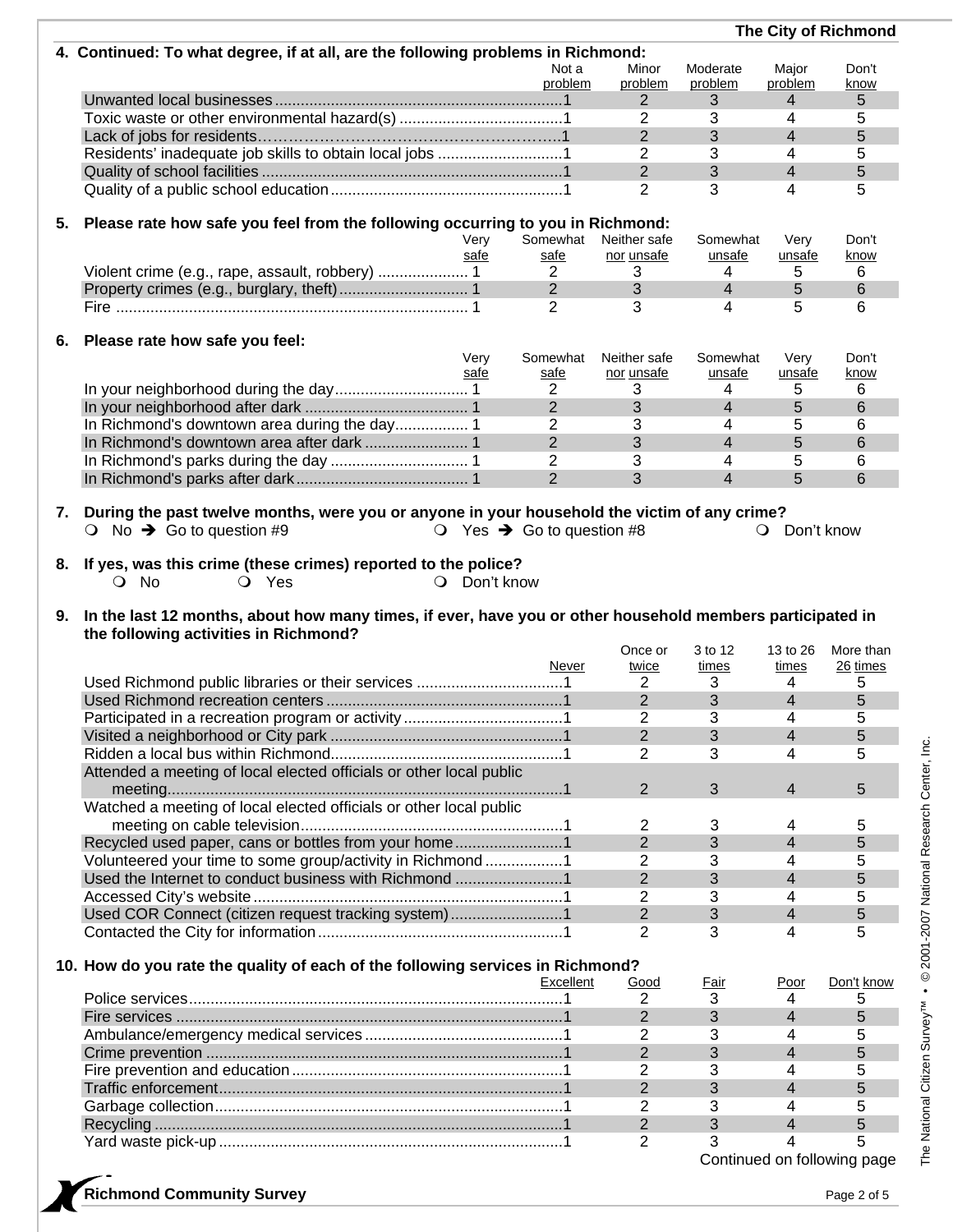**4. Continued: To what degree, if at all, are the following problems in Richmond:**

| | Not a problem | Minor problem | Moderate problem | Major problem | Don't know |
|---|---|---|---|---|---|
| Unwanted local businesses | 1 | 2 | 3 | 4 | 5 |
| Toxic waste or other environmental hazard(s) | 1 | 2 | 3 | 4 | 5 |
| Lack of jobs for residents | 1 | 2 | 3 | 4 | 5 |
| Residents' inadequate job skills to obtain local jobs | 1 | 2 | 3 | 4 | 5 |
| Quality of school facilities | 1 | 2 | 3 | 4 | 5 |
| Quality of a public school education | 1 | 2 | 3 | 4 | 5 |

**5. Please rate how safe you feel from the following occurring to you in Richmond:**

| | Very safe | Somewhat safe | Neither safe nor unsafe | Somewhat unsafe | Very unsafe | Don't know |
|---|---|---|---|---|---|---|
| Violent crime (e.g., rape, assault, robbery) | 1 | 2 | 3 | 4 | 5 | 6 |
| Property crimes (e.g., burglary, theft) | 1 | 2 | 3 | 4 | 5 | 6 |
| Fire | 1 | 2 | 3 | 4 | 5 | 6 |

**6. Please rate how safe you feel:**

| | Very safe | Somewhat safe | Neither safe nor unsafe | Somewhat unsafe | Very unsafe | Don't know |
|---|---|---|---|---|---|---|
| In your neighborhood during the day | 1 | 2 | 3 | 4 | 5 | 6 |
| In your neighborhood after dark | 1 | 2 | 3 | 4 | 5 | 6 |
| In Richmond's downtown area during the day | 1 | 2 | 3 | 4 | 5 | 6 |
| In Richmond's downtown area after dark | 1 | 2 | 3 | 4 | 5 | 6 |
| In Richmond's parks during the day | 1 | 2 | 3 | 4 | 5 | 6 |
| In Richmond's parks after dark | 1 | 2 | 3 | 4 | 5 | 6 |

**7. During the past twelve months, were you or anyone in your household the victim of any crime?**

❍ No ➔ Go to question #9    ❍ Yes ➔ Go to question #8    ❍ Don't know

**8. If yes, was this crime (these crimes) reported to the police?**

❍ No    ❍ Yes    ❍ Don't know

**9. In the last 12 months, about how many times, if ever, have you or other household members participated in the following activities in Richmond?**

| | Never | Once or twice | 3 to 12 times | 13 to 26 times | More than 26 times |
|---|---|---|---|---|---|
| Used Richmond public libraries or their services | 1 | 2 | 3 | 4 | 5 |
| Used Richmond recreation centers | 1 | 2 | 3 | 4 | 5 |
| Participated in a recreation program or activity | 1 | 2 | 3 | 4 | 5 |
| Visited a neighborhood or City park | 1 | 2 | 3 | 4 | 5 |
| Ridden a local bus within Richmond | 1 | 2 | 3 | 4 | 5 |
| Attended a meeting of local elected officials or other local public meeting | 1 | 2 | 3 | 4 | 5 |
| Watched a meeting of local elected officials or other local public meeting on cable television | 1 | 2 | 3 | 4 | 5 |
| Recycled used paper, cans or bottles from your home | 1 | 2 | 3 | 4 | 5 |
| Volunteered your time to some group/activity in Richmond | 1 | 2 | 3 | 4 | 5 |
| Used the Internet to conduct business with Richmond | 1 | 2 | 3 | 4 | 5 |
| Accessed City's website | 1 | 2 | 3 | 4 | 5 |
| Used COR Connect (citizen request tracking system) | 1 | 2 | 3 | 4 | 5 |
| Contacted the City for information | 1 | 2 | 3 | 4 | 5 |

**10. How do you rate the quality of each of the following services in Richmond?**

| | Excellent | Good | Fair | Poor | Don't know |
|---|---|---|---|---|---|
| Police services | 1 | 2 | 3 | 4 | 5 |
| Fire services | 1 | 2 | 3 | 4 | 5 |
| Ambulance/emergency medical services | 1 | 2 | 3 | 4 | 5 |
| Crime prevention | 1 | 2 | 3 | 4 | 5 |
| Fire prevention and education | 1 | 2 | 3 | 4 | 5 |
| Traffic enforcement | 1 | 2 | 3 | 4 | 5 |
| Garbage collection | 1 | 2 | 3 | 4 | 5 |
| Recycling | 1 | 2 | 3 | 4 | 5 |
| Yard waste pick-up | 1 | 2 | 3 | 4 | 5 |

Continued on following page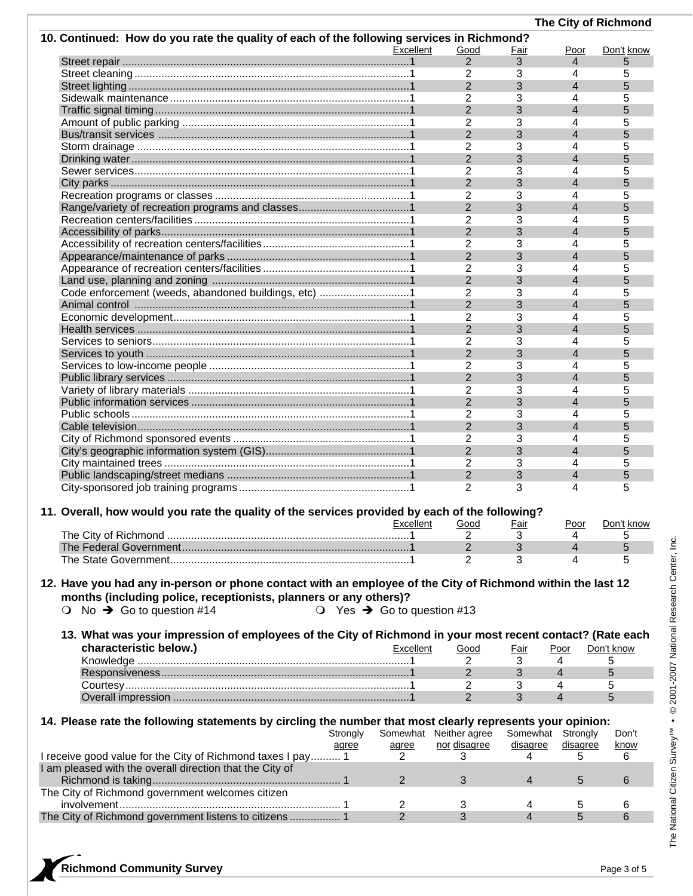**10. Continued: How do you rate the quality of each of the following services in Richmond?**

| | Excellent | Good | Fair | Poor | Don't know |
|---|---|---|---|---|---|
| Street repair | 1 | 2 | 3 | 4 | 5 |
| Street cleaning | 1 | 2 | 3 | 4 | 5 |
| Street lighting | 1 | 2 | 3 | 4 | 5 |
| Sidewalk maintenance | 1 | 2 | 3 | 4 | 5 |
| Traffic signal timing | 1 | 2 | 3 | 4 | 5 |
| Amount of public parking | 1 | 2 | 3 | 4 | 5 |
| Bus/transit services | 1 | 2 | 3 | 4 | 5 |
| Storm drainage | 1 | 2 | 3 | 4 | 5 |
| Drinking water | 1 | 2 | 3 | 4 | 5 |
| Sewer services | 1 | 2 | 3 | 4 | 5 |
| City parks | 1 | 2 | 3 | 4 | 5 |
| Recreation programs or classes | 1 | 2 | 3 | 4 | 5 |
| Range/variety of recreation programs and classes | 1 | 2 | 3 | 4 | 5 |
| Recreation centers/facilities | 1 | 2 | 3 | 4 | 5 |
| Accessibility of parks | 1 | 2 | 3 | 4 | 5 |
| Accessibility of recreation centers/facilities | 1 | 2 | 3 | 4 | 5 |
| Appearance/maintenance of parks | 1 | 2 | 3 | 4 | 5 |
| Appearance of recreation centers/facilities | 1 | 2 | 3 | 4 | 5 |
| Land use, planning and zoning | 1 | 2 | 3 | 4 | 5 |
| Code enforcement (weeds, abandoned buildings, etc) | 1 | 2 | 3 | 4 | 5 |
| Animal control | 1 | 2 | 3 | 4 | 5 |
| Economic development | 1 | 2 | 3 | 4 | 5 |
| Health services | 1 | 2 | 3 | 4 | 5 |
| Services to seniors | 1 | 2 | 3 | 4 | 5 |
| Services to youth | 1 | 2 | 3 | 4 | 5 |
| Services to low-income people | 1 | 2 | 3 | 4 | 5 |
| Public library services | 1 | 2 | 3 | 4 | 5 |
| Variety of library materials | 1 | 2 | 3 | 4 | 5 |
| Public information services | 1 | 2 | 3 | 4 | 5 |
| Public schools | 1 | 2 | 3 | 4 | 5 |
| Cable television | 1 | 2 | 3 | 4 | 5 |
| City of Richmond sponsored events | 1 | 2 | 3 | 4 | 5 |
| City's geographic information system (GIS) | 1 | 2 | 3 | 4 | 5 |
| City maintained trees | 1 | 2 | 3 | 4 | 5 |
| Public landscaping/street medians | 1 | 2 | 3 | 4 | 5 |
| City-sponsored job training programs | 1 | 2 | 3 | 4 | 5 |

**11. Overall, how would you rate the quality of the services provided by each of the following?**

| | Excellent | Good | Fair | Poor | Don't know |
|---|---|---|---|---|---|
| The City of Richmond | 1 | 2 | 3 | 4 | 5 |
| The Federal Government | 1 | 2 | 3 | 4 | 5 |
| The State Government | 1 | 2 | 3 | 4 | 5 |

**12. Have you had any in-person or phone contact with an employee of the City of Richmond within the last 12 months (including police, receptionists, planners or any others)?**

○ No ➔ Go to question #14 ○ Yes ➔ Go to question #13

**13. What was your impression of employees of the City of Richmond in your most recent contact? (Rate each characteristic below.)**

| | Excellent | Good | Fair | Poor | Don't know |
|---|---|---|---|---|---|
| Knowledge | 1 | 2 | 3 | 4 | 5 |
| Responsiveness | 1 | 2 | 3 | 4 | 5 |
| Courtesy | 1 | 2 | 3 | 4 | 5 |
| Overall impression | 1 | 2 | 3 | 4 | 5 |

**14. Please rate the following statements by circling the number that most clearly represents your opinion:**

| | Strongly agree | Somewhat agree | Neither agree nor disagree | Somewhat disagree | Strongly disagree | Don't know |
|---|---|---|---|---|---|---|
| I receive good value for the City of Richmond taxes I pay | 1 | 2 | 3 | 4 | 5 | 6 |
| I am pleased with the overall direction that the City of Richmond is taking | 1 | 2 | 3 | 4 | 5 | 6 |
| The City of Richmond government welcomes citizen involvement | 1 | 2 | 3 | 4 | 5 | 6 |
| The City of Richmond government listens to citizens | 1 | 2 | 3 | 4 | 5 | 6 |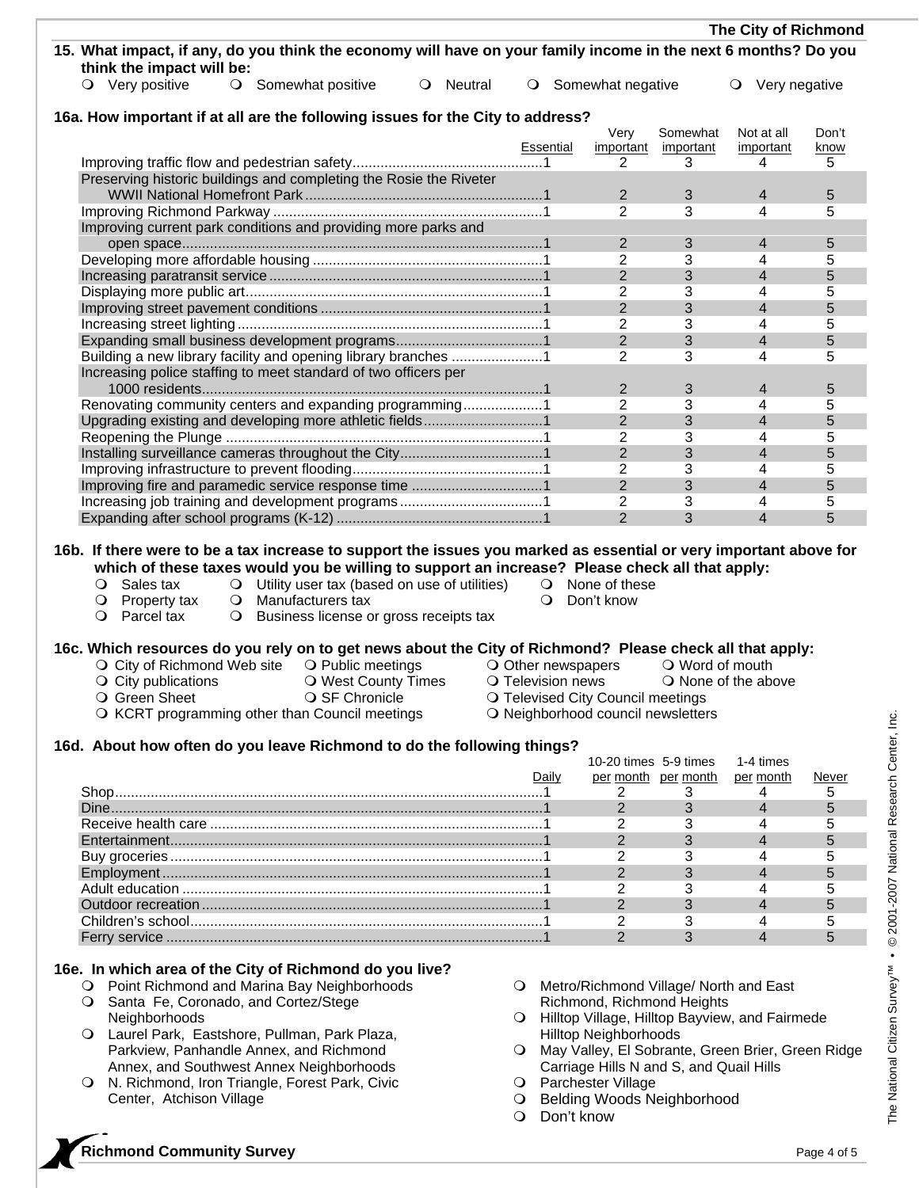**15. What impact, if any, do you think the economy will have on your family income in the next 6 months? Do you think the impact will be:**

- ❍ Very positive
- ❍ Somewhat positive
- ❍ Neutral
- ❍ Somewhat negative
- ❍ Very negative

**16a. How important if at all are the following issues for the City to address?**

| | Essential | Very important | Somewhat important | Not at all important | Don't know |
|---|---|---|---|---|---|
| Improving traffic flow and pedestrian safety | 1 | 2 | 3 | 4 | 5 |
| Preserving historic buildings and completing the Rosie the Riveter WWII National Homefront Park | 1 | 2 | 3 | 4 | 5 |
| Improving Richmond Parkway | 1 | 2 | 3 | 4 | 5 |
| Improving current park conditions and providing more parks and open space | 1 | 2 | 3 | 4 | 5 |
| Developing more affordable housing | 1 | 2 | 3 | 4 | 5 |
| Increasing paratransit service | 1 | 2 | 3 | 4 | 5 |
| Displaying more public art | 1 | 2 | 3 | 4 | 5 |
| Improving street pavement conditions | 1 | 2 | 3 | 4 | 5 |
| Increasing street lighting | 1 | 2 | 3 | 4 | 5 |
| Expanding small business development programs | 1 | 2 | 3 | 4 | 5 |
| Building a new library facility and opening library branches | 1 | 2 | 3 | 4 | 5 |
| Increasing police staffing to meet standard of two officers per 1000 residents | 1 | 2 | 3 | 4 | 5 |
| Renovating community centers and expanding programming | 1 | 2 | 3 | 4 | 5 |
| Upgrading existing and developing more athletic fields | 1 | 2 | 3 | 4 | 5 |
| Reopening the Plunge | 1 | 2 | 3 | 4 | 5 |
| Installing surveillance cameras throughout the City | 1 | 2 | 3 | 4 | 5 |
| Improving infrastructure to prevent flooding | 1 | 2 | 3 | 4 | 5 |
| Improving fire and paramedic service response time | 1 | 2 | 3 | 4 | 5 |
| Increasing job training and development programs | 1 | 2 | 3 | 4 | 5 |
| Expanding after school programs (K-12) | 1 | 2 | 3 | 4 | 5 |

**16b. If there were to be a tax increase to support the issues you marked as essential or very important above for which of these taxes would you be willing to support an increase? Please check all that apply:**

- ❍ Sales tax
- ❍ Property tax
- ❍ Parcel tax
- ❍ Utility user tax (based on use of utilities)
- ❍ Manufacturers tax
- ❍ Business license or gross receipts tax
- ❍ None of these
- ❍ Don't know

**16c. Which resources do you rely on to get news about the City of Richmond? Please check all that apply:**

- ❍ City of Richmond Web site
- ❍ City publications
- ❍ Green Sheet
- ❍ KCRT programming other than Council meetings
- ❍ Public meetings
- ❍ West County Times
- ❍ SF Chronicle
- ❍ Other newspapers
- ❍ Television news
- ❍ Televised City Council meetings
- ❍ Neighborhood council newsletters
- ❍ Word of mouth
- ❍ None of the above

**16d. About how often do you leave Richmond to do the following things?**

| | Daily | 10-20 times per month | 5-9 times per month | 1-4 times per month | Never |
|---|---|---|---|---|---|
| Shop | 1 | 2 | 3 | 4 | 5 |
| Dine | 1 | 2 | 3 | 4 | 5 |
| Receive health care | 1 | 2 | 3 | 4 | 5 |
| Entertainment | 1 | 2 | 3 | 4 | 5 |
| Buy groceries | 1 | 2 | 3 | 4 | 5 |
| Employment | 1 | 2 | 3 | 4 | 5 |
| Adult education | 1 | 2 | 3 | 4 | 5 |
| Outdoor recreation | 1 | 2 | 3 | 4 | 5 |
| Children's school | 1 | 2 | 3 | 4 | 5 |
| Ferry service | 1 | 2 | 3 | 4 | 5 |

**16e. In which area of the City of Richmond do you live?**

- ❍ Point Richmond and Marina Bay Neighborhoods
- ❍ Santa Fe, Coronado, and Cortez/Stege Neighborhoods
- ❍ Laurel Park, Eastshore, Pullman, Park Plaza, Parkview, Panhandle Annex, and Richmond Annex, and Southwest Annex Neighborhoods
- ❍ N. Richmond, Iron Triangle, Forest Park, Civic Center, Atchison Village
- ❍ Metro/Richmond Village/ North and East Richmond, Richmond Heights
- ❍ Hilltop Village, Hilltop Bayview, and Fairmede Hilltop Neighborhoods
- ❍ May Valley, El Sobrante, Green Brier, Green Ridge Carriage Hills N and S, and Quail Hills
- ❍ Parchester Village
- ❍ Belding Woods Neighborhood
- ❍ Don't know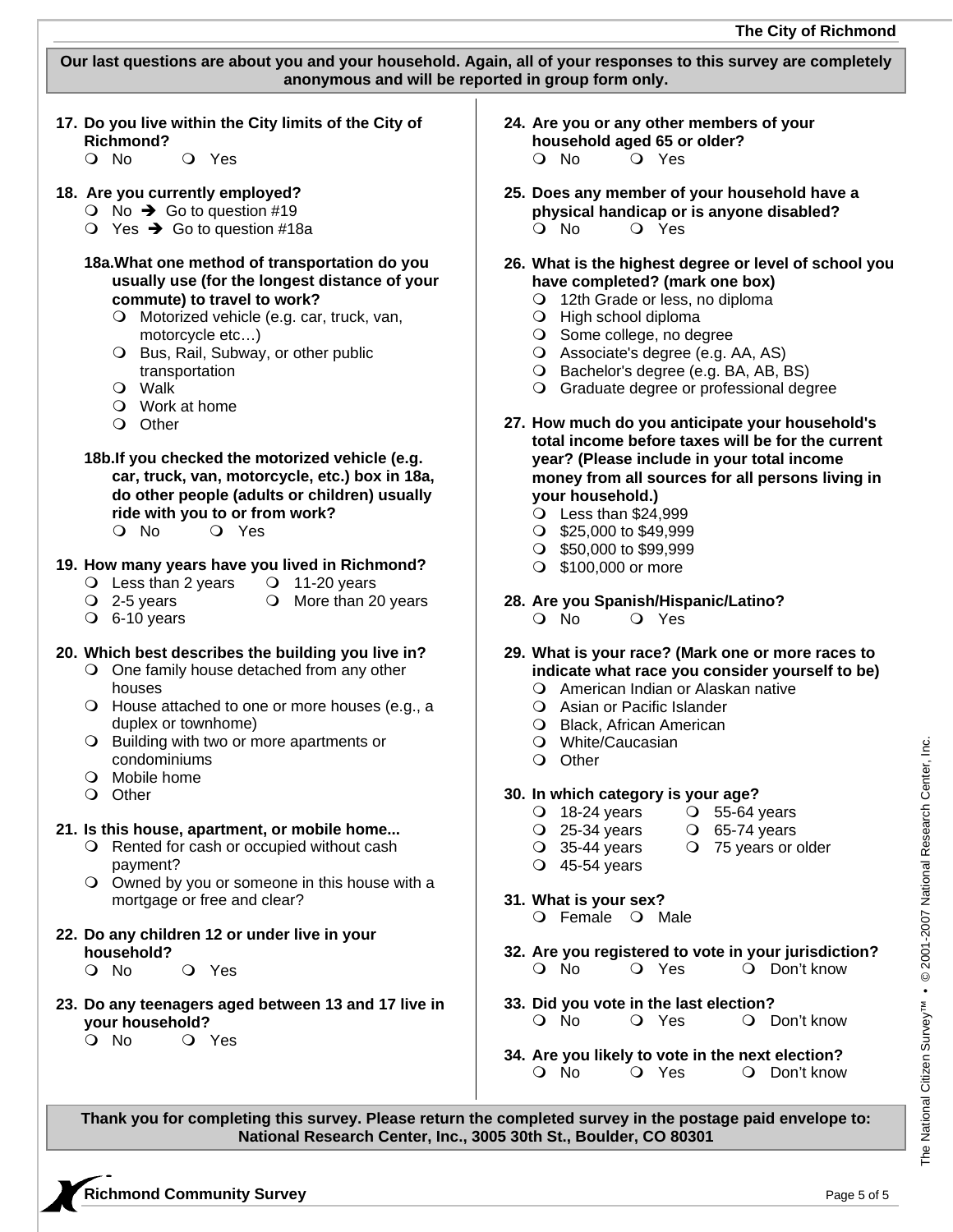**Our last questions are about you and your household. Again, all of your responses to this survey are completely anonymous and will be reported in group form only.**

**17. Do you live within the City limits of the City of Richmond?**
- ○ No
- ○ Yes

**18. Are you currently employed?**
- ○ No → Go to question #19
- ○ Yes → Go to question #18a

**18a. What one method of transportation do you usually use (for the longest distance of your commute) to travel to work?**
- ○ Motorized vehicle (e.g. car, truck, van, motorcycle etc…)
- ○ Bus, Rail, Subway, or other public transportation
- ○ Walk
- ○ Work at home
- ○ Other

**18b. If you checked the motorized vehicle (e.g. car, truck, van, motorcycle, etc.) box in 18a, do other people (adults or children) usually ride with you to or from work?**
- ○ No
- ○ Yes

**19. How many years have you lived in Richmond?**
- ○ Less than 2 years
- ○ 2-5 years
- ○ 6-10 years
- ○ 11-20 years
- ○ More than 20 years

**20. Which best describes the building you live in?**
- ○ One family house detached from any other houses
- ○ House attached to one or more houses (e.g., a duplex or townhome)
- ○ Building with two or more apartments or condominiums
- ○ Mobile home
- ○ Other

**21. Is this house, apartment, or mobile home...**
- ○ Rented for cash or occupied without cash payment?
- ○ Owned by you or someone in this house with a mortgage or free and clear?

**22. Do any children 12 or under live in your household?**
- ○ No
- ○ Yes

**23. Do any teenagers aged between 13 and 17 live in your household?**
- ○ No
- ○ Yes

**24. Are you or any other members of your household aged 65 or older?**
- ○ No
- ○ Yes

**25. Does any member of your household have a physical handicap or is anyone disabled?**
- ○ No
- ○ Yes

**26. What is the highest degree or level of school you have completed? (mark one box)**
- ○ 12th Grade or less, no diploma
- ○ High school diploma
- ○ Some college, no degree
- ○ Associate's degree (e.g. AA, AS)
- ○ Bachelor's degree (e.g. BA, AB, BS)
- ○ Graduate degree or professional degree

**27. How much do you anticipate your household's total income before taxes will be for the current year? (Please include in your total income money from all sources for all persons living in your household.)**
- ○ Less than $24,999
- ○ $25,000 to $49,999
- ○ $50,000 to $99,999
- ○ $100,000 or more

**28. Are you Spanish/Hispanic/Latino?**
- ○ No
- ○ Yes

**29. What is your race? (Mark one or more races to indicate what race you consider yourself to be)**
- ○ American Indian or Alaskan native
- ○ Asian or Pacific Islander
- ○ Black, African American
- ○ White/Caucasian
- ○ Other

**30. In which category is your age?**
- ○ 18-24 years
- ○ 25-34 years
- ○ 35-44 years
- ○ 45-54 years
- ○ 55-64 years
- ○ 65-74 years
- ○ 75 years or older

**31. What is your sex?**
- ○ Female
- ○ Male

**32. Are you registered to vote in your jurisdiction?**
- ○ No
- ○ Yes
- ○ Don't know

**33. Did you vote in the last election?**
- ○ No
- ○ Yes
- ○ Don't know

**34. Are you likely to vote in the next election?**
- ○ No
- ○ Yes
- ○ Don't know

**Thank you for completing this survey. Please return the completed survey in the postage paid envelope to: National Research Center, Inc., 3005 30th St., Boulder, CO 80301**

The National Citizen Survey™ • © 2001-2007 National Research Center, Inc.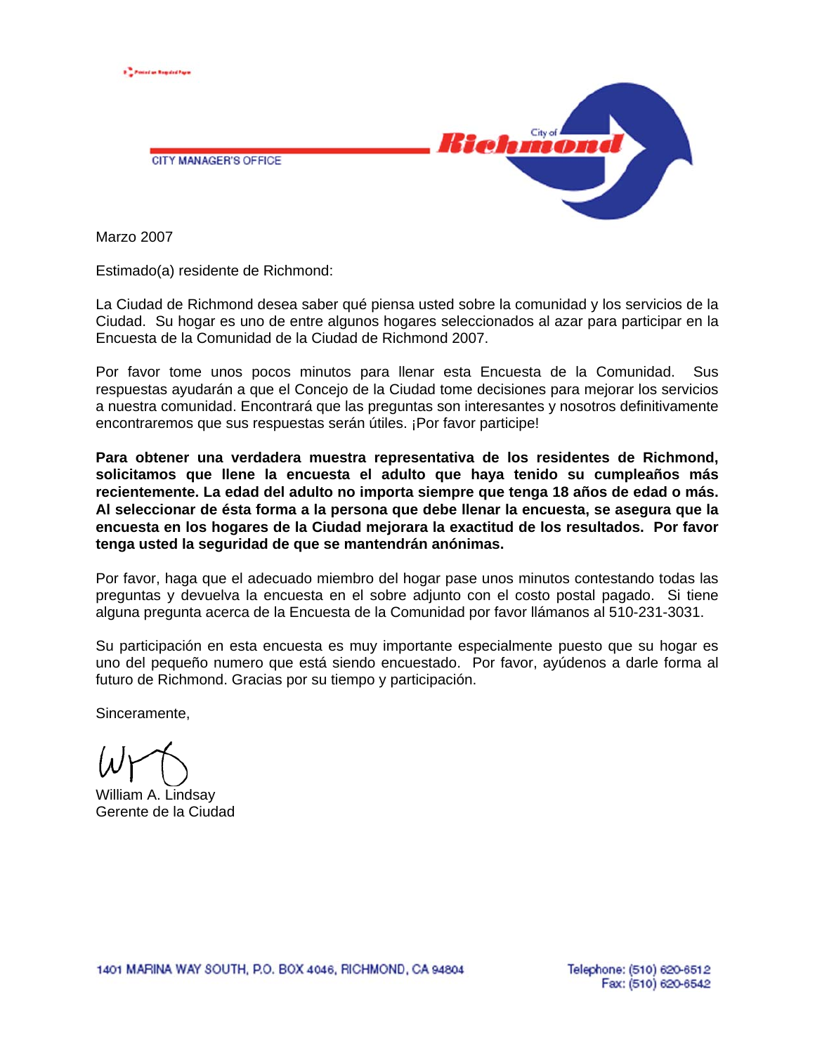CITY MANAGER'S OFFICE

City of **Richmond**

Marzo 2007

Estimado(a) residente de Richmond:

La Ciudad de Richmond desea saber qué piensa usted sobre la comunidad y los servicios de la Ciudad. Su hogar es uno de entre algunos hogares seleccionados al azar para participar en la Encuesta de la Comunidad de la Ciudad de Richmond 2007.

Por favor tome unos pocos minutos para llenar esta Encuesta de la Comunidad. Sus respuestas ayudarán a que el Concejo de la Ciudad tome decisiones para mejorar los servicios a nuestra comunidad. Encontrará que las preguntas son interesantes y nosotros definitivamente encontraremos que sus respuestas serán útiles. ¡Por favor participe!

**Para obtener una verdadera muestra representativa de los residentes de Richmond, solicitamos que llene la encuesta el adulto que haya tenido su cumpleaños más recientemente. La edad del adulto no importa siempre que tenga 18 años de edad o más. Al seleccionar de ésta forma a la persona que debe llenar la encuesta, se asegura que la encuesta en los hogares de la Ciudad mejorara la exactitud de los resultados. Por favor tenga usted la seguridad de que se mantendrán anónimas.**

Por favor, haga que el adecuado miembro del hogar pase unos minutos contestando todas las preguntas y devuelva la encuesta en el sobre adjunto con el costo postal pagado. Si tiene alguna pregunta acerca de la Encuesta de la Comunidad por favor llámanos al 510-231-3031.

Su participación en esta encuesta es muy importante especialmente puesto que su hogar es uno del pequeño numero que está siendo encuestado. Por favor, ayúdenos a darle forma al futuro de Richmond. Gracias por su tiempo y participación.

Sinceramente,

William A. Lindsay  
Gerente de la Ciudad

1401 MARINA WAY SOUTH, P.O. BOX 4046, RICHMOND, CA 94804

Telephone: (510) 620-6512  
Fax: (510) 620-6542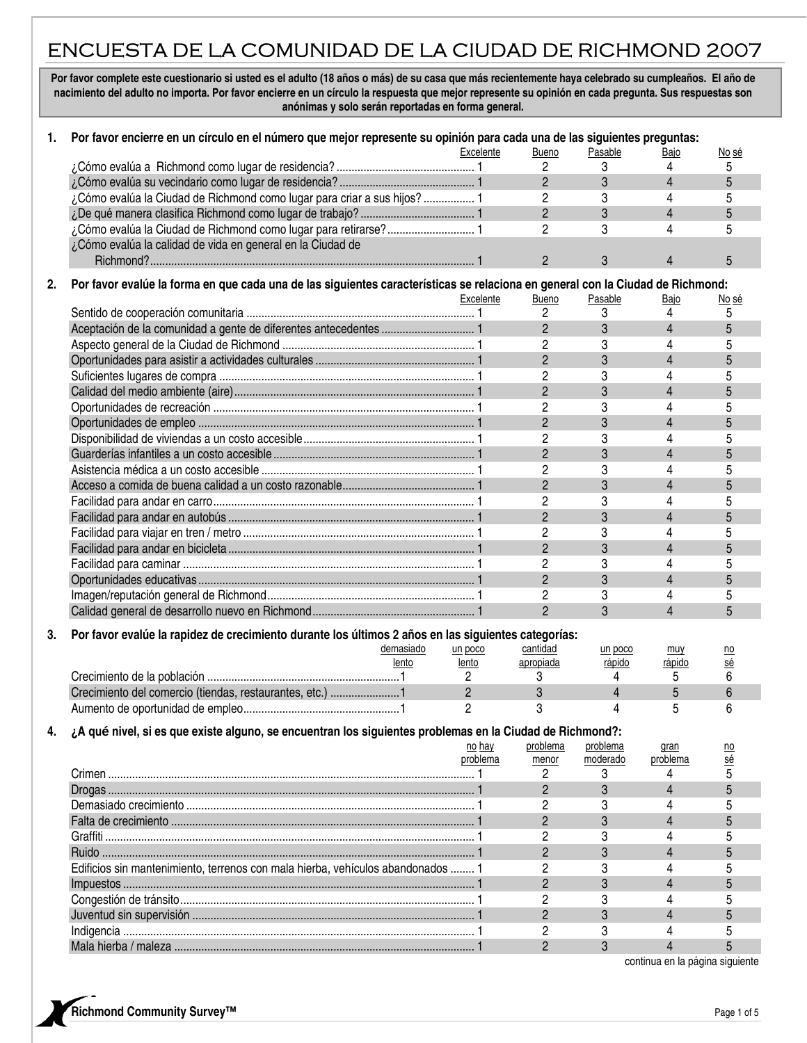# ENCUESTA DE LA COMUNIDAD DE LA CIUDAD DE RICHMOND 2007

**Por favor complete este cuestionario si usted es el adulto (18 años o más) de su casa que más recientemente haya celebrado su cumpleaños. El año de nacimiento del adulto no importa. Por favor encierre en un círculo la respuesta que mejor represente su opinión en cada pregunta. Sus respuestas son anónimas y solo serán reportadas en forma general.**

**1. Por favor encierre en un círculo en el número que mejor represente su opinión para cada una de las siguientes preguntas:**

| | Excelente | Bueno | Pasable | Bajo | No sé |
|---|---|---|---|---|---|
| ¿Cómo evalúa a Richmond como lugar de residencia? | 1 | 2 | 3 | 4 | 5 |
| ¿Cómo evalúa su vecindario como lugar de residencia? | 1 | 2 | 3 | 4 | 5 |
| ¿Cómo evalúa la Ciudad de Richmond como lugar para criar a sus hijos? | 1 | 2 | 3 | 4 | 5 |
| ¿De qué manera clasifica Richmond como lugar de trabajo? | 1 | 2 | 3 | 4 | 5 |
| ¿Cómo evalúa la Ciudad de Richmond como lugar para retirarse? | 1 | 2 | 3 | 4 | 5 |
| ¿Cómo evalúa la calidad de vida en general en la Ciudad de Richmond? | 1 | 2 | 3 | 4 | 5 |

**2. Por favor evalúe la forma en que cada una de las siguientes características se relaciona en general con la Ciudad de Richmond:**

| | Excelente | Bueno | Pasable | Bajo | No sé |
|---|---|---|---|---|---|
| Sentido de cooperación comunitaria | 1 | 2 | 3 | 4 | 5 |
| Aceptación de la comunidad a gente de diferentes antecedentes | 1 | 2 | 3 | 4 | 5 |
| Aspecto general de la Ciudad de Richmond | 1 | 2 | 3 | 4 | 5 |
| Oportunidades para asistir a actividades culturales | 1 | 2 | 3 | 4 | 5 |
| Suficientes lugares de compra | 1 | 2 | 3 | 4 | 5 |
| Calidad del medio ambiente (aire) | 1 | 2 | 3 | 4 | 5 |
| Oportunidades de recreación | 1 | 2 | 3 | 4 | 5 |
| Oportunidades de empleo | 1 | 2 | 3 | 4 | 5 |
| Disponibilidad de viviendas a un costo accesible | 1 | 2 | 3 | 4 | 5 |
| Guarderías infantiles a un costo accesible | 1 | 2 | 3 | 4 | 5 |
| Asistencia médica a un costo accesible | 1 | 2 | 3 | 4 | 5 |
| Acceso a comida de buena calidad a un costo razonable | 1 | 2 | 3 | 4 | 5 |
| Facilidad para andar en carro | 1 | 2 | 3 | 4 | 5 |
| Facilidad para andar en autobús | 1 | 2 | 3 | 4 | 5 |
| Facilidad para viajar en tren / metro | 1 | 2 | 3 | 4 | 5 |
| Facilidad para andar en bicicleta | 1 | 2 | 3 | 4 | 5 |
| Facilidad para caminar | 1 | 2 | 3 | 4 | 5 |
| Oportunidades educativas | 1 | 2 | 3 | 4 | 5 |
| Imagen/reputación general de Richmond | 1 | 2 | 3 | 4 | 5 |
| Calidad general de desarrollo nuevo en Richmond | 1 | 2 | 3 | 4 | 5 |

**3. Por favor evalúe la rapidez de crecimiento durante los últimos 2 años en las siguientes categorías:**

| | demasiado lento | un poco lento | cantidad apropiada | un poco rápido | muy rápido | no sé |
|---|---|---|---|---|---|---|
| Crecimiento de la población | 1 | 2 | 3 | 4 | 5 | 6 |
| Crecimiento del comercio (tiendas, restaurantes, etc.) | 1 | 2 | 3 | 4 | 5 | 6 |
| Aumento de oportunidad de empleo | 1 | 2 | 3 | 4 | 5 | 6 |

**4. ¿A qué nivel, si es que existe alguno, se encuentran los siguientes problemas en la Ciudad de Richmond?:**

| | no hay problema | problema menor | problema moderado | gran problema | no sé |
|---|---|---|---|---|---|
| Crimen | 1 | 2 | 3 | 4 | 5 |
| Drogas | 1 | 2 | 3 | 4 | 5 |
| Demasiado crecimiento | 1 | 2 | 3 | 4 | 5 |
| Falta de crecimiento | 1 | 2 | 3 | 4 | 5 |
| Graffiti | 1 | 2 | 3 | 4 | 5 |
| Ruido | 1 | 2 | 3 | 4 | 5 |
| Edificios sin mantenimiento, terrenos con mala hierba, vehículos abandonados | 1 | 2 | 3 | 4 | 5 |
| Impuestos | 1 | 2 | 3 | 4 | 5 |
| Congestión de tránsito | 1 | 2 | 3 | 4 | 5 |
| Juventud sin supervisión | 1 | 2 | 3 | 4 | 5 |
| Indigencia | 1 | 2 | 3 | 4 | 5 |
| Mala hierba / maleza | 1 | 2 | 3 | 4 | 5 |

continua en la página siguiente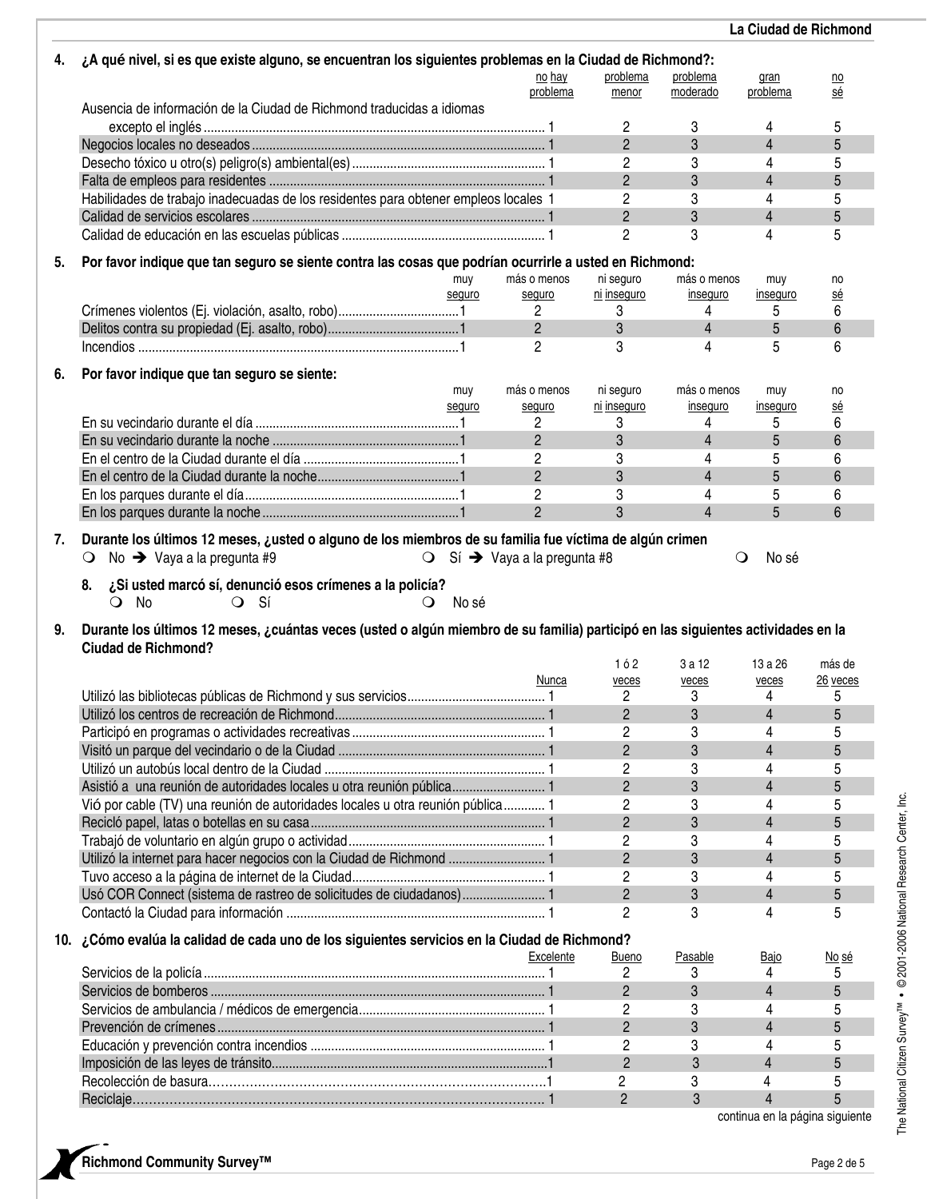**4. ¿A qué nivel, si es que existe alguno, se encuentran los siguientes problemas en la Ciudad de Richmond?:**

| | no hay problema | problema menor | problema moderado | gran problema | no sé |
|---|---|---|---|---|---|
| Ausencia de información de la Ciudad de Richmond traducidas a idiomas excepto el inglés | 1 | 2 | 3 | 4 | 5 |
| Negocios locales no deseados | 1 | 2 | 3 | 4 | 5 |
| Desecho tóxico u otro(s) peligro(s) ambiental(es) | 1 | 2 | 3 | 4 | 5 |
| Falta de empleos para residentes | 1 | 2 | 3 | 4 | 5 |
| Habilidades de trabajo inadecuadas de los residentes para obtener empleos locales | 1 | 2 | 3 | 4 | 5 |
| Calidad de servicios escolares | 1 | 2 | 3 | 4 | 5 |
| Calidad de educación en las escuelas públicas | 1 | 2 | 3 | 4 | 5 |

**5. Por favor indique que tan seguro se siente contra las cosas que podrían ocurrirle a usted en Richmond:**

| | muy seguro | más o menos seguro | ni seguro ni inseguro | más o menos inseguro | muy inseguro | no sé |
|---|---|---|---|---|---|---|
| Crímenes violentos (Ej. violación, asalto, robo) | 1 | 2 | 3 | 4 | 5 | 6 |
| Delitos contra su propiedad (Ej. asalto, robo) | 1 | 2 | 3 | 4 | 5 | 6 |
| Incendios | 1 | 2 | 3 | 4 | 5 | 6 |

**6. Por favor indique que tan seguro se siente:**

| | muy seguro | más o menos seguro | ni seguro ni inseguro | más o menos inseguro | muy inseguro | no sé |
|---|---|---|---|---|---|---|
| En su vecindario durante el día | 1 | 2 | 3 | 4 | 5 | 6 |
| En su vecindario durante la noche | 1 | 2 | 3 | 4 | 5 | 6 |
| En el centro de la Ciudad durante el día | 1 | 2 | 3 | 4 | 5 | 6 |
| En el centro de la Ciudad durante la noche | 1 | 2 | 3 | 4 | 5 | 6 |
| En los parques durante el día | 1 | 2 | 3 | 4 | 5 | 6 |
| En los parques durante la noche | 1 | 2 | 3 | 4 | 5 | 6 |

**7. Durante los últimos 12 meses, ¿usted o alguno de los miembros de su familia fue víctima de algún crimen**

❍ No ➔ Vaya a la pregunta #9  ❍ Sí ➔ Vaya a la pregunta #8  ❍ No sé

**8. ¿Si usted marcó sí, denunció esos crímenes a la policía?**

❍ No  ❍ Sí  ❍ No sé

**9. Durante los últimos 12 meses, ¿cuántas veces (usted o algún miembro de su familia) participó en las siguientes actividades en la Ciudad de Richmond?**

| | Nunca | 1 ó 2 veces | 3 a 12 veces | 13 a 26 veces | más de 26 veces |
|---|---|---|---|---|---|
| Utilizó las bibliotecas públicas de Richmond y sus servicios | 1 | 2 | 3 | 4 | 5 |
| Utilizó los centros de recreación de Richmond | 1 | 2 | 3 | 4 | 5 |
| Participó en programas o actividades recreativas | 1 | 2 | 3 | 4 | 5 |
| Visitó un parque del vecindario o de la Ciudad | 1 | 2 | 3 | 4 | 5 |
| Utilizó un autobús local dentro de la Ciudad | 1 | 2 | 3 | 4 | 5 |
| Asistió a una reunión de autoridades locales u otra reunión pública | 1 | 2 | 3 | 4 | 5 |
| Vió por cable (TV) una reunión de autoridades locales u otra reunión pública | 1 | 2 | 3 | 4 | 5 |
| Recicló papel, latas o botellas en su casa | 1 | 2 | 3 | 4 | 5 |
| Trabajó de voluntario en algún grupo o actividad | 1 | 2 | 3 | 4 | 5 |
| Utilizó la internet para hacer negocios con la Ciudad de Richmond | 1 | 2 | 3 | 4 | 5 |
| Tuvo acceso a la página de internet de la Ciudad | 1 | 2 | 3 | 4 | 5 |
| Usó COR Connect (sistema de rastreo de solicitudes de ciudadanos) | 1 | 2 | 3 | 4 | 5 |
| Contactó la Ciudad para información | 1 | 2 | 3 | 4 | 5 |

**10. ¿Cómo evalúa la calidad de cada uno de los siguientes servicios en la Ciudad de Richmond?**

| | Excelente | Bueno | Pasable | Bajo | No sé |
|---|---|---|---|---|---|
| Servicios de la policía | 1 | 2 | 3 | 4 | 5 |
| Servicios de bomberos | 1 | 2 | 3 | 4 | 5 |
| Servicios de ambulancia / médicos de emergencia | 1 | 2 | 3 | 4 | 5 |
| Prevención de crímenes | 1 | 2 | 3 | 4 | 5 |
| Educación y prevención contra incendios | 1 | 2 | 3 | 4 | 5 |
| Imposición de las leyes de tránsito | 1 | 2 | 3 | 4 | 5 |
| Recolección de basura | 1 | 2 | 3 | 4 | 5 |
| Reciclaje | 1 | 2 | 3 | 4 | 5 |

continua en la página siguiente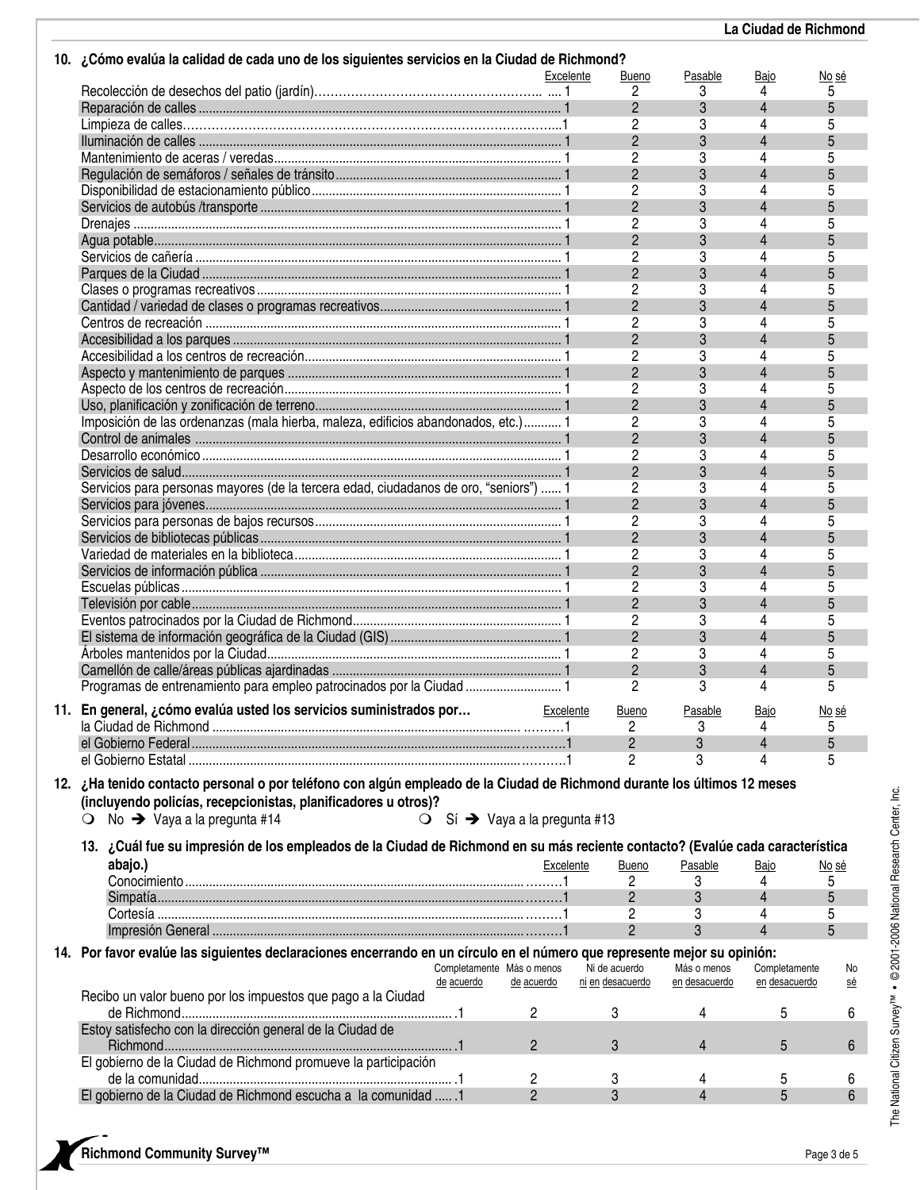**10. ¿Cómo evalúa la calidad de cada uno de los siguientes servicios en la Ciudad de Richmond?**

| | Excelente | Bueno | Pasable | Bajo | No sé |
|---|---|---|---|---|---|
| Recolección de desechos del patio (jardín) | 1 | 2 | 3 | 4 | 5 |
| Reparación de calles | 1 | 2 | 3 | 4 | 5 |
| Limpieza de calles | 1 | 2 | 3 | 4 | 5 |
| Iluminación de calles | 1 | 2 | 3 | 4 | 5 |
| Mantenimiento de aceras / veredas | 1 | 2 | 3 | 4 | 5 |
| Regulación de semáforos / señales de tránsito | 1 | 2 | 3 | 4 | 5 |
| Disponibilidad de estacionamiento público | 1 | 2 | 3 | 4 | 5 |
| Servicios de autobús /transporte | 1 | 2 | 3 | 4 | 5 |
| Drenajes | 1 | 2 | 3 | 4 | 5 |
| Agua potable | 1 | 2 | 3 | 4 | 5 |
| Servicios de cañería | 1 | 2 | 3 | 4 | 5 |
| Parques de la Ciudad | 1 | 2 | 3 | 4 | 5 |
| Clases o programas recreativos | 1 | 2 | 3 | 4 | 5 |
| Cantidad / variedad de clases o programas recreativos | 1 | 2 | 3 | 4 | 5 |
| Centros de recreación | 1 | 2 | 3 | 4 | 5 |
| Accesibilidad a los parques | 1 | 2 | 3 | 4 | 5 |
| Accesibilidad a los centros de recreación | 1 | 2 | 3 | 4 | 5 |
| Aspecto y mantenimiento de parques | 1 | 2 | 3 | 4 | 5 |
| Aspecto de los centros de recreación | 1 | 2 | 3 | 4 | 5 |
| Uso, planificación y zonificación de terreno | 1 | 2 | 3 | 4 | 5 |
| Imposición de las ordenanzas (mala hierba, maleza, edificios abandonados, etc.) | 1 | 2 | 3 | 4 | 5 |
| Control de animales | 1 | 2 | 3 | 4 | 5 |
| Desarrollo económico | 1 | 2 | 3 | 4 | 5 |
| Servicios de salud | 1 | 2 | 3 | 4 | 5 |
| Servicios para personas mayores (de la tercera edad, ciudadanos de oro, "seniors") | 1 | 2 | 3 | 4 | 5 |
| Servicios para jóvenes | 1 | 2 | 3 | 4 | 5 |
| Servicios para personas de bajos recursos | 1 | 2 | 3 | 4 | 5 |
| Servicios de bibliotecas públicas | 1 | 2 | 3 | 4 | 5 |
| Variedad de materiales en la biblioteca | 1 | 2 | 3 | 4 | 5 |
| Servicios de información pública | 1 | 2 | 3 | 4 | 5 |
| Escuelas públicas | 1 | 2 | 3 | 4 | 5 |
| Televisión por cable | 1 | 2 | 3 | 4 | 5 |
| Eventos patrocinados por la Ciudad de Richmond | 1 | 2 | 3 | 4 | 5 |
| El sistema de información geográfica de la Ciudad (GIS) | 1 | 2 | 3 | 4 | 5 |
| Árboles mantenidos por la Ciudad | 1 | 2 | 3 | 4 | 5 |
| Camellón de calle/áreas públicas ajardinadas | 1 | 2 | 3 | 4 | 5 |
| Programas de entrenamiento para empleo patrocinados por la Ciudad | 1 | 2 | 3 | 4 | 5 |

**11. En general, ¿cómo evalúa usted los servicios suministrados por…**

| | Excelente | Bueno | Pasable | Bajo | No sé |
|---|---|---|---|---|---|
| la Ciudad de Richmond | 1 | 2 | 3 | 4 | 5 |
| el Gobierno Federal | 1 | 2 | 3 | 4 | 5 |
| el Gobierno Estatal | 1 | 2 | 3 | 4 | 5 |

**12. ¿Ha tenido contacto personal o por teléfono con algún empleado de la Ciudad de Richmond durante los últimos 12 meses (incluyendo policías, recepcionistas, planificadores u otros)?**

❍ No ➔ Vaya a la pregunta #14 ❍ Sí ➔ Vaya a la pregunta #13

**13. ¿Cuál fue su impresión de los empleados de la Ciudad de Richmond en su más reciente contacto? (Evalúe cada característica abajo.)**

| | Excelente | Bueno | Pasable | Bajo | No sé |
|---|---|---|---|---|---|
| Conocimiento | 1 | 2 | 3 | 4 | 5 |
| Simpatía | 1 | 2 | 3 | 4 | 5 |
| Cortesía | 1 | 2 | 3 | 4 | 5 |
| Impresión General | 1 | 2 | 3 | 4 | 5 |

**14. Por favor evalúe las siguientes declaraciones encerrando en un círculo en el número que represente mejor su opinión:**

| | Completamente de acuerdo | Más o menos de acuerdo | Ni de acuerdo ni en desacuerdo | Más o menos en desacuerdo | Completamente en desacuerdo | No sé |
|---|---|---|---|---|---|---|
| Recibo un valor bueno por los impuestos que pago a la Ciudad de Richmond | 1 | 2 | 3 | 4 | 5 | 6 |
| Estoy satisfecho con la dirección general de la Ciudad de Richmond | 1 | 2 | 3 | 4 | 5 | 6 |
| El gobierno de la Ciudad de Richmond promueve la participación de la comunidad | 1 | 2 | 3 | 4 | 5 | 6 |
| El gobierno de la Ciudad de Richmond escucha a la comunidad | 1 | 2 | 3 | 4 | 5 | 6 |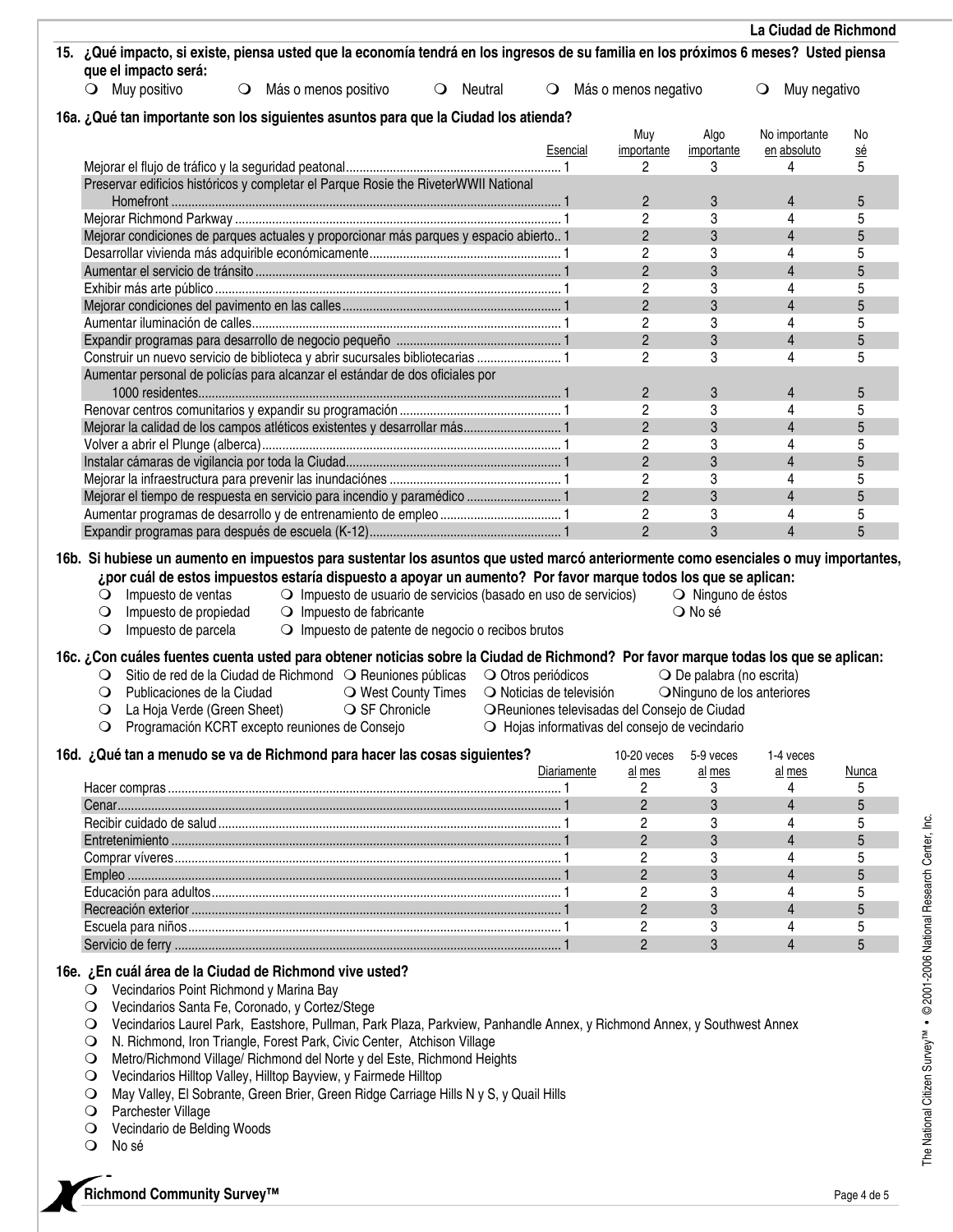**15. ¿Qué impacto, si existe, piensa usted que la economía tendrá en los ingresos de su familia en los próximos 6 meses? Usted piensa que el impacto será:**

- ❍ Muy positivo
- ❍ Más o menos positivo
- ❍ Neutral
- ❍ Más o menos negativo
- ❍ Muy negativo

**16a. ¿Qué tan importante son los siguientes asuntos para que la Ciudad los atienda?**

| | Esencial | Muy importante | Algo importante | No importante en absoluto | No sé |
|---|---|---|---|---|---|
| Mejorar el flujo de tráfico y la seguridad peatonal | 1 | 2 | 3 | 4 | 5 |
| Preservar edificios históricos y completar el Parque Rosie the RiveterWWII National Homefront | 1 | 2 | 3 | 4 | 5 |
| Mejorar Richmond Parkway | 1 | 2 | 3 | 4 | 5 |
| Mejorar condiciones de parques actuales y proporcionar más parques y espacio abierto | 1 | 2 | 3 | 4 | 5 |
| Desarrollar vivienda más adquirible económicamente | 1 | 2 | 3 | 4 | 5 |
| Aumentar el servicio de tránsito | 1 | 2 | 3 | 4 | 5 |
| Exhibir más arte público | 1 | 2 | 3 | 4 | 5 |
| Mejorar condiciones del pavimento en las calles | 1 | 2 | 3 | 4 | 5 |
| Aumentar iluminación de calles | 1 | 2 | 3 | 4 | 5 |
| Expandir programas para desarrollo de negocio pequeño | 1 | 2 | 3 | 4 | 5 |
| Construir un nuevo servicio de biblioteca y abrir sucursales bibliotecarias | 1 | 2 | 3 | 4 | 5 |
| Aumentar personal de policías para alcanzar el estándar de dos oficiales por 1000 residentes | 1 | 2 | 3 | 4 | 5 |
| Renovar centros comunitarios y expandir su programación | 1 | 2 | 3 | 4 | 5 |
| Mejorar la calidad de los campos atléticos existentes y desarrollar más | 1 | 2 | 3 | 4 | 5 |
| Volver a abrir el Plunge (alberca) | 1 | 2 | 3 | 4 | 5 |
| Instalar cámaras de vigilancia por toda la Ciudad | 1 | 2 | 3 | 4 | 5 |
| Mejorar la infraestructura para prevenir las inundaciónes | 1 | 2 | 3 | 4 | 5 |
| Mejorar el tiempo de respuesta en servicio para incendio y paramédico | 1 | 2 | 3 | 4 | 5 |
| Aumentar programas de desarrollo y de entrenamiento de empleo | 1 | 2 | 3 | 4 | 5 |
| Expandir programas para después de escuela (K-12) | 1 | 2 | 3 | 4 | 5 |

**16b. Si hubiese un aumento en impuestos para sustentar los asuntos que usted marcó anteriormente como esenciales o muy importantes, ¿por cuál de estos impuestos estaría dispuesto a apoyar un aumento? Por favor marque todos los que se aplican:**

- ❍ Impuesto de ventas
- ❍ Impuesto de propiedad
- ❍ Impuesto de parcela
- ❍ Impuesto de usuario de servicios (basado en uso de servicios)
- ❍ Impuesto de fabricante
- ❍ Impuesto de patente de negocio o recibos brutos
- ❍ Ninguno de éstos
- ❍ No sé

**16c. ¿Con cuáles fuentes cuenta usted para obtener noticias sobre la Ciudad de Richmond? Por favor marque todas las que se aplican:**

- ❍ Sitio de red de la Ciudad de Richmond
- ❍ Publicaciones de la Ciudad
- ❍ La Hoja Verde (Green Sheet)
- ❍ Programación KCRT excepto reuniones de Consejo
- ❍ Reuniones públicas
- ❍ West County Times
- ❍ SF Chronicle
- ❍ Otros periódicos
- ❍ Noticias de televisión
- ❍ Reuniones televisadas del Consejo de Ciudad
- ❍ Hojas informativas del consejo de vecindario
- ❍ De palabra (no escrita)
- ❍ Ninguno de los anteriores

**16d. ¿Qué tan a menudo se va de Richmond para hacer las cosas siguientes?**

| | Diariamente | 10-20 veces al mes | 5-9 veces al mes | 1-4 veces al mes | Nunca |
|---|---|---|---|---|---|
| Hacer compras | 1 | 2 | 3 | 4 | 5 |
| Cenar | 1 | 2 | 3 | 4 | 5 |
| Recibir cuidado de salud | 1 | 2 | 3 | 4 | 5 |
| Entretenimiento | 1 | 2 | 3 | 4 | 5 |
| Comprar víveres | 1 | 2 | 3 | 4 | 5 |
| Empleo | 1 | 2 | 3 | 4 | 5 |
| Educación para adultos | 1 | 2 | 3 | 4 | 5 |
| Recreación exterior | 1 | 2 | 3 | 4 | 5 |
| Escuela para niños | 1 | 2 | 3 | 4 | 5 |
| Servicio de ferry | 1 | 2 | 3 | 4 | 5 |

**16e. ¿En cuál área de la Ciudad de Richmond vive usted?**

- ❍ Vecindarios Point Richmond y Marina Bay
- ❍ Vecindarios Santa Fe, Coronado, y Cortez/Stege
- ❍ Vecindarios Laurel Park, Eastshore, Pullman, Park Plaza, Parkview, Panhandle Annex, y Richmond Annex, y Southwest Annex
- ❍ N. Richmond, Iron Triangle, Forest Park, Civic Center, Atchison Village
- ❍ Metro/Richmond Village/ Richmond del Norte y del Este, Richmond Heights
- ❍ Vecindarios Hilltop Valley, Hilltop Bayview, y Fairmede Hilltop
- ❍ May Valley, El Sobrante, Green Brier, Green Ridge Carriage Hills N y S, y Quail Hills
- ❍ Parchester Village
- ❍ Vecindario de Belding Woods
- ❍ No sé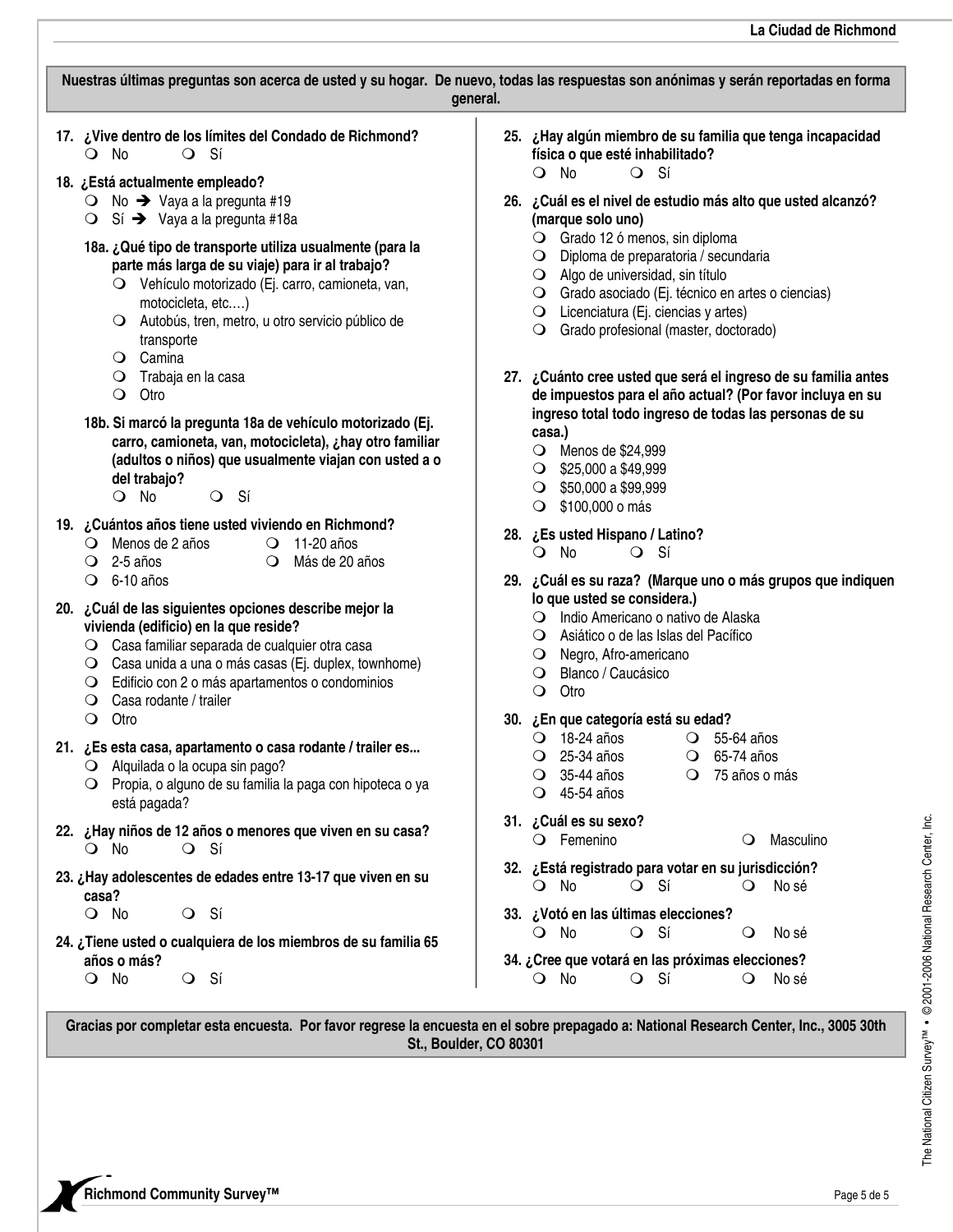**Nuestras últimas preguntas son acerca de usted y su hogar. De nuevo, todas las respuestas son anónimas y serán reportadas en forma general.**

**17. ¿Vive dentro de los límites del Condado de Richmond?**
- ❍ No
- ❍ Sí

**18. ¿Está actualmente empleado?**
- ❍ No ➔ Vaya a la pregunta #19
- ❍ Sí ➔ Vaya a la pregunta #18a

**18a. ¿Qué tipo de transporte utiliza usualmente (para la parte más larga de su viaje) para ir al trabajo?**
- ❍ Vehículo motorizado (Ej. carro, camioneta, van, motocicleta, etc.…)
- ❍ Autobús, tren, metro, u otro servicio público de transporte
- ❍ Camina
- ❍ Trabaja en la casa
- ❍ Otro

**18b. Si marcó la pregunta 18a de vehículo motorizado (Ej. carro, camioneta, van, motocicleta), ¿hay otro familiar (adultos o niños) que usualmente viajan con usted a o del trabajo?**
- ❍ No
- ❍ Sí

**19. ¿Cuántos años tiene usted viviendo en Richmond?**
- ❍ Menos de 2 años
- ❍ 2-5 años
- ❍ 6-10 años
- ❍ 11-20 años
- ❍ Más de 20 años

**20. ¿Cuál de las siguientes opciones describe mejor la vivienda (edificio) en la que reside?**
- ❍ Casa familiar separada de cualquier otra casa
- ❍ Casa unida a una o más casas (Ej. duplex, townhome)
- ❍ Edificio con 2 o más apartamentos o condominios
- ❍ Casa rodante / trailer
- ❍ Otro

**21. ¿Es esta casa, apartamento o casa rodante / trailer es...**
- ❍ Alquilada o la ocupa sin pago?
- ❍ Propia, o alguno de su familia la paga con hipoteca o ya está pagada?

**22. ¿Hay niños de 12 años o menores que viven en su casa?**
- ❍ No
- ❍ Sí

**23. ¿Hay adolescentes de edades entre 13-17 que viven en su casa?**
- ❍ No
- ❍ Sí

**24. ¿Tiene usted o cualquiera de los miembros de su familia 65 años o más?**
- ❍ No
- ❍ Sí

**25. ¿Hay algún miembro de su familia que tenga incapacidad física o que esté inhabilitado?**
- ❍ No
- ❍ Sí

**26. ¿Cuál es el nivel de estudio más alto que usted alcanzó? (marque solo uno)**
- ❍ Grado 12 ó menos, sin diploma
- ❍ Diploma de preparatoria / secundaria
- ❍ Algo de universidad, sin título
- ❍ Grado asociado (Ej. técnico en artes o ciencias)
- ❍ Licenciatura (Ej. ciencias y artes)
- ❍ Grado profesional (master, doctorado)

**27. ¿Cuánto cree usted que será el ingreso de su familia antes de impuestos para el año actual? (Por favor incluya en su ingreso total todo ingreso de todas las personas de su casa.)**
- ❍ Menos de $24,999
- ❍ $25,000 a $49,999
- ❍ $50,000 a $99,999
- ❍ $100,000 o más

**28. ¿Es usted Hispano / Latino?**
- ❍ No
- ❍ Sí

**29. ¿Cuál es su raza? (Marque uno o más grupos que indiquen lo que usted se considera.)**
- ❍ Indio Americano o nativo de Alaska
- ❍ Asiático o de las Islas del Pacífico
- ❍ Negro, Afro-americano
- ❍ Blanco / Caucásico
- ❍ Otro

**30. ¿En que categoría está su edad?**
- ❍ 18-24 años
- ❍ 25-34 años
- ❍ 35-44 años
- ❍ 45-54 años
- ❍ 55-64 años
- ❍ 65-74 años
- ❍ 75 años o más

**31. ¿Cuál es su sexo?**
- ❍ Femenino
- ❍ Masculino

**32. ¿Está registrado para votar en su jurisdicción?**
- ❍ No
- ❍ Sí
- ❍ No sé

**33. ¿Votó en las últimas elecciones?**
- ❍ No
- ❍ Sí
- ❍ No sé

**34. ¿Cree que votará en las próximas elecciones?**
- ❍ No
- ❍ Sí
- ❍ No sé

**Gracias por completar esta encuesta. Por favor regrese la encuesta en el sobre prepagado a: National Research Center, Inc., 3005 30th St., Boulder, CO 80301**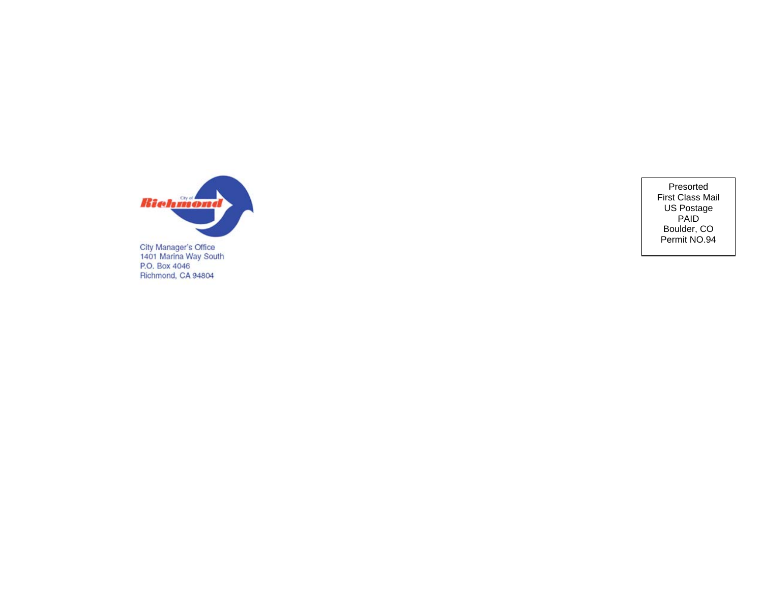City of Richmond

City Manager's Office
1401 Marina Way South
P.O. Box 4046
Richmond, CA 94804

Presorted
First Class Mail
US Postage
PAID
Boulder, CO
Permit NO.94